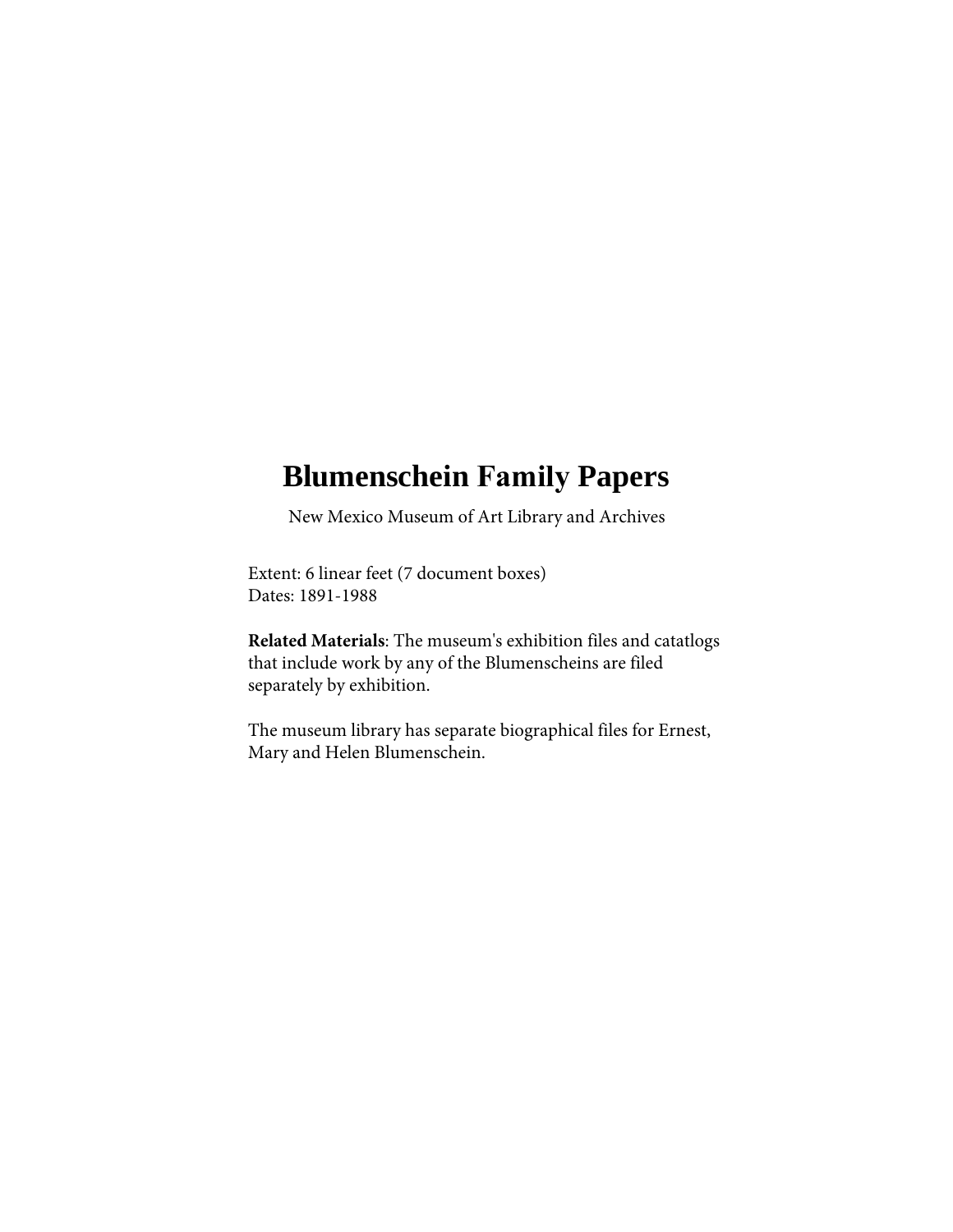# Blumenschein Family Papers

New Mexico Museum of Art Library and Archives

Extent: 6 linear feet (7 document boxes)
Dates: 1891-1988

**Related Materials**: The museum's exhibition files and catatlogs that include work by any of the Blumenscheins are filed separately by exhibition.

The museum library has separate biographical files for Ernest, Mary and Helen Blumenschein.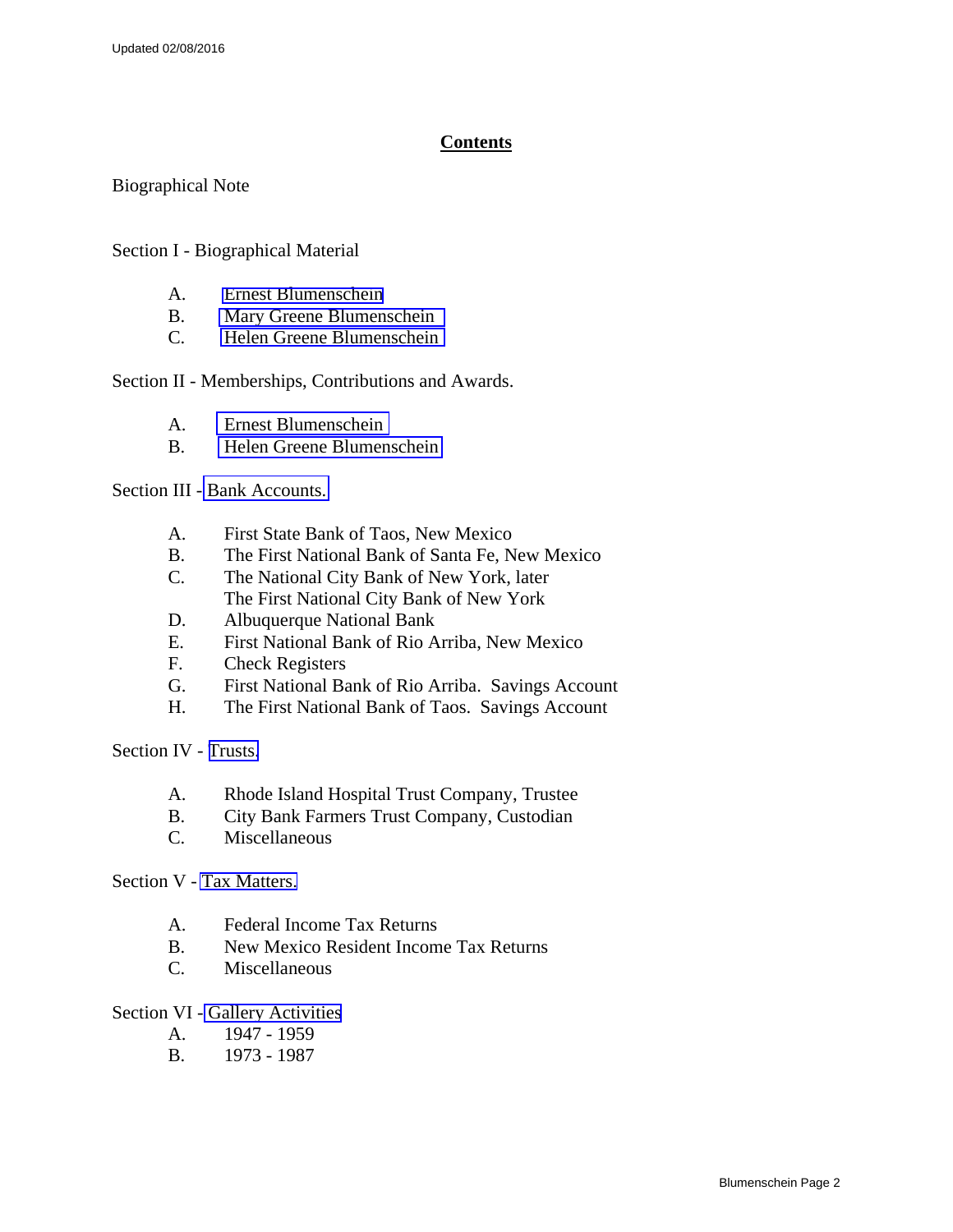Updated 02/08/2016

# Contents

Biographical Note

Section I - Biographical Material

- A. Ernest Blumenschein
- B. Mary Greene Blumenschein
- C. Helen Greene Blumenschein

Section II - Memberships, Contributions and Awards.

- A. Ernest Blumenschein
- B. Helen Greene Blumenschein

Section III - Bank Accounts.

- A. First State Bank of Taos, New Mexico
- B. The First National Bank of Santa Fe, New Mexico
- C. The National City Bank of New York, later The First National City Bank of New York
- D. Albuquerque National Bank
- E. First National Bank of Rio Arriba, New Mexico
- F. Check Registers
- G. First National Bank of Rio Arriba. Savings Account
- H. The First National Bank of Taos. Savings Account

Section IV - Trusts.

- A. Rhode Island Hospital Trust Company, Trustee
- B. City Bank Farmers Trust Company, Custodian
- C. Miscellaneous

Section V - Tax Matters.

- A. Federal Income Tax Returns
- B. New Mexico Resident Income Tax Returns
- C. Miscellaneous

Section VI - Gallery Activities

- A. 1947 - 1959
- B. 1973 - 1987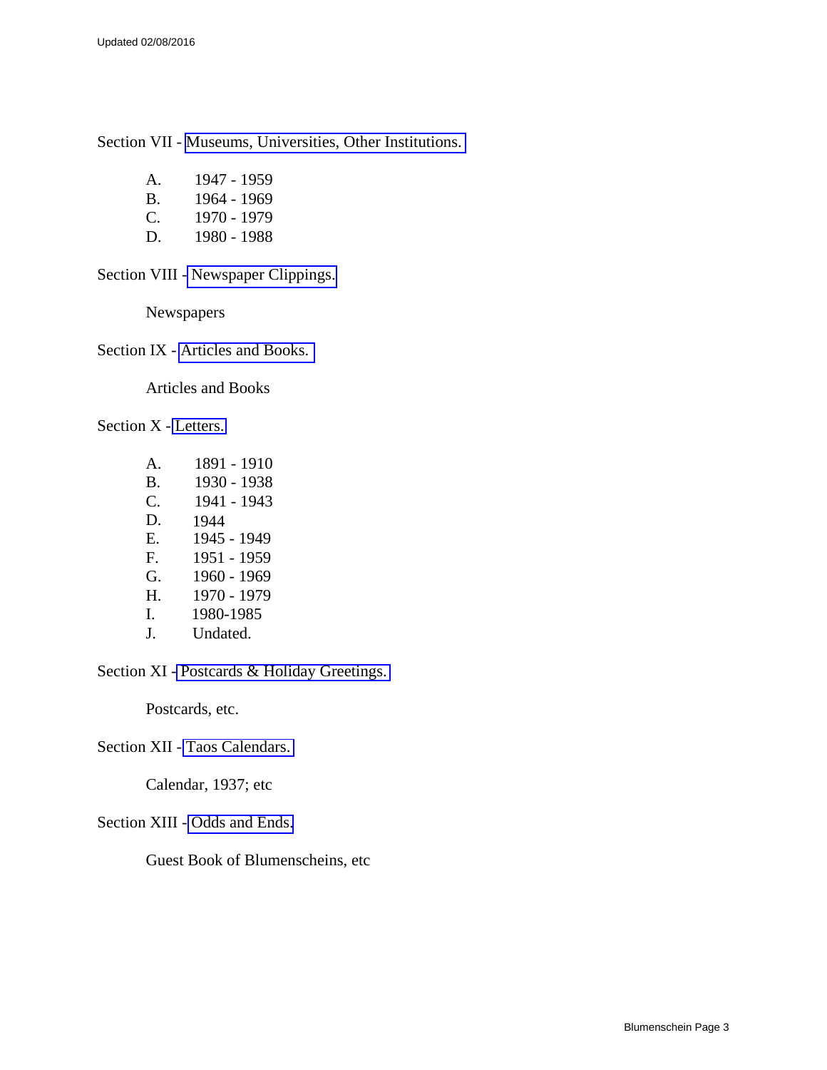Section VII - Museums, Universities, Other Institutions.

- A. 1947 - 1959
- B. 1964 - 1969
- C. 1970 - 1979
- D. 1980 - 1988

Section VIII - Newspaper Clippings.

Newspapers

Section IX - Articles and Books.

Articles and Books

Section X - Letters.

- A. 1891 - 1910
- B. 1930 - 1938
- C. 1941 - 1943
- D. 1944
- E. 1945 - 1949
- F. 1951 - 1959
- G. 1960 - 1969
- H. 1970 - 1979
- I. 1980-1985
- J. Undated.

Section XI - Postcards & Holiday Greetings.

Postcards, etc.

Section XII - Taos Calendars.

Calendar, 1937; etc

Section XIII - Odds and Ends.

Guest Book of Blumenscheins, etc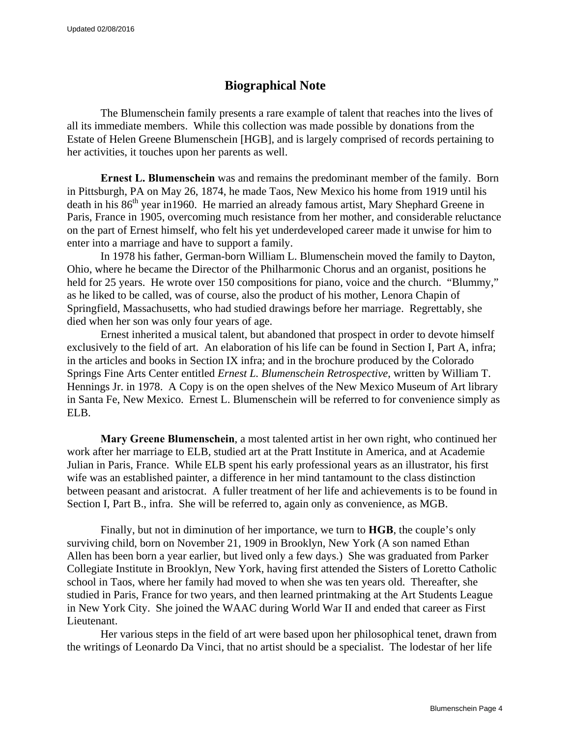## Biographical Note

The Blumenschein family presents a rare example of talent that reaches into the lives of all its immediate members. While this collection was made possible by donations from the Estate of Helen Greene Blumenschein [HGB], and is largely comprised of records pertaining to her activities, it touches upon her parents as well.

**Ernest L. Blumenschein** was and remains the predominant member of the family. Born in Pittsburgh, PA on May 26, 1874, he made Taos, New Mexico his home from 1919 until his death in his 86th year in1960. He married an already famous artist, Mary Shephard Greene in Paris, France in 1905, overcoming much resistance from her mother, and considerable reluctance on the part of Ernest himself, who felt his yet underdeveloped career made it unwise for him to enter into a marriage and have to support a family.

In 1978 his father, German-born William L. Blumenschein moved the family to Dayton, Ohio, where he became the Director of the Philharmonic Chorus and an organist, positions he held for 25 years. He wrote over 150 compositions for piano, voice and the church. "Blummy," as he liked to be called, was of course, also the product of his mother, Lenora Chapin of Springfield, Massachusetts, who had studied drawings before her marriage. Regrettably, she died when her son was only four years of age.

Ernest inherited a musical talent, but abandoned that prospect in order to devote himself exclusively to the field of art. An elaboration of his life can be found in Section I, Part A, infra; in the articles and books in Section IX infra; and in the brochure produced by the Colorado Springs Fine Arts Center entitled *Ernest L. Blumenschein Retrospective*, written by William T. Hennings Jr. in 1978. A Copy is on the open shelves of the New Mexico Museum of Art library in Santa Fe, New Mexico. Ernest L. Blumenschein will be referred to for convenience simply as ELB.

**Mary Greene Blumenschein**, a most talented artist in her own right, who continued her work after her marriage to ELB, studied art at the Pratt Institute in America, and at Academie Julian in Paris, France. While ELB spent his early professional years as an illustrator, his first wife was an established painter, a difference in her mind tantamount to the class distinction between peasant and aristocrat. A fuller treatment of her life and achievements is to be found in Section I, Part B., infra. She will be referred to, again only as convenience, as MGB.

Finally, but not in diminution of her importance, we turn to **HGB**, the couple's only surviving child, born on November 21, 1909 in Brooklyn, New York (A son named Ethan Allen has been born a year earlier, but lived only a few days.) She was graduated from Parker Collegiate Institute in Brooklyn, New York, having first attended the Sisters of Loretto Catholic school in Taos, where her family had moved to when she was ten years old. Thereafter, she studied in Paris, France for two years, and then learned printmaking at the Art Students League in New York City. She joined the WAAC during World War II and ended that career as First Lieutenant.

Her various steps in the field of art were based upon her philosophical tenet, drawn from the writings of Leonardo Da Vinci, that no artist should be a specialist. The lodestar of her life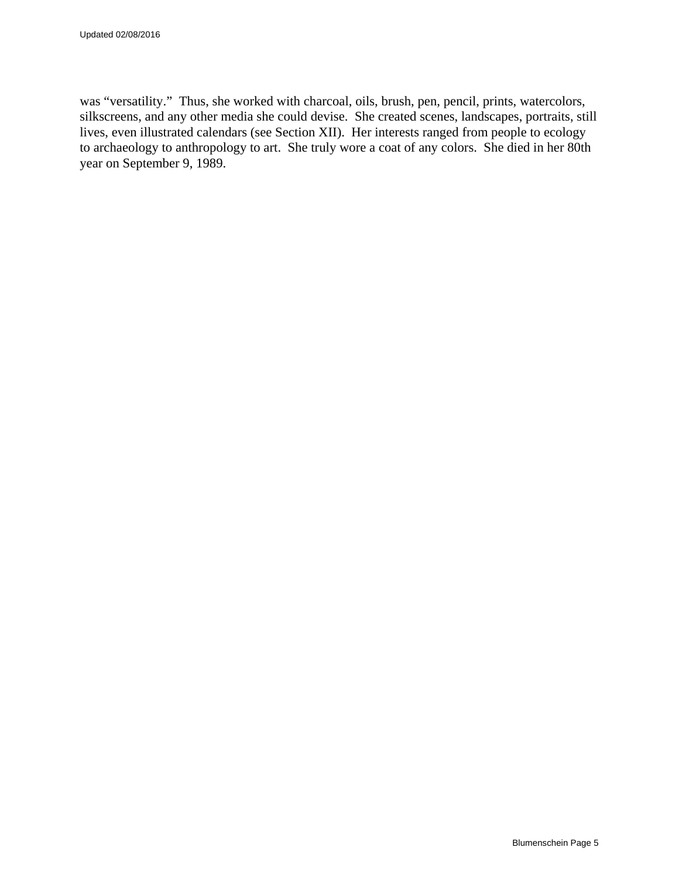was “versatility.” Thus, she worked with charcoal, oils, brush, pen, pencil, prints, watercolors, silkscreens, and any other media she could devise. She created scenes, landscapes, portraits, still lives, even illustrated calendars (see Section XII). Her interests ranged from people to ecology to archaeology to anthropology to art. She truly wore a coat of any colors. She died in her 80th year on September 9, 1989.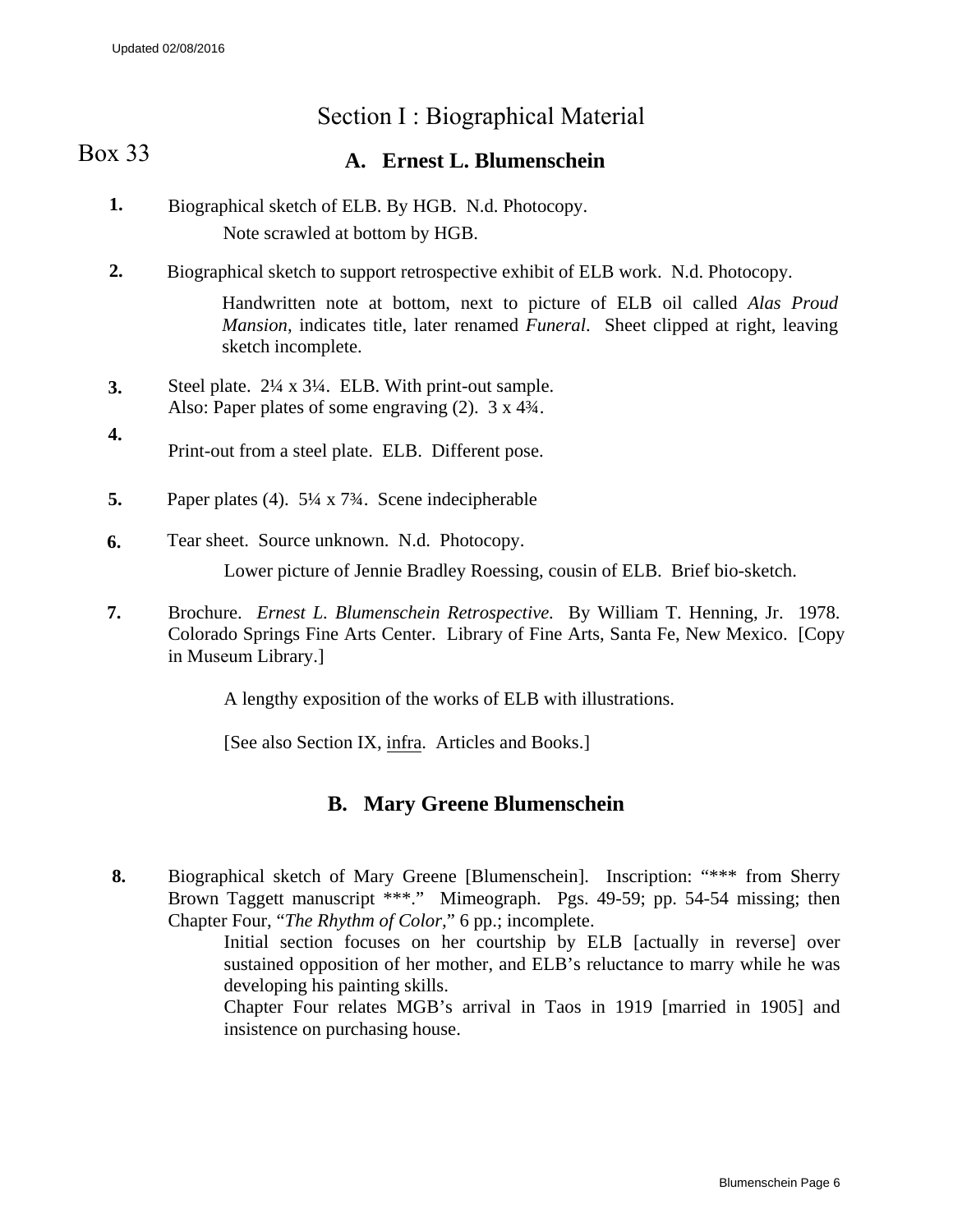# Section I : Biographical Material

Box 33

## A. Ernest L. Blumenschein

**1.** Biographical sketch of ELB. By HGB. N.d. Photocopy.

Note scrawled at bottom by HGB.

**2.** Biographical sketch to support retrospective exhibit of ELB work. N.d. Photocopy.

Handwritten note at bottom, next to picture of ELB oil called *Alas Proud Mansion*, indicates title, later renamed *Funeral*. Sheet clipped at right, leaving sketch incomplete.

**3.** Steel plate. 2¼ x 3¼. ELB. With print-out sample.
Also: Paper plates of some engraving (2). 3 x 4¾.

**4.** Print-out from a steel plate. ELB. Different pose.

**5.** Paper plates (4). 5¼ x 7¾. Scene indecipherable

**6.** Tear sheet. Source unknown. N.d. Photocopy.

Lower picture of Jennie Bradley Roessing, cousin of ELB. Brief bio-sketch.

**7.** Brochure. *Ernest L. Blumenschein Retrospective.* By William T. Henning, Jr. 1978. Colorado Springs Fine Arts Center. Library of Fine Arts, Santa Fe, New Mexico. [Copy in Museum Library.]

A lengthy exposition of the works of ELB with illustrations.

[See also Section IX, infra. Articles and Books.]

## B. Mary Greene Blumenschein

**8.** Biographical sketch of Mary Greene [Blumenschein]. Inscription: "*** from Sherry Brown Taggett manuscript ***." Mimeograph. Pgs. 49-59; pp. 54-54 missing; then Chapter Four, "*The Rhythm of Color,*" 6 pp.; incomplete.

Initial section focuses on her courtship by ELB [actually in reverse] over sustained opposition of her mother, and ELB's reluctance to marry while he was developing his painting skills.

Chapter Four relates MGB's arrival in Taos in 1919 [married in 1905] and insistence on purchasing house.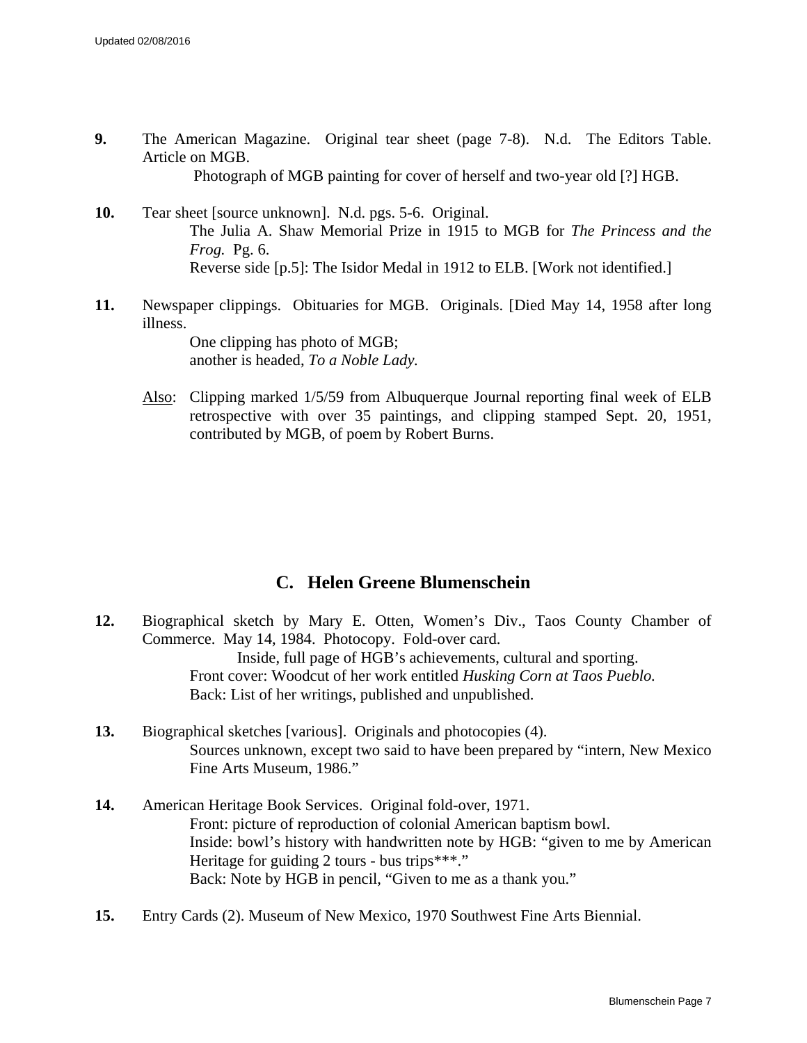**9.** The American Magazine. Original tear sheet (page 7-8). N.d. The Editors Table. Article on MGB.

Photograph of MGB painting for cover of herself and two-year old [?] HGB.

**10.** Tear sheet [source unknown]. N.d. pgs. 5-6. Original.

The Julia A. Shaw Memorial Prize in 1915 to MGB for *The Princess and the Frog.* Pg. 6.

Reverse side [p.5]: The Isidor Medal in 1912 to ELB. [Work not identified.]

**11.** Newspaper clippings. Obituaries for MGB. Originals. [Died May 14, 1958 after long illness.

One clipping has photo of MGB;
another is headed, *To a Noble Lady.*

Also: Clipping marked 1/5/59 from Albuquerque Journal reporting final week of ELB retrospective with over 35 paintings, and clipping stamped Sept. 20, 1951, contributed by MGB, of poem by Robert Burns.

## C. Helen Greene Blumenschein

**12.** Biographical sketch by Mary E. Otten, Women's Div., Taos County Chamber of Commerce. May 14, 1984. Photocopy. Fold-over card.

Inside, full page of HGB's achievements, cultural and sporting.

Front cover: Woodcut of her work entitled *Husking Corn at Taos Pueblo.*

Back: List of her writings, published and unpublished.

**13.** Biographical sketches [various]. Originals and photocopies (4).

Sources unknown, except two said to have been prepared by "intern, New Mexico Fine Arts Museum, 1986."

**14.** American Heritage Book Services. Original fold-over, 1971.

Front: picture of reproduction of colonial American baptism bowl.

Inside: bowl's history with handwritten note by HGB: "given to me by American Heritage for guiding 2 tours - bus trips***."

Back: Note by HGB in pencil, "Given to me as a thank you."

**15.** Entry Cards (2). Museum of New Mexico, 1970 Southwest Fine Arts Biennial.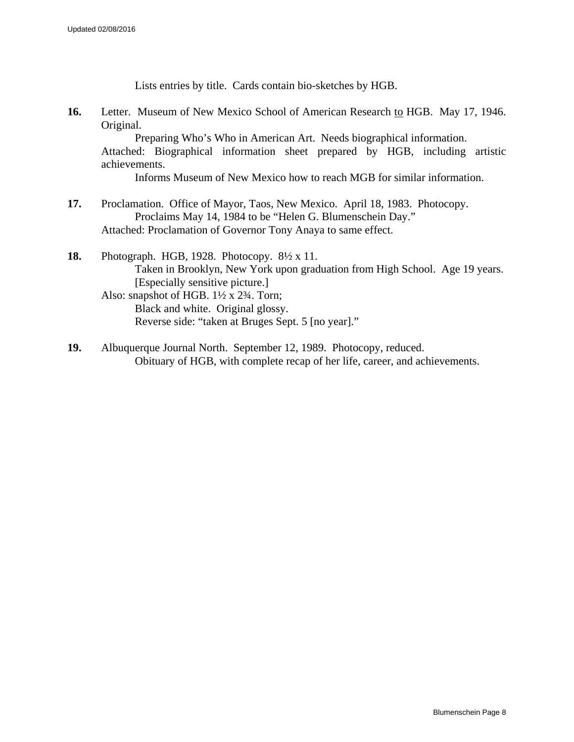Lists entries by title. Cards contain bio-sketches by HGB.

**16.** Letter. Museum of New Mexico School of American Research to HGB. May 17, 1946. Original.

Preparing Who's Who in American Art. Needs biographical information.

Attached: Biographical information sheet prepared by HGB, including artistic achievements.

Informs Museum of New Mexico how to reach MGB for similar information.

**17.** Proclamation. Office of Mayor, Taos, New Mexico. April 18, 1983. Photocopy.

Proclaims May 14, 1984 to be "Helen G. Blumenschein Day."

Attached: Proclamation of Governor Tony Anaya to same effect.

**18.** Photograph. HGB, 1928. Photocopy. 8½ x 11.

Taken in Brooklyn, New York upon graduation from High School. Age 19 years. [Especially sensitive picture.]

Also: snapshot of HGB. 1½ x 2¾. Torn;

Black and white. Original glossy.

Reverse side: "taken at Bruges Sept. 5 [no year]."

**19.** Albuquerque Journal North. September 12, 1989. Photocopy, reduced.

Obituary of HGB, with complete recap of her life, career, and achievements.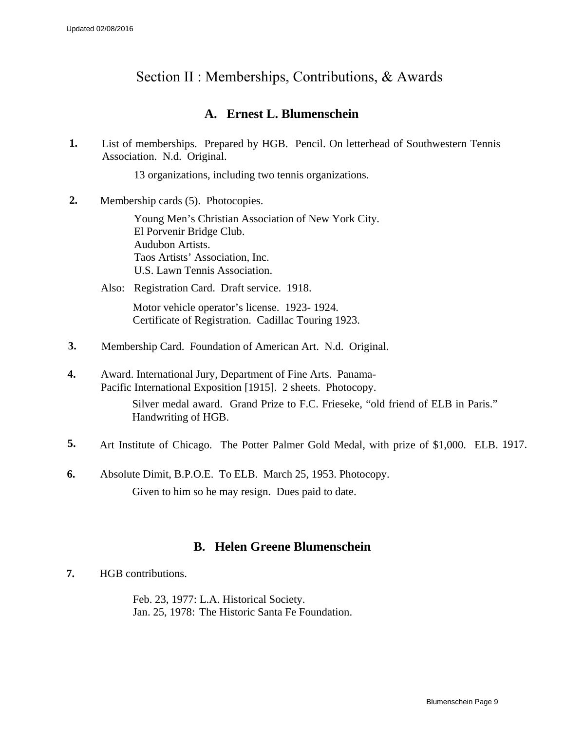# Section II : Memberships, Contributions, & Awards

## A. Ernest L. Blumenschein

**1.** List of memberships. Prepared by HGB. Pencil. On letterhead of Southwestern Tennis Association. N.d. Original.

13 organizations, including two tennis organizations.

**2.** Membership cards (5). Photocopies.

Young Men's Christian Association of New York City.
El Porvenir Bridge Club.
Audubon Artists.
Taos Artists' Association, Inc.
U.S. Lawn Tennis Association.

Also: Registration Card. Draft service. 1918.

Motor vehicle operator's license. 1923- 1924.
Certificate of Registration. Cadillac Touring 1923.

**3.** Membership Card. Foundation of American Art. N.d. Original.

**4.** Award. International Jury, Department of Fine Arts. Panama-Pacific International Exposition [1915]. 2 sheets. Photocopy.

Silver medal award. Grand Prize to F.C. Frieseke, "old friend of ELB in Paris." Handwriting of HGB.

**5.** Art Institute of Chicago. The Potter Palmer Gold Medal, with prize of $1,000. ELB. 1917.

**6.** Absolute Dimit, B.P.O.E. To ELB. March 25, 1953. Photocopy.

Given to him so he may resign. Dues paid to date.

## B. Helen Greene Blumenschein

**7.** HGB contributions.

Feb. 23, 1977: L.A. Historical Society.
Jan. 25, 1978: The Historic Santa Fe Foundation.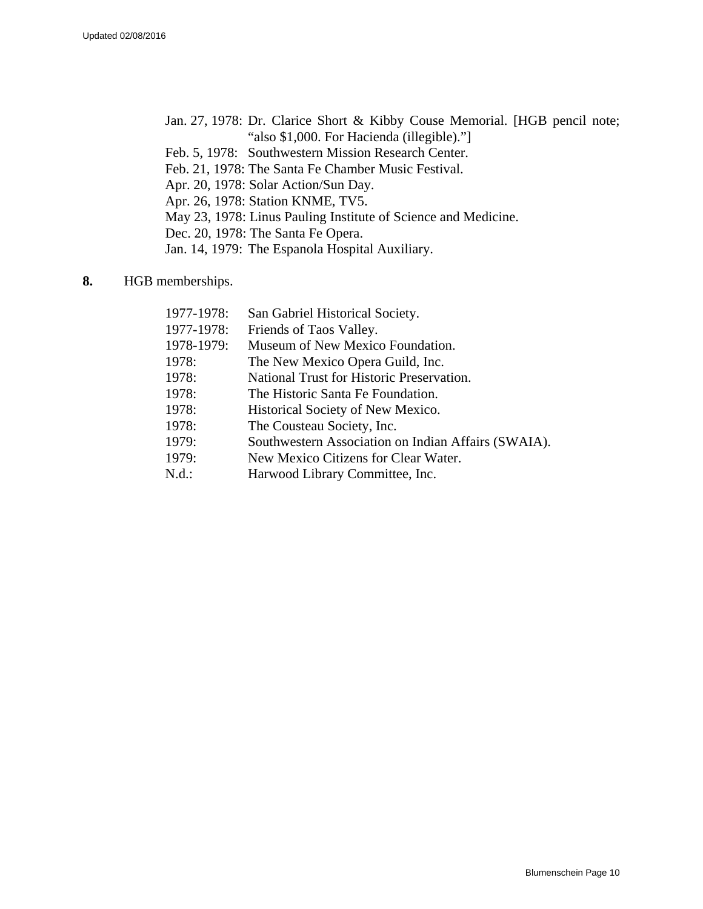Jan. 27, 1978: Dr. Clarice Short & Kibby Couse Memorial. [HGB pencil note; "also $1,000. For Hacienda (illegible)."]
Feb. 5, 1978: Southwestern Mission Research Center.
Feb. 21, 1978: The Santa Fe Chamber Music Festival.
Apr. 20, 1978: Solar Action/Sun Day.
Apr. 26, 1978: Station KNME, TV5.
May 23, 1978: Linus Pauling Institute of Science and Medicine.
Dec. 20, 1978: The Santa Fe Opera.
Jan. 14, 1979: The Espanola Hospital Auxiliary.

**8.** HGB memberships.

1977-1978: San Gabriel Historical Society.
1977-1978: Friends of Taos Valley.
1978-1979: Museum of New Mexico Foundation.
1978: The New Mexico Opera Guild, Inc.
1978: National Trust for Historic Preservation.
1978: The Historic Santa Fe Foundation.
1978: Historical Society of New Mexico.
1978: The Cousteau Society, Inc.
1979: Southwestern Association on Indian Affairs (SWAIA).
1979: New Mexico Citizens for Clear Water.
N.d.: Harwood Library Committee, Inc.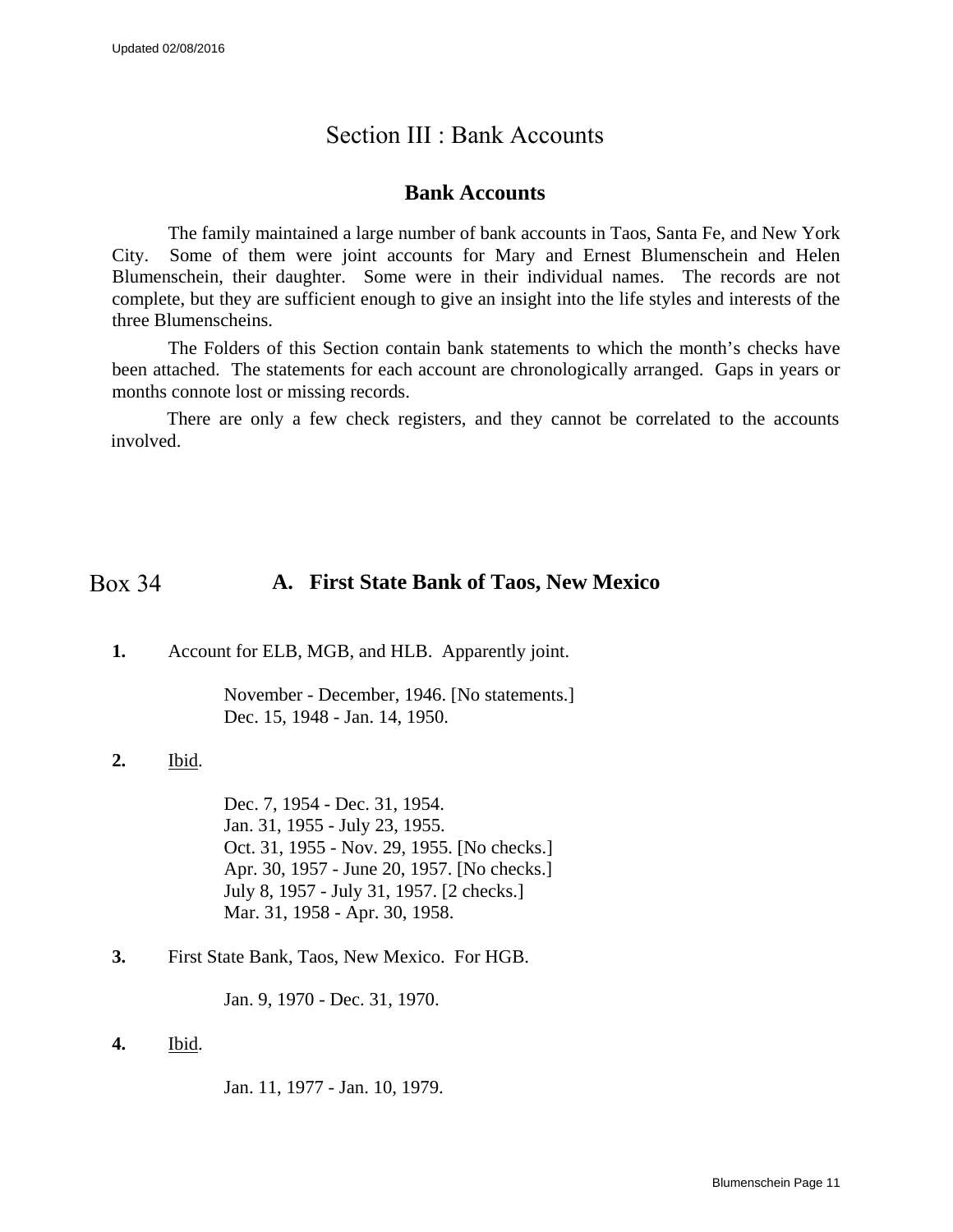# Section III : Bank Accounts

## Bank Accounts

The family maintained a large number of bank accounts in Taos, Santa Fe, and New York City. Some of them were joint accounts for Mary and Ernest Blumenschein and Helen Blumenschein, their daughter. Some were in their individual names. The records are not complete, but they are sufficient enough to give an insight into the life styles and interests of the three Blumenscheins.

The Folders of this Section contain bank statements to which the month's checks have been attached. The statements for each account are chronologically arranged. Gaps in years or months connote lost or missing records.

There are only a few check registers, and they cannot be correlated to the accounts involved.

Box 34

### A. First State Bank of Taos, New Mexico

**1.** Account for ELB, MGB, and HLB. Apparently joint.

November - December, 1946. [No statements.]
Dec. 15, 1948 - Jan. 14, 1950.

**2.** Ibid.

Dec. 7, 1954 - Dec. 31, 1954.
Jan. 31, 1955 - July 23, 1955.
Oct. 31, 1955 - Nov. 29, 1955. [No checks.]
Apr. 30, 1957 - June 20, 1957. [No checks.]
July 8, 1957 - July 31, 1957. [2 checks.]
Mar. 31, 1958 - Apr. 30, 1958.

**3.** First State Bank, Taos, New Mexico. For HGB.

Jan. 9, 1970 - Dec. 31, 1970.

**4.** Ibid.

Jan. 11, 1977 - Jan. 10, 1979.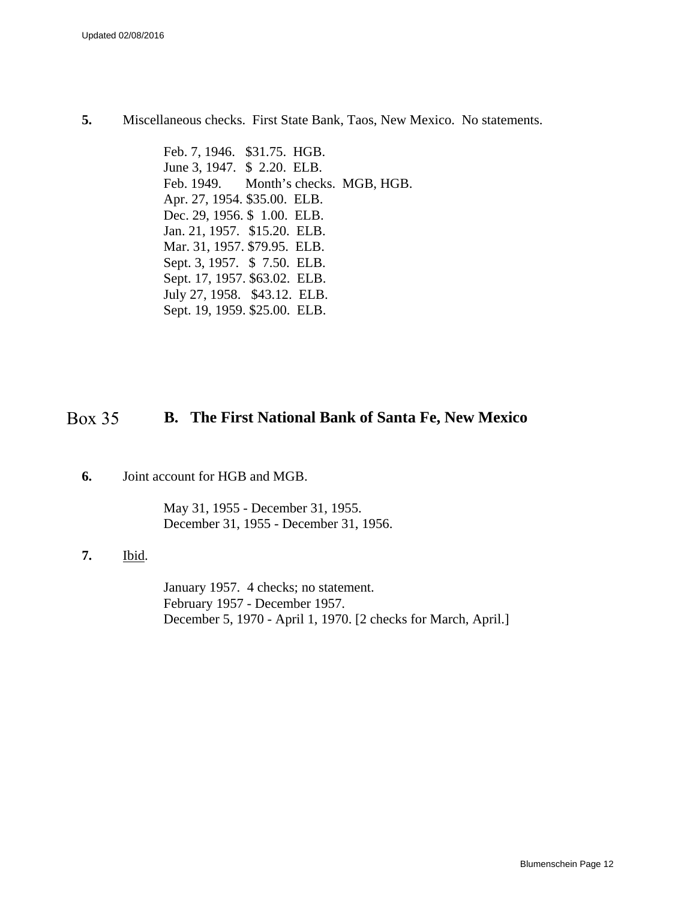**5.** Miscellaneous checks. First State Bank, Taos, New Mexico. No statements.

Feb. 7, 1946. $31.75. HGB.
June 3, 1947. $ 2.20. ELB.
Feb. 1949. Month's checks. MGB, HGB.
Apr. 27, 1954. $35.00. ELB.
Dec. 29, 1956. $ 1.00. ELB.
Jan. 21, 1957. $15.20. ELB.
Mar. 31, 1957. $79.95. ELB.
Sept. 3, 1957. $ 7.50. ELB.
Sept. 17, 1957. $63.02. ELB.
July 27, 1958. $43.12. ELB.
Sept. 19, 1959. $25.00. ELB.

## Box 35 **B. The First National Bank of Santa Fe, New Mexico**

**6.** Joint account for HGB and MGB.

May 31, 1955 - December 31, 1955.
December 31, 1955 - December 31, 1956.

**7.** Ibid.

January 1957. 4 checks; no statement.
February 1957 - December 1957.
December 5, 1970 - April 1, 1970. [2 checks for March, April.]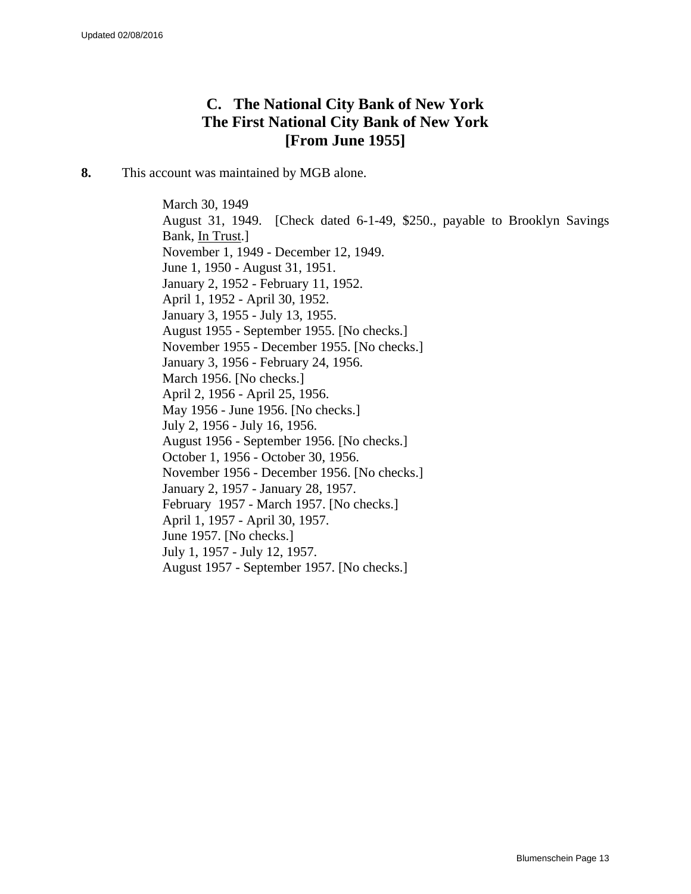## C. The National City Bank of New York
## The First National City Bank of New York
## [From June 1955]

**8.** This account was maintained by MGB alone.

March 30, 1949  
August 31, 1949. [Check dated 6-1-49, $250., payable to Brooklyn Savings Bank, <u>In Trust</u>.]  
November 1, 1949 - December 12, 1949.  
June 1, 1950 - August 31, 1951.  
January 2, 1952 - February 11, 1952.  
April 1, 1952 - April 30, 1952.  
January 3, 1955 - July 13, 1955.  
August 1955 - September 1955. [No checks.]  
November 1955 - December 1955. [No checks.]  
January 3, 1956 - February 24, 1956.  
March 1956. [No checks.]  
April 2, 1956 - April 25, 1956.  
May 1956 - June 1956. [No checks.]  
July 2, 1956 - July 16, 1956.  
August 1956 - September 1956. [No checks.]  
October 1, 1956 - October 30, 1956.  
November 1956 - December 1956. [No checks.]  
January 2, 1957 - January 28, 1957.  
February 1957 - March 1957. [No checks.]  
April 1, 1957 - April 30, 1957.  
June 1957. [No checks.]  
July 1, 1957 - July 12, 1957.  
August 1957 - September 1957. [No checks.]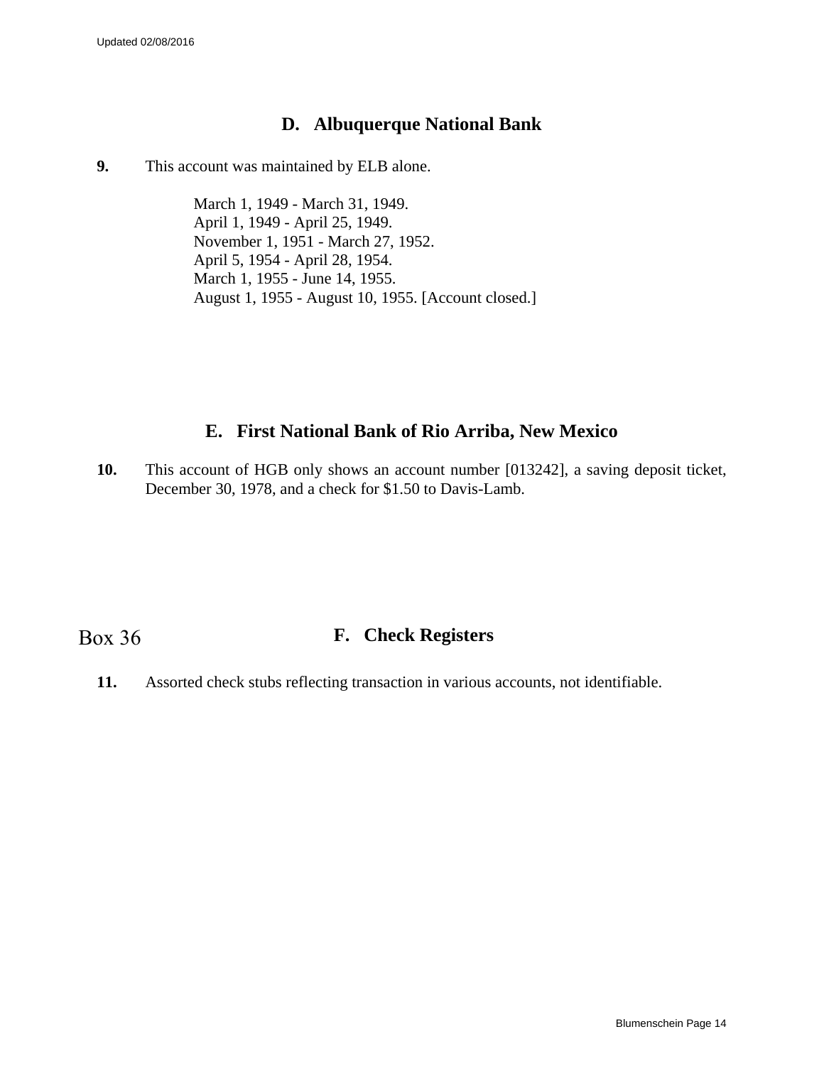## D. Albuquerque National Bank

**9.** This account was maintained by ELB alone.

March 1, 1949 - March 31, 1949.
April 1, 1949 - April 25, 1949.
November 1, 1951 - March 27, 1952.
April 5, 1954 - April 28, 1954.
March 1, 1955 - June 14, 1955.
August 1, 1955 - August 10, 1955. [Account closed.]

## E. First National Bank of Rio Arriba, New Mexico

**10.** This account of HGB only shows an account number [013242], a saving deposit ticket, December 30, 1978, and a check for $1.50 to Davis-Lamb.

Box 36

## F. Check Registers

**11.** Assorted check stubs reflecting transaction in various accounts, not identifiable.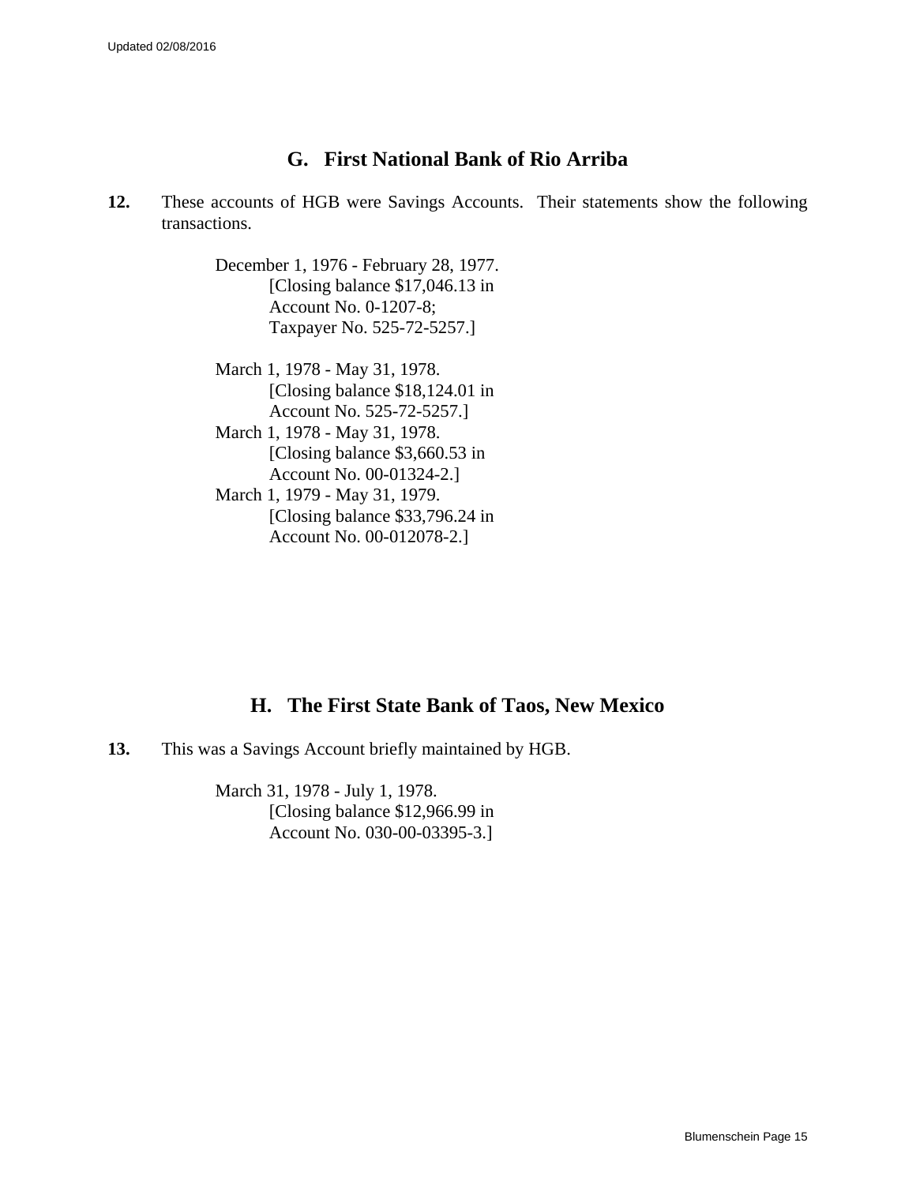## G. First National Bank of Rio Arriba

**12.** These accounts of HGB were Savings Accounts. Their statements show the following transactions.

December 1, 1976 - February 28, 1977.
[Closing balance $17,046.13 in
Account No. 0-1207-8;
Taxpayer No. 525-72-5257.]

March 1, 1978 - May 31, 1978.
[Closing balance $18,124.01 in
Account No. 525-72-5257.]
March 1, 1978 - May 31, 1978.
[Closing balance $3,660.53 in
Account No. 00-01324-2.]
March 1, 1979 - May 31, 1979.
[Closing balance $33,796.24 in
Account No. 00-012078-2.]

## H. The First State Bank of Taos, New Mexico

**13.** This was a Savings Account briefly maintained by HGB.

March 31, 1978 - July 1, 1978.
[Closing balance $12,966.99 in
Account No. 030-00-03395-3.]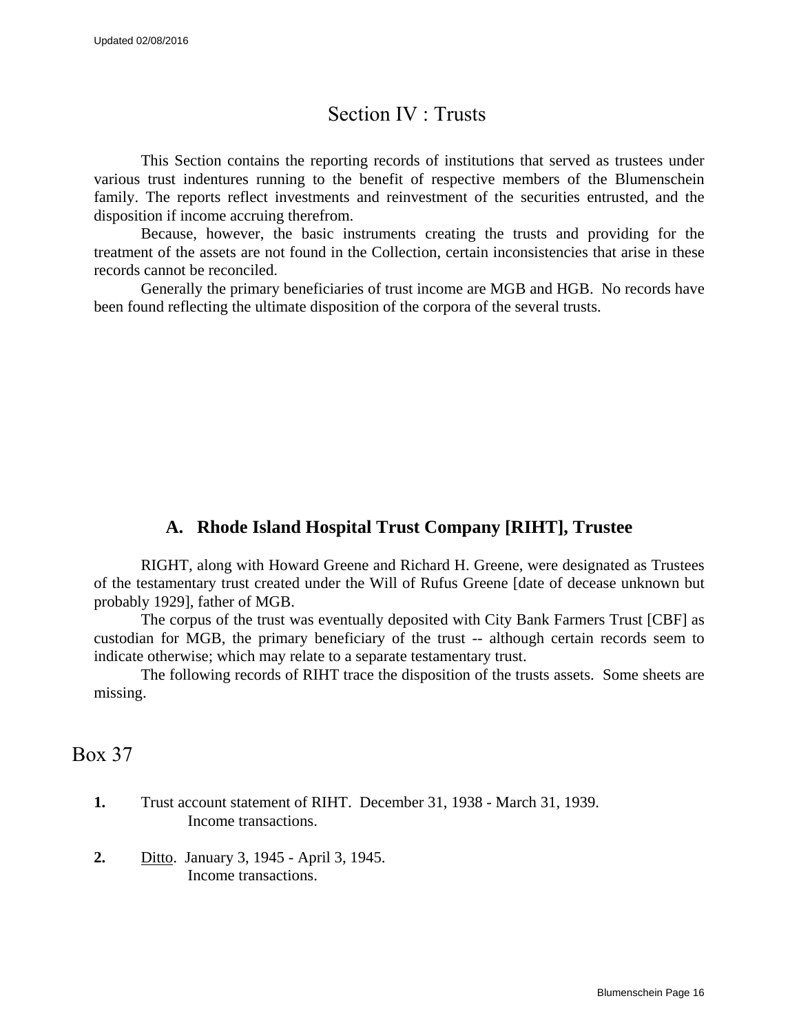# Section IV : Trusts

This Section contains the reporting records of institutions that served as trustees under various trust indentures running to the benefit of respective members of the Blumenschein family. The reports reflect investments and reinvestment of the securities entrusted, and the disposition if income accruing therefrom.

Because, however, the basic instruments creating the trusts and providing for the treatment of the assets are not found in the Collection, certain inconsistencies that arise in these records cannot be reconciled.

Generally the primary beneficiaries of trust income are MGB and HGB. No records have been found reflecting the ultimate disposition of the corpora of the several trusts.

## A. Rhode Island Hospital Trust Company [RIHT], Trustee

RIGHT, along with Howard Greene and Richard H. Greene, were designated as Trustees of the testamentary trust created under the Will of Rufus Greene [date of decease unknown but probably 1929], father of MGB.

The corpus of the trust was eventually deposited with City Bank Farmers Trust [CBF] as custodian for MGB, the primary beneficiary of the trust -- although certain records seem to indicate otherwise; which may relate to a separate testamentary trust.

The following records of RIHT trace the disposition of the trusts assets. Some sheets are missing.

## Box 37

**1.** Trust account statement of RIHT. December 31, 1938 - March 31, 1939.
Income transactions.

**2.** <u>Ditto</u>. January 3, 1945 - April 3, 1945.
Income transactions.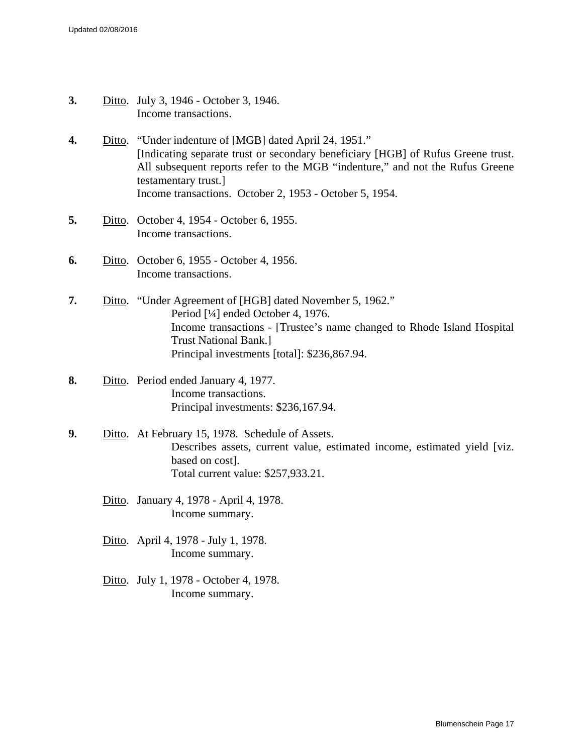**3.** Ditto. July 3, 1946 - October 3, 1946.
Income transactions.

**4.** Ditto. "Under indenture of [MGB] dated April 24, 1951."
[Indicating separate trust or secondary beneficiary [HGB] of Rufus Greene trust. All subsequent reports refer to the MGB "indenture," and not the Rufus Greene testamentary trust.]
Income transactions. October 2, 1953 - October 5, 1954.

**5.** Ditto. October 4, 1954 - October 6, 1955.
Income transactions.

**6.** Ditto. October 6, 1955 - October 4, 1956.
Income transactions.

**7.** Ditto. "Under Agreement of [HGB] dated November 5, 1962."
Period [¼] ended October 4, 1976.
Income transactions - [Trustee's name changed to Rhode Island Hospital Trust National Bank.]
Principal investments [total]: $236,867.94.

**8.** Ditto. Period ended January 4, 1977.
Income transactions.
Principal investments: $236,167.94.

**9.** Ditto. At February 15, 1978. Schedule of Assets.
Describes assets, current value, estimated income, estimated yield [viz. based on cost].
Total current value: $257,933.21.

Ditto. January 4, 1978 - April 4, 1978.
Income summary.

Ditto. April 4, 1978 - July 1, 1978.
Income summary.

Ditto. July 1, 1978 - October 4, 1978.
Income summary.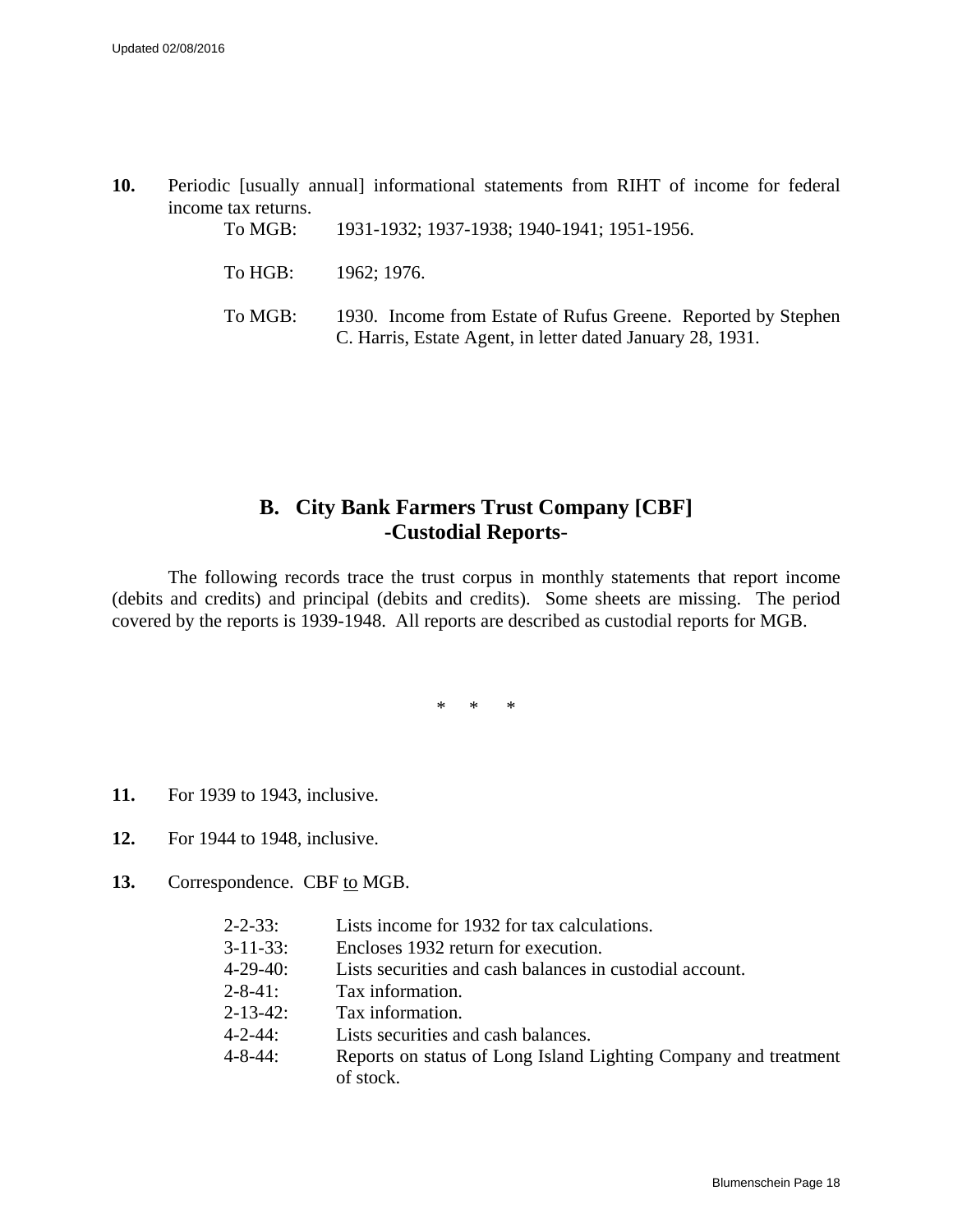**10.** Periodic [usually annual] informational statements from RIHT of income for federal income tax returns.

To MGB: 1931-1932; 1937-1938; 1940-1941; 1951-1956.

To HGB: 1962; 1976.

To MGB: 1930. Income from Estate of Rufus Greene. Reported by Stephen C. Harris, Estate Agent, in letter dated January 28, 1931.

## B. City Bank Farmers Trust Company [CBF] -Custodial Reports-

The following records trace the trust corpus in monthly statements that report income (debits and credits) and principal (debits and credits). Some sheets are missing. The period covered by the reports is 1939-1948. All reports are described as custodial reports for MGB.

\* \* \*

**11.** For 1939 to 1943, inclusive.

**12.** For 1944 to 1948, inclusive.

**13.** Correspondence. CBF <u>to</u> MGB.

2-2-33: Lists income for 1932 for tax calculations.
3-11-33: Encloses 1932 return for execution.
4-29-40: Lists securities and cash balances in custodial account.
2-8-41: Tax information.
2-13-42: Tax information.
4-2-44: Lists securities and cash balances.
4-8-44: Reports on status of Long Island Lighting Company and treatment of stock.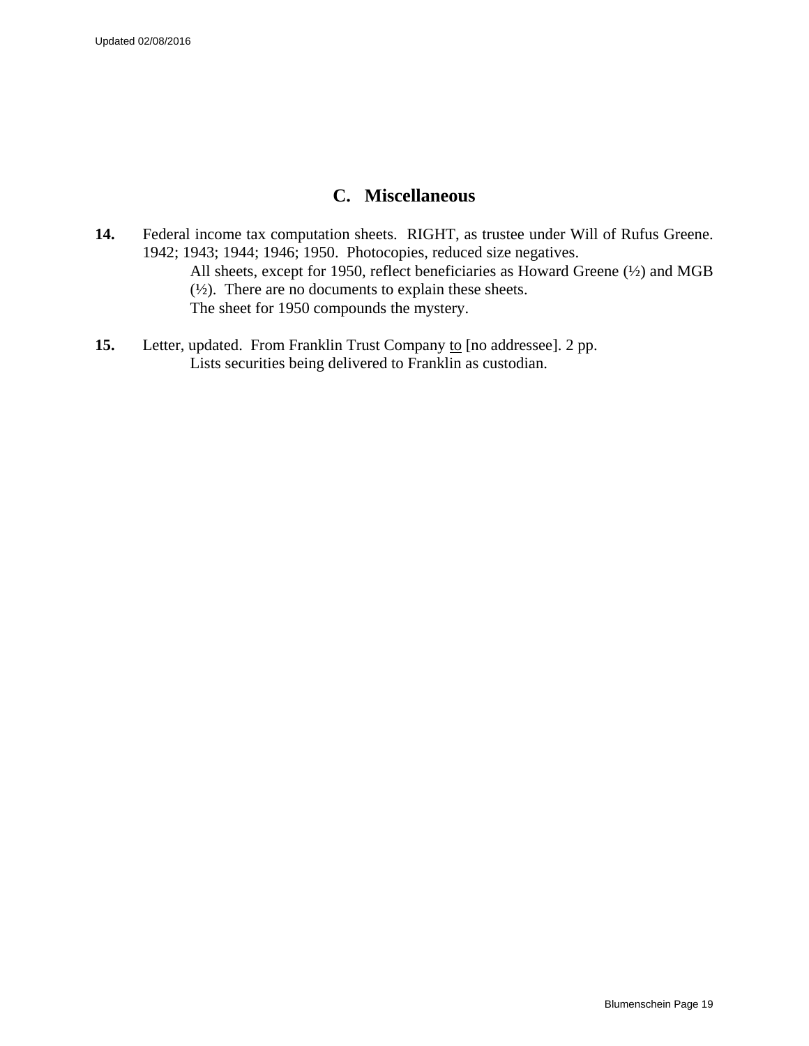## C. Miscellaneous

**14.** Federal income tax computation sheets. RIGHT, as trustee under Will of Rufus Greene. 1942; 1943; 1944; 1946; 1950. Photocopies, reduced size negatives.
All sheets, except for 1950, reflect beneficiaries as Howard Greene (½) and MGB (½). There are no documents to explain these sheets.
The sheet for 1950 compounds the mystery.

**15.** Letter, updated. From Franklin Trust Company <u>to</u> [no addressee]. 2 pp.
Lists securities being delivered to Franklin as custodian.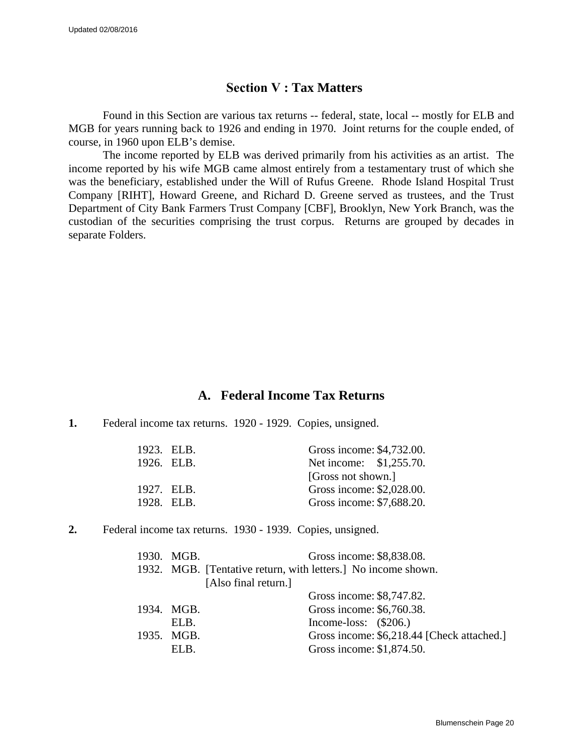## Section V : Tax Matters

Found in this Section are various tax returns -- federal, state, local -- mostly for ELB and MGB for years running back to 1926 and ending in 1970. Joint returns for the couple ended, of course, in 1960 upon ELB's demise.

The income reported by ELB was derived primarily from his activities as an artist. The income reported by his wife MGB came almost entirely from a testamentary trust of which she was the beneficiary, established under the Will of Rufus Greene. Rhode Island Hospital Trust Company [RIHT], Howard Greene, and Richard D. Greene served as trustees, and the Trust Department of City Bank Farmers Trust Company [CBF], Brooklyn, New York Branch, was the custodian of the securities comprising the trust corpus. Returns are grouped by decades in separate Folders.

### A. Federal Income Tax Returns

**1.** Federal income tax returns. 1920 - 1929. Copies, unsigned.

| | | |
|---|---|---|
| 1923. | ELB. | Gross income: $4,732.00. |
| 1926. | ELB. | Net income: $1,255.70. [Gross not shown.] |
| 1927. | ELB. | Gross income: $2,028.00. |
| 1928. | ELB. | Gross income: $7,688.20. |

**2.** Federal income tax returns. 1930 - 1939. Copies, unsigned.

| | | |
|---|---|---|
| 1930. | MGB. | Gross income: $8,838.08. |
| 1932. | MGB. [Tentative return, with letters.] No income shown. [Also final return.] | Gross income: $8,747.82. |
| 1934. | MGB. | Gross income: $6,760.38. |
| | ELB. | Income-loss: ($206.) |
| 1935. | MGB. | Gross income: $6,218.44 [Check attached.] |
| | ELB. | Gross income: $1,874.50. |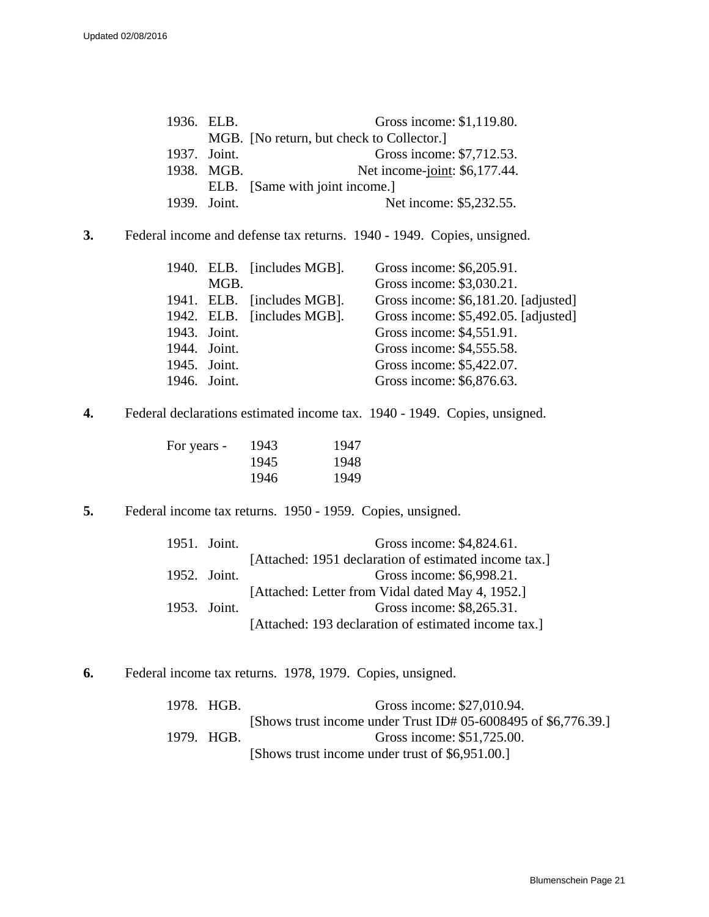1936. ELB. Gross income: $1,119.80.
MGB. [No return, but check to Collector.]
1937. Joint. Gross income: $7,712.53.
1938. MGB. Net income-joint: $6,177.44.
ELB. [Same with joint income.]
1939. Joint. Net income: $5,232.55.

**3.** Federal income and defense tax returns. 1940 - 1949. Copies, unsigned.

| | | | |
|---|---|---|---|
| 1940. | ELB. | [includes MGB]. | Gross income: $6,205.91. |
| | MGB. | | Gross income: $3,030.21. |
| 1941. | ELB. | [includes MGB]. | Gross income: $6,181.20. [adjusted] |
| 1942. | ELB. | [includes MGB]. | Gross income: $5,492.05. [adjusted] |
| 1943. | Joint. | | Gross income: $4,551.91. |
| 1944. | Joint. | | Gross income: $4,555.58. |
| 1945. | Joint. | | Gross income: $5,422.07. |
| 1946. | Joint. | | Gross income: $6,876.63. |

**4.** Federal declarations estimated income tax. 1940 - 1949. Copies, unsigned.

| | | |
|---|---|---|
| For years - | 1943 | 1947 |
| | 1945 | 1948 |
| | 1946 | 1949 |

**5.** Federal income tax returns. 1950 - 1959. Copies, unsigned.

1951. Joint. Gross income: $4,824.61.
[Attached: 1951 declaration of estimated income tax.]
1952. Joint. Gross income: $6,998.21.
[Attached: Letter from Vidal dated May 4, 1952.]
1953. Joint. Gross income: $8,265.31.
[Attached: 193 declaration of estimated income tax.]

**6.** Federal income tax returns. 1978, 1979. Copies, unsigned.

1978. HGB. Gross income: $27,010.94.
[Shows trust income under Trust ID# 05-6008495 of $6,776.39.]
1979. HGB. Gross income: $51,725.00.
[Shows trust income under trust of $6,951.00.]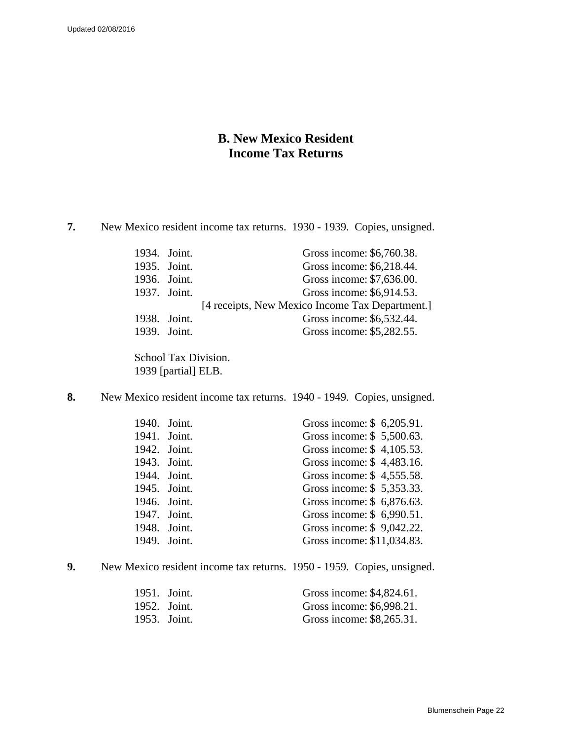## B. New Mexico Resident Income Tax Returns

**7.** New Mexico resident income tax returns. 1930 - 1939. Copies, unsigned.

| | | |
|---|---|---|
| 1934. | Joint. | Gross income: $6,760.38. |
| 1935. | Joint. | Gross income: $6,218.44. |
| 1936. | Joint. | Gross income: $7,636.00. |
| 1937. | Joint. | Gross income: $6,914.53. |
| | | [4 receipts, New Mexico Income Tax Department.] |
| 1938. | Joint. | Gross income: $6,532.44. |
| 1939. | Joint. | Gross income: $5,282.55. |

School Tax Division.
1939 [partial] ELB.

**8.** New Mexico resident income tax returns. 1940 - 1949. Copies, unsigned.

| | | |
|---|---|---|
| 1940. | Joint. | Gross income: $ 6,205.91. |
| 1941. | Joint. | Gross income: $ 5,500.63. |
| 1942. | Joint. | Gross income: $ 4,105.53. |
| 1943. | Joint. | Gross income: $ 4,483.16. |
| 1944. | Joint. | Gross income: $ 4,555.58. |
| 1945. | Joint. | Gross income: $ 5,353.33. |
| 1946. | Joint. | Gross income: $ 6,876.63. |
| 1947. | Joint. | Gross income: $ 6,990.51. |
| 1948. | Joint. | Gross income: $ 9,042.22. |
| 1949. | Joint. | Gross income: $11,034.83. |

**9.** New Mexico resident income tax returns. 1950 - 1959. Copies, unsigned.

| | | |
|---|---|---|
| 1951. | Joint. | Gross income: $4,824.61. |
| 1952. | Joint. | Gross income: $6,998.21. |
| 1953. | Joint. | Gross income: $8,265.31. |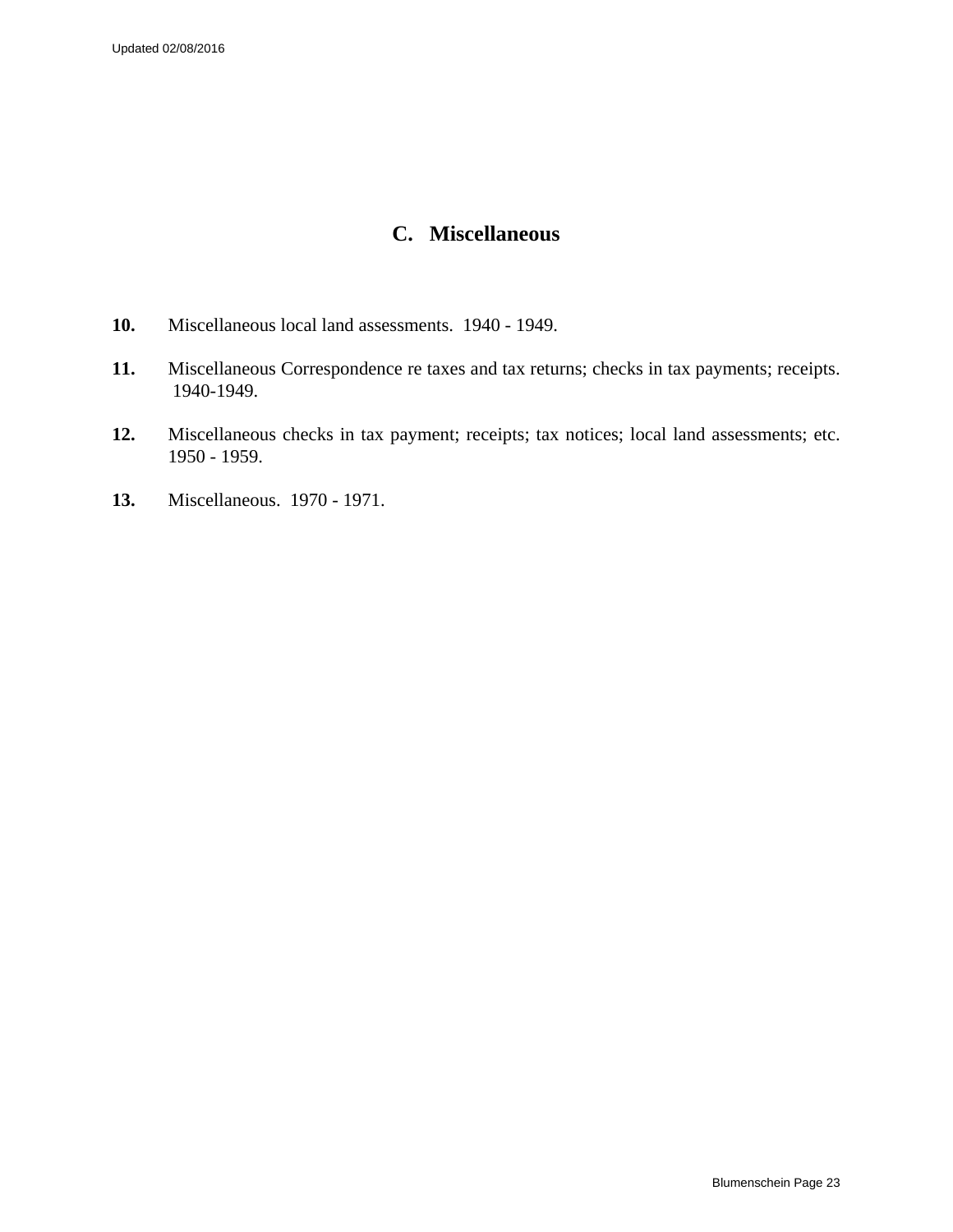## C. Miscellaneous

**10.** Miscellaneous local land assessments. 1940 - 1949.

**11.** Miscellaneous Correspondence re taxes and tax returns; checks in tax payments; receipts. 1940-1949.

**12.** Miscellaneous checks in tax payment; receipts; tax notices; local land assessments; etc. 1950 - 1959.

**13.** Miscellaneous. 1970 - 1971.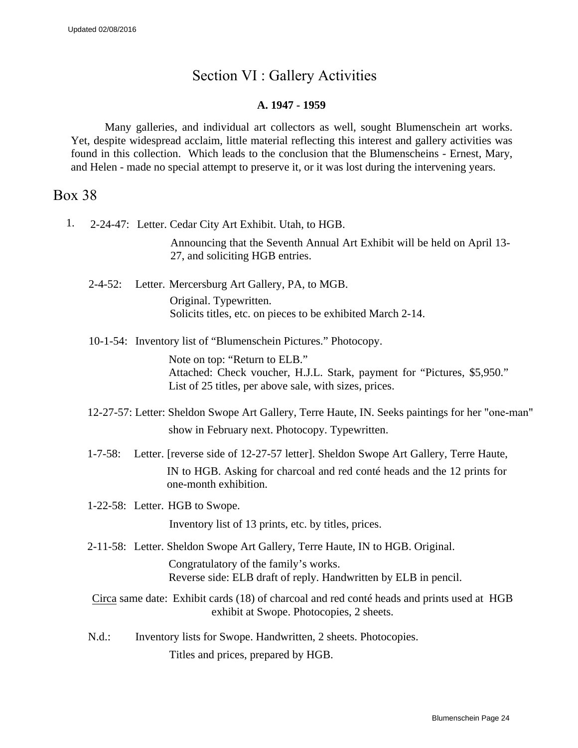Updated 02/08/2016

# Section VI : Gallery Activities

### A. 1947 - 1959

Many galleries, and individual art collectors as well, sought Blumenschein art works. Yet, despite widespread acclaim, little material reflecting this interest and gallery activities was found in this collection. Which leads to the conclusion that the Blumenscheins - Ernest, Mary, and Helen - made no special attempt to preserve it, or it was lost during the intervening years.

## Box 38

1. 2-24-47: Letter. Cedar City Art Exhibit. Utah, to HGB.

   Announcing that the Seventh Annual Art Exhibit will be held on April 13-27, and soliciting HGB entries.

   2-4-52: Letter. Mercersburg Art Gallery, PA, to MGB.

   Original. Typewritten.
   Solicits titles, etc. on pieces to be exhibited March 2-14.

   10-1-54: Inventory list of "Blumenschein Pictures." Photocopy.

   Note on top: "Return to ELB."
   Attached: Check voucher, H.J.L. Stark, payment for "Pictures, $5,950."
   List of 25 titles, per above sale, with sizes, prices.

   12-27-57: Letter: Sheldon Swope Art Gallery, Terre Haute, IN. Seeks paintings for her "one-man" show in February next. Photocopy. Typewritten.

   1-7-58: Letter. [reverse side of 12-27-57 letter]. Sheldon Swope Art Gallery, Terre Haute, IN to HGB. Asking for charcoal and red conté heads and the 12 prints for one-month exhibition.

   1-22-58: Letter. HGB to Swope.

   Inventory list of 13 prints, etc. by titles, prices.

   2-11-58: Letter. Sheldon Swope Art Gallery, Terre Haute, IN to HGB. Original.

   Congratulatory of the family's works.
   Reverse side: ELB draft of reply. Handwritten by ELB in pencil.

   Circa same date: Exhibit cards (18) of charcoal and red conté heads and prints used at HGB exhibit at Swope. Photocopies, 2 sheets.

   N.d.: Inventory lists for Swope. Handwritten, 2 sheets. Photocopies.

   Titles and prices, prepared by HGB.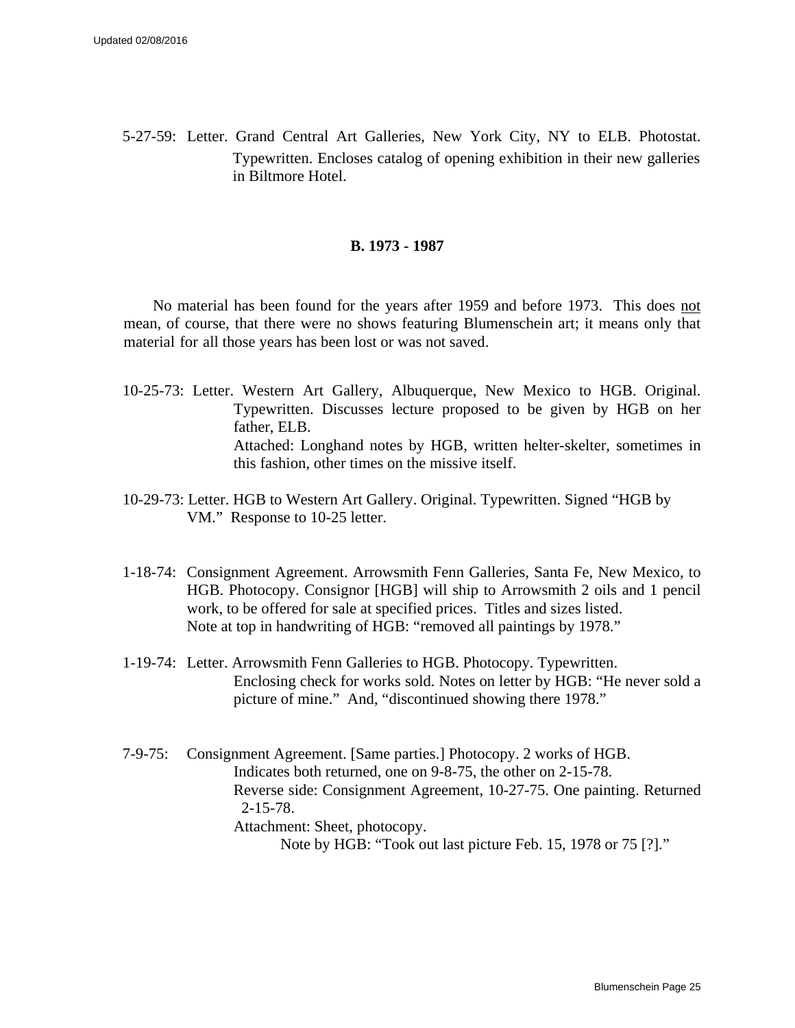5-27-59: Letter. Grand Central Art Galleries, New York City, NY to ELB. Photostat. Typewritten. Encloses catalog of opening exhibition in their new galleries in Biltmore Hotel.

**B. 1973 - 1987**

No material has been found for the years after 1959 and before 1973. This does not mean, of course, that there were no shows featuring Blumenschein art; it means only that material for all those years has been lost or was not saved.

10-25-73: Letter. Western Art Gallery, Albuquerque, New Mexico to HGB. Original. Typewritten. Discusses lecture proposed to be given by HGB on her father, ELB.
Attached: Longhand notes by HGB, written helter-skelter, sometimes in this fashion, other times on the missive itself.

10-29-73: Letter. HGB to Western Art Gallery. Original. Typewritten. Signed "HGB by VM." Response to 10-25 letter.

1-18-74: Consignment Agreement. Arrowsmith Fenn Galleries, Santa Fe, New Mexico, to HGB. Photocopy. Consignor [HGB] will ship to Arrowsmith 2 oils and 1 pencil work, to be offered for sale at specified prices. Titles and sizes listed.
Note at top in handwriting of HGB: "removed all paintings by 1978."

1-19-74: Letter. Arrowsmith Fenn Galleries to HGB. Photocopy. Typewritten.
Enclosing check for works sold. Notes on letter by HGB: "He never sold a picture of mine." And, "discontinued showing there 1978."

7-9-75: Consignment Agreement. [Same parties.] Photocopy. 2 works of HGB.
Indicates both returned, one on 9-8-75, the other on 2-15-78.
Reverse side: Consignment Agreement, 10-27-75. One painting. Returned 2-15-78.
Attachment: Sheet, photocopy.
Note by HGB: "Took out last picture Feb. 15, 1978 or 75 [?]."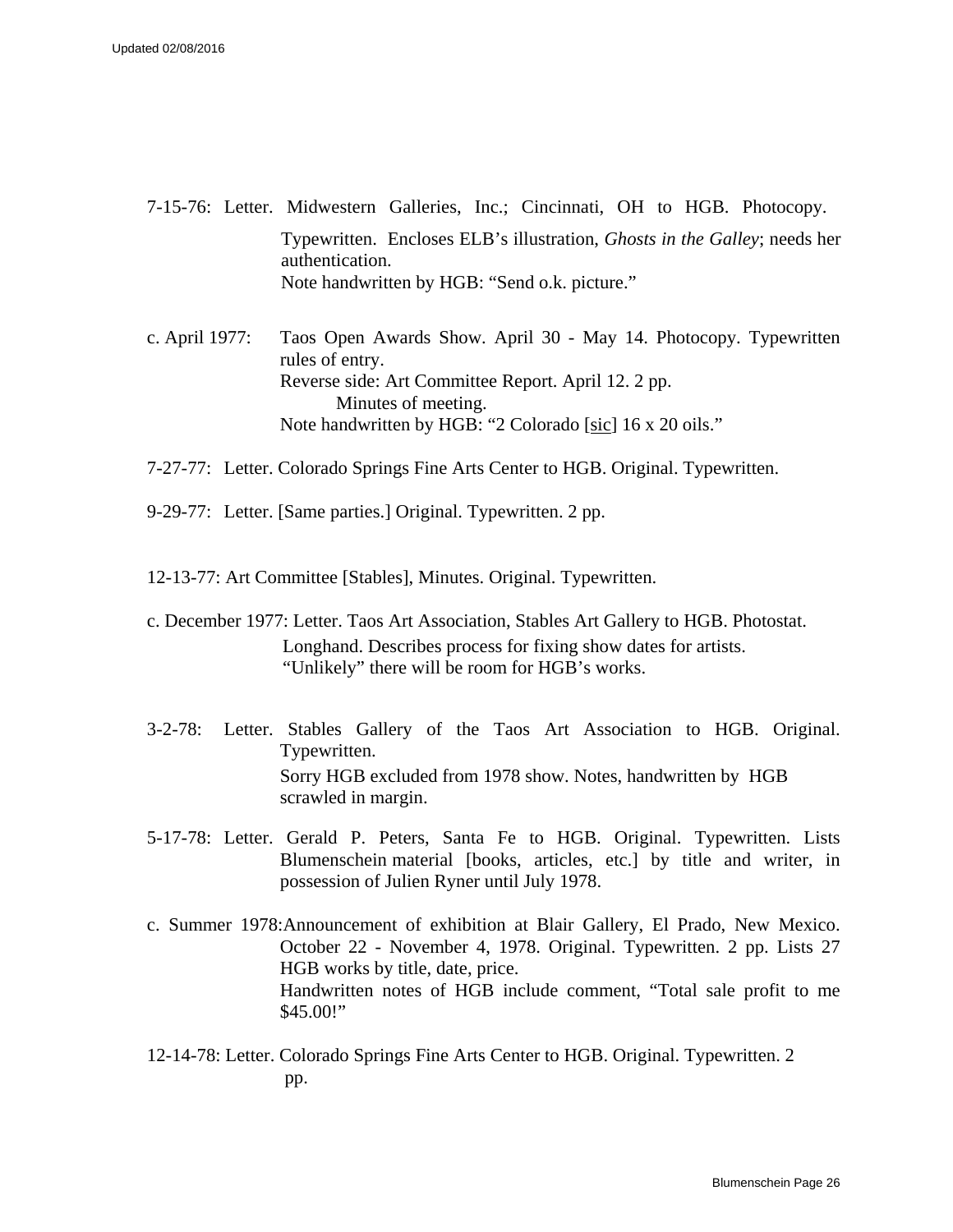7-15-76: Letter. Midwestern Galleries, Inc.; Cincinnati, OH to HGB. Photocopy. Typewritten. Encloses ELB's illustration, *Ghosts in the Galley*; needs her authentication.
Note handwritten by HGB: "Send o.k. picture."

c. April 1977: Taos Open Awards Show. April 30 - May 14. Photocopy. Typewritten rules of entry.
Reverse side: Art Committee Report. April 12. 2 pp.
Minutes of meeting.
Note handwritten by HGB: "2 Colorado [sic] 16 x 20 oils."

7-27-77: Letter. Colorado Springs Fine Arts Center to HGB. Original. Typewritten.

9-29-77: Letter. [Same parties.] Original. Typewritten. 2 pp.

12-13-77: Art Committee [Stables], Minutes. Original. Typewritten.

c. December 1977: Letter. Taos Art Association, Stables Art Gallery to HGB. Photostat. Longhand. Describes process for fixing show dates for artists. "Unlikely" there will be room for HGB's works.

3-2-78: Letter. Stables Gallery of the Taos Art Association to HGB. Original. Typewritten.
Sorry HGB excluded from 1978 show. Notes, handwritten by HGB scrawled in margin.

5-17-78: Letter. Gerald P. Peters, Santa Fe to HGB. Original. Typewritten. Lists Blumenschein material [books, articles, etc.] by title and writer, in possession of Julien Ryner until July 1978.

c. Summer 1978: Announcement of exhibition at Blair Gallery, El Prado, New Mexico. October 22 - November 4, 1978. Original. Typewritten. 2 pp. Lists 27 HGB works by title, date, price.
Handwritten notes of HGB include comment, "Total sale profit to me $45.00!"

12-14-78: Letter. Colorado Springs Fine Arts Center to HGB. Original. Typewritten. 2 pp.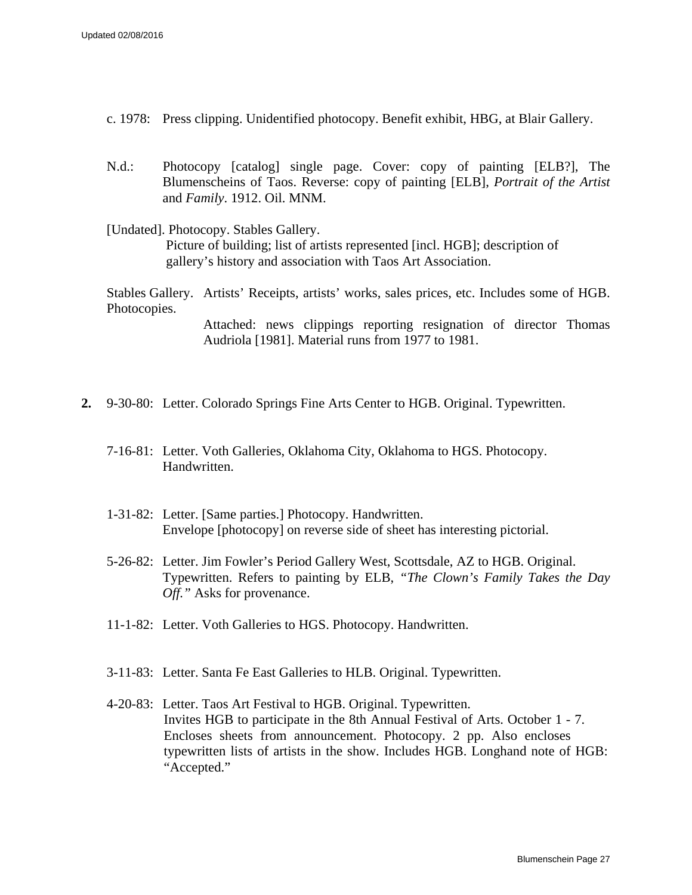c. 1978: Press clipping. Unidentified photocopy. Benefit exhibit, HBG, at Blair Gallery.

N.d.: Photocopy [catalog] single page. Cover: copy of painting [ELB?], The Blumenscheins of Taos. Reverse: copy of painting [ELB], *Portrait of the Artist* and *Family*. 1912. Oil. MNM.

[Undated]. Photocopy. Stables Gallery.
Picture of building; list of artists represented [incl. HGB]; description of gallery's history and association with Taos Art Association.

Stables Gallery. Photocopies. Artists' Receipts, artists' works, sales prices, etc. Includes some of HGB.
Attached: news clippings reporting resignation of director Thomas Audriola [1981]. Material runs from 1977 to 1981.

**2.** 9-30-80: Letter. Colorado Springs Fine Arts Center to HGB. Original. Typewritten.

7-16-81: Letter. Voth Galleries, Oklahoma City, Oklahoma to HGS. Photocopy. Handwritten.

1-31-82: Letter. [Same parties.] Photocopy. Handwritten.
Envelope [photocopy] on reverse side of sheet has interesting pictorial.

5-26-82: Letter. Jim Fowler's Period Gallery West, Scottsdale, AZ to HGB. Original. Typewritten. Refers to painting by ELB, *"The Clown's Family Takes the Day Off."* Asks for provenance.

11-1-82: Letter. Voth Galleries to HGS. Photocopy. Handwritten.

3-11-83: Letter. Santa Fe East Galleries to HLB. Original. Typewritten.

4-20-83: Letter. Taos Art Festival to HGB. Original. Typewritten.
Invites HGB to participate in the 8th Annual Festival of Arts. October 1 - 7. Encloses sheets from announcement. Photocopy. 2 pp. Also encloses typewritten lists of artists in the show. Includes HGB. Longhand note of HGB: "Accepted."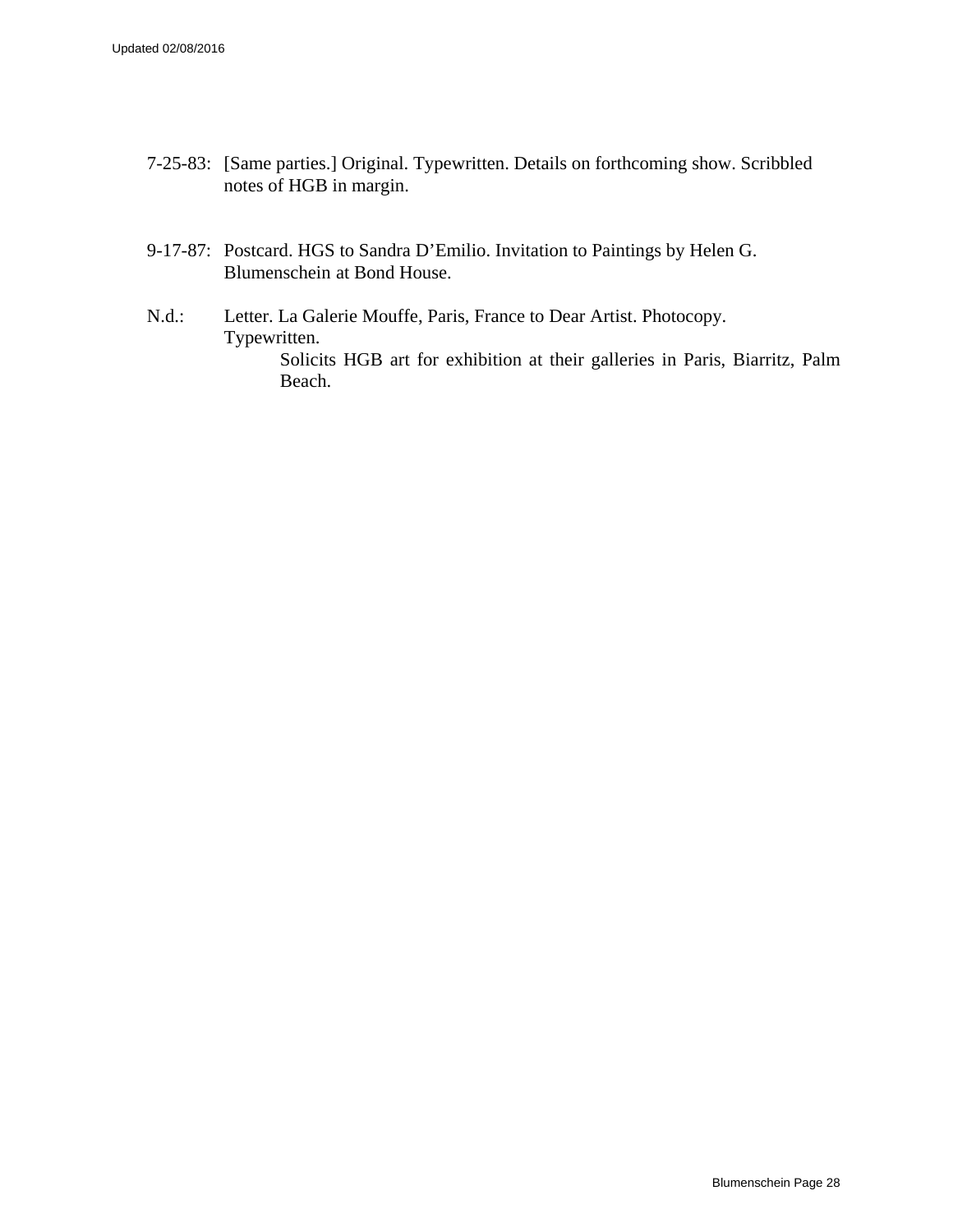7-25-83: [Same parties.] Original. Typewritten. Details on forthcoming show. Scribbled notes of HGB in margin.

9-17-87: Postcard. HGS to Sandra D'Emilio. Invitation to Paintings by Helen G. Blumenschein at Bond House.

N.d.: Letter. La Galerie Mouffe, Paris, France to Dear Artist. Photocopy. Typewritten.

Solicits HGB art for exhibition at their galleries in Paris, Biarritz, Palm Beach.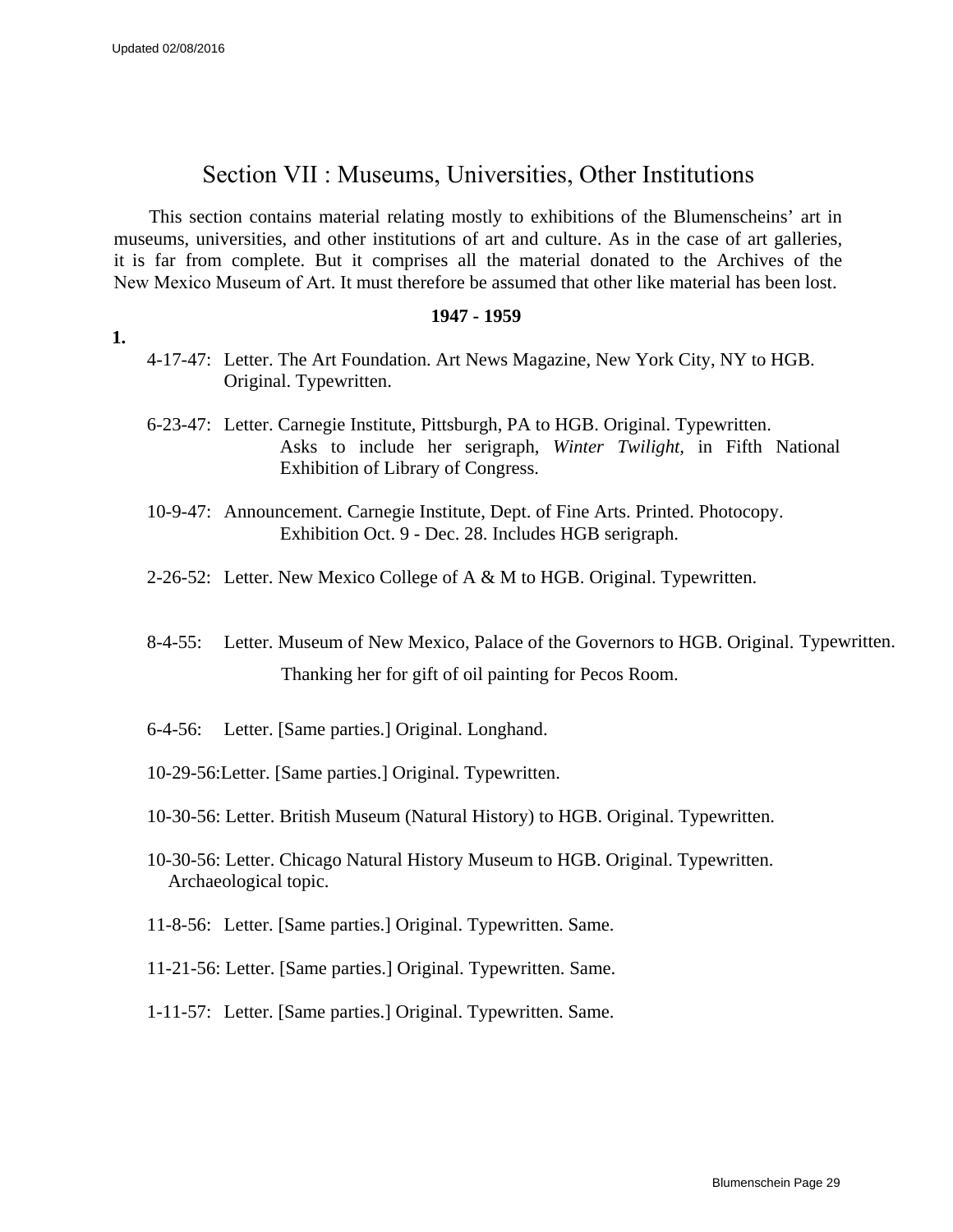# Section VII : Museums, Universities, Other Institutions

This section contains material relating mostly to exhibitions of the Blumenscheins' art in museums, universities, and other institutions of art and culture. As in the case of art galleries, it is far from complete. But it comprises all the material donated to the Archives of the New Mexico Museum of Art. It must therefore be assumed that other like material has been lost.

**1947 - 1959**

**1.**

4-17-47: Letter. The Art Foundation. Art News Magazine, New York City, NY to HGB. Original. Typewritten.

6-23-47: Letter. Carnegie Institute, Pittsburgh, PA to HGB. Original. Typewritten.
Asks to include her serigraph, *Winter Twilight,* in Fifth National Exhibition of Library of Congress.

10-9-47: Announcement. Carnegie Institute, Dept. of Fine Arts. Printed. Photocopy.
Exhibition Oct. 9 - Dec. 28. Includes HGB serigraph.

2-26-52: Letter. New Mexico College of A & M to HGB. Original. Typewritten.

8-4-55: Letter. Museum of New Mexico, Palace of the Governors to HGB. Original. Typewritten.
Thanking her for gift of oil painting for Pecos Room.

6-4-56: Letter. [Same parties.] Original. Longhand.

10-29-56: Letter. [Same parties.] Original. Typewritten.

10-30-56: Letter. British Museum (Natural History) to HGB. Original. Typewritten.

10-30-56: Letter. Chicago Natural History Museum to HGB. Original. Typewritten.
Archaeological topic.

11-8-56: Letter. [Same parties.] Original. Typewritten. Same.

11-21-56: Letter. [Same parties.] Original. Typewritten. Same.

1-11-57: Letter. [Same parties.] Original. Typewritten. Same.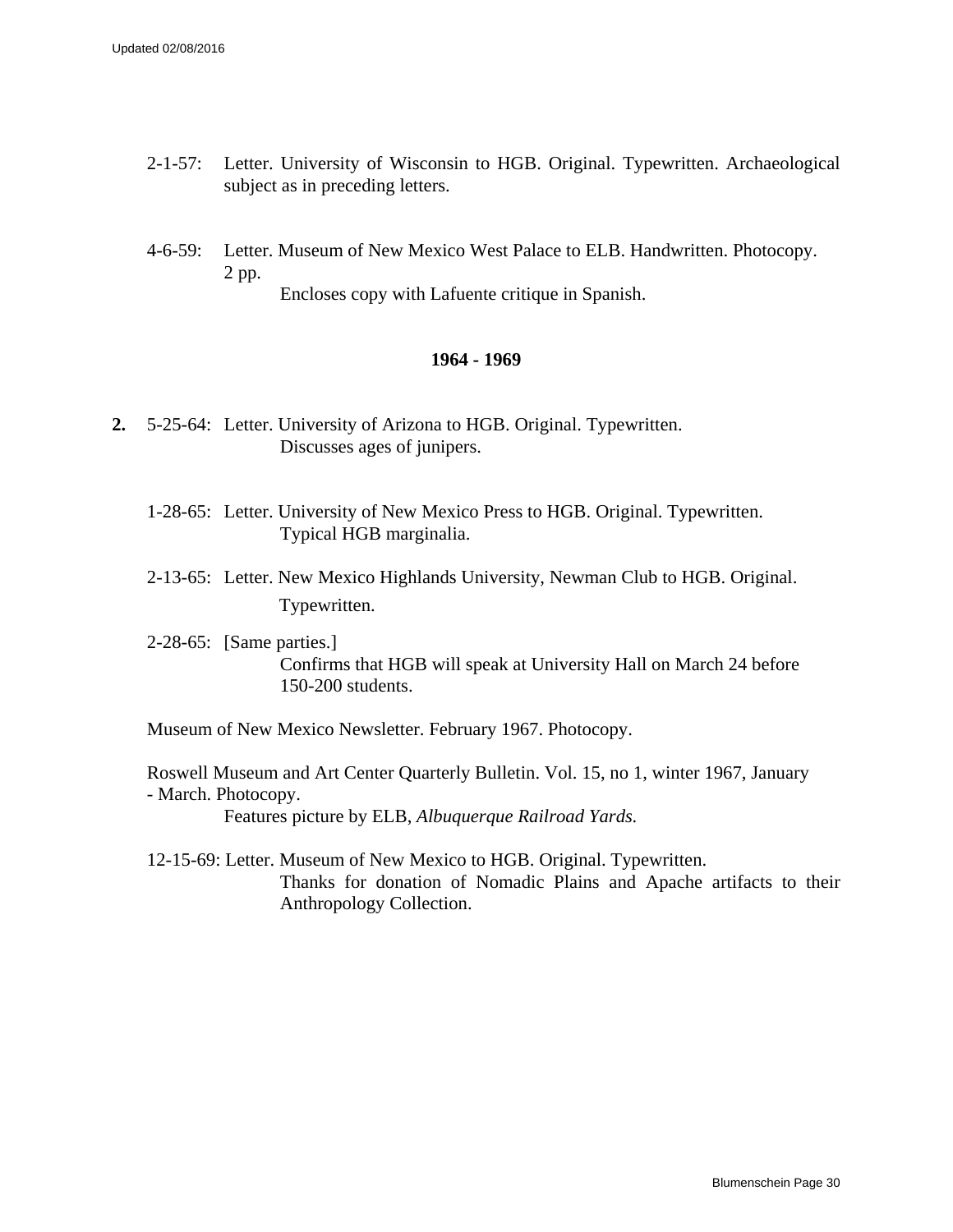2-1-57: Letter. University of Wisconsin to HGB. Original. Typewritten. Archaeological subject as in preceding letters.

4-6-59: Letter. Museum of New Mexico West Palace to ELB. Handwritten. Photocopy. 2 pp.
Encloses copy with Lafuente critique in Spanish.

### 1964 - 1969

**2.** 5-25-64: Letter. University of Arizona to HGB. Original. Typewritten.
Discusses ages of junipers.

1-28-65: Letter. University of New Mexico Press to HGB. Original. Typewritten.
Typical HGB marginalia.

2-13-65: Letter. New Mexico Highlands University, Newman Club to HGB. Original. Typewritten.

2-28-65: [Same parties.]
Confirms that HGB will speak at University Hall on March 24 before 150-200 students.

Museum of New Mexico Newsletter. February 1967. Photocopy.

Roswell Museum and Art Center Quarterly Bulletin. Vol. 15, no 1, winter 1967, January - March. Photocopy.
Features picture by ELB, *Albuquerque Railroad Yards.*

12-15-69: Letter. Museum of New Mexico to HGB. Original. Typewritten.
Thanks for donation of Nomadic Plains and Apache artifacts to their Anthropology Collection.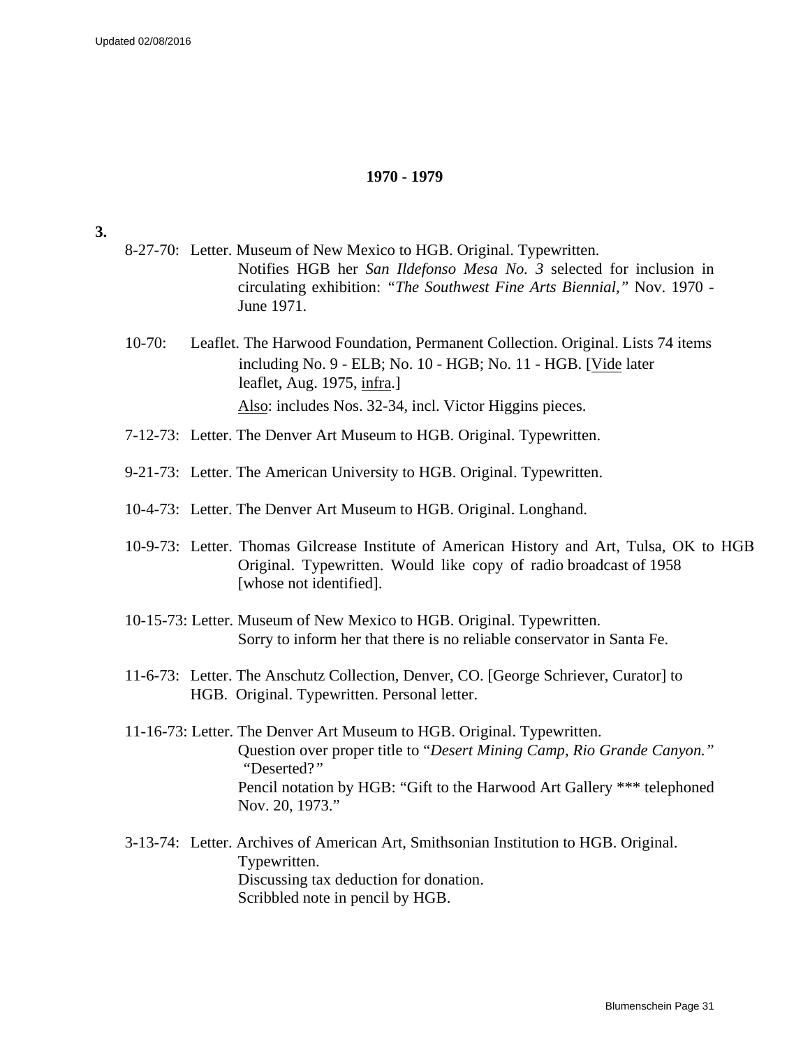## 1970 - 1979

**3.**

8-27-70: Letter. Museum of New Mexico to HGB. Original. Typewritten.
Notifies HGB her *San Ildefonso Mesa No. 3* selected for inclusion in circulating exhibition: *"The Southwest Fine Arts Biennial,"* Nov. 1970 - June 1971.

10-70: Leaflet. The Harwood Foundation, Permanent Collection. Original. Lists 74 items including No. 9 - ELB; No. 10 - HGB; No. 11 - HGB. [Vide later leaflet, Aug. 1975, infra.]
Also: includes Nos. 32-34, incl. Victor Higgins pieces.

7-12-73: Letter. The Denver Art Museum to HGB. Original. Typewritten.

9-21-73: Letter. The American University to HGB. Original. Typewritten.

10-4-73: Letter. The Denver Art Museum to HGB. Original. Longhand.

10-9-73: Letter. Thomas Gilcrease Institute of American History and Art, Tulsa, OK to HGB Original. Typewritten. Would like copy of radio broadcast of 1958 [whose not identified].

10-15-73: Letter. Museum of New Mexico to HGB. Original. Typewritten.
Sorry to inform her that there is no reliable conservator in Santa Fe.

11-6-73: Letter. The Anschutz Collection, Denver, CO. [George Schriever, Curator] to HGB. Original. Typewritten. Personal letter.

11-16-73: Letter. The Denver Art Museum to HGB. Original. Typewritten.
Question over proper title to "*Desert Mining Camp, Rio Grande Canyon.*" "Deserted?"
Pencil notation by HGB: "Gift to the Harwood Art Gallery *** telephoned Nov. 20, 1973."

3-13-74: Letter. Archives of American Art, Smithsonian Institution to HGB. Original. Typewritten.
Discussing tax deduction for donation.
Scribbled note in pencil by HGB.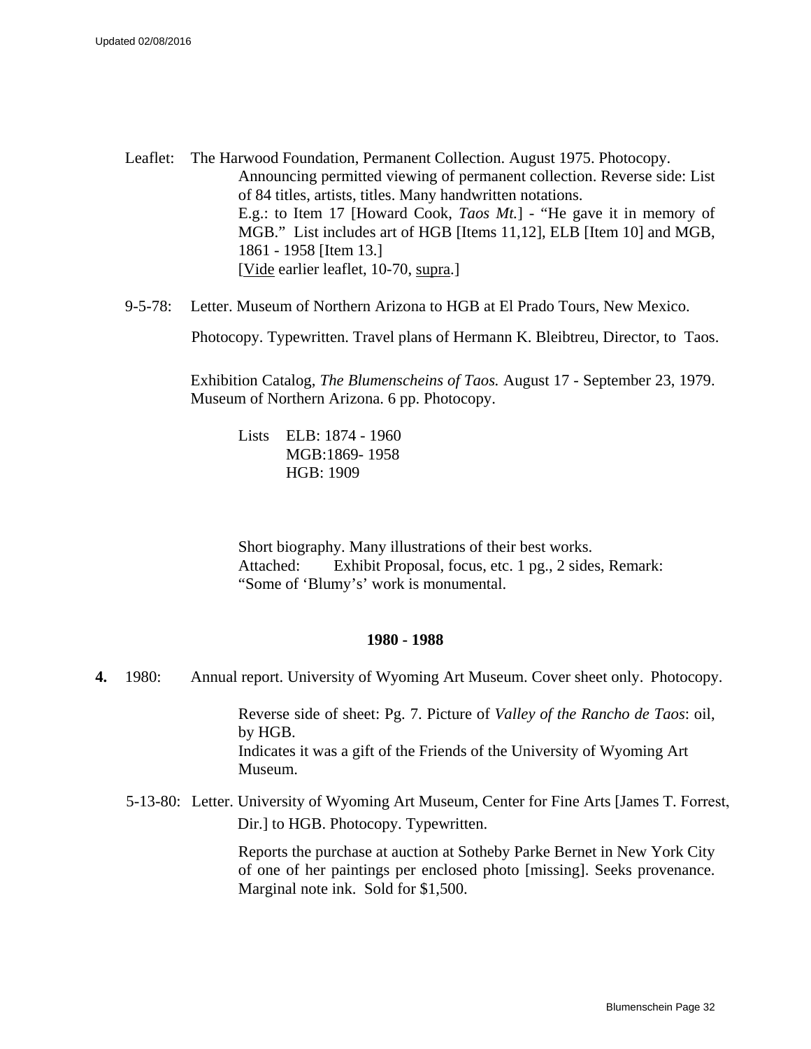Leaflet: The Harwood Foundation, Permanent Collection. August 1975. Photocopy.
Announcing permitted viewing of permanent collection. Reverse side: List of 84 titles, artists, titles. Many handwritten notations.
E.g.: to Item 17 [Howard Cook, *Taos Mt.*] - "He gave it in memory of MGB." List includes art of HGB [Items 11,12], ELB [Item 10] and MGB, 1861 - 1958 [Item 13.]
[Vide earlier leaflet, 10-70, supra.]

9-5-78: Letter. Museum of Northern Arizona to HGB at El Prado Tours, New Mexico.

Photocopy. Typewritten. Travel plans of Hermann K. Bleibtreu, Director, to Taos.

Exhibition Catalog, *The Blumenscheins of Taos.* August 17 - September 23, 1979. Museum of Northern Arizona. 6 pp. Photocopy.

Lists ELB: 1874 - 1960
MGB:1869- 1958
HGB: 1909

Short biography. Many illustrations of their best works.
Attached: Exhibit Proposal, focus, etc. 1 pg., 2 sides, Remark: "Some of 'Blumy's' work is monumental.

### 1980 - 1988

**4.** 1980: Annual report. University of Wyoming Art Museum. Cover sheet only. Photocopy.

Reverse side of sheet: Pg. 7. Picture of *Valley of the Rancho de Taos*: oil, by HGB.
Indicates it was a gift of the Friends of the University of Wyoming Art Museum.

5-13-80: Letter. University of Wyoming Art Museum, Center for Fine Arts [James T. Forrest, Dir.] to HGB. Photocopy. Typewritten.

Reports the purchase at auction at Sotheby Parke Bernet in New York City of one of her paintings per enclosed photo [missing]. Seeks provenance. Marginal note ink. Sold for $1,500.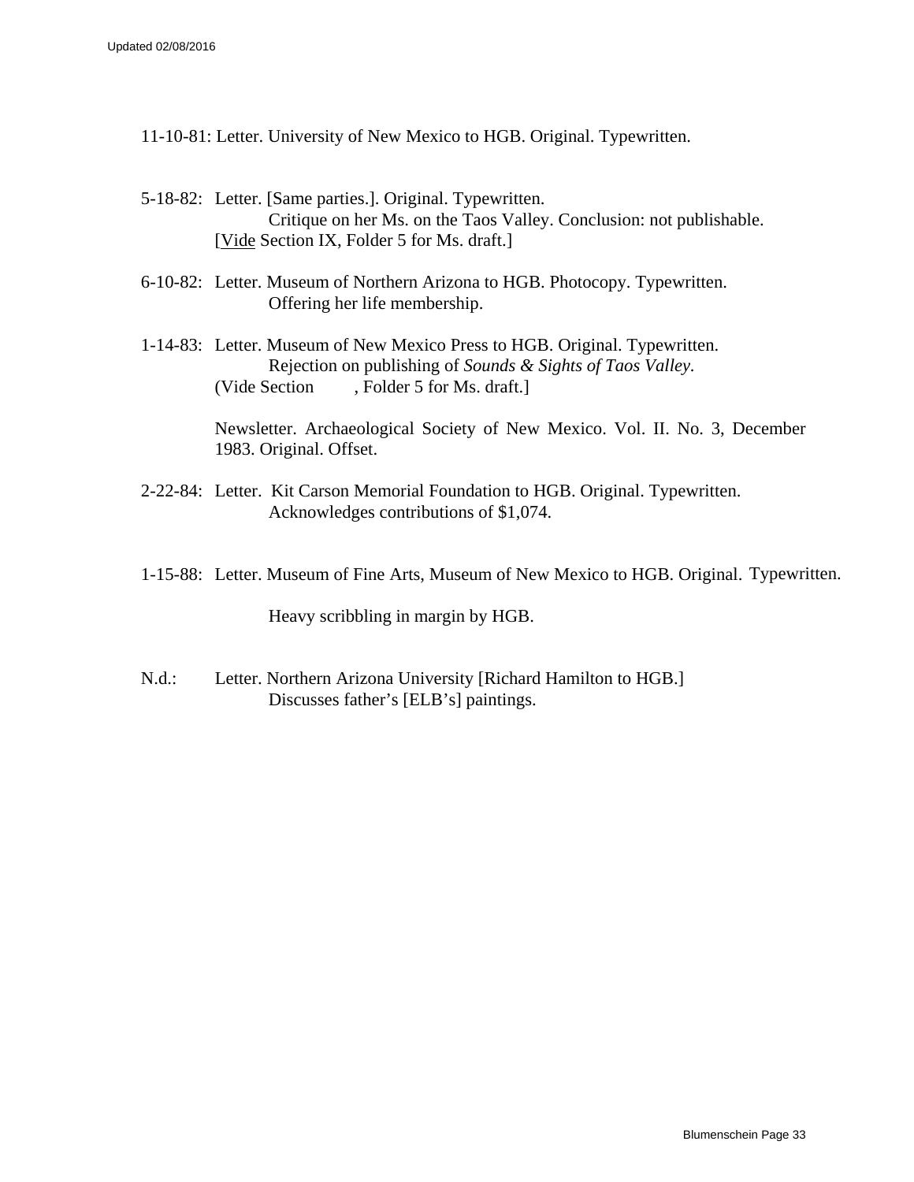11-10-81: Letter. University of New Mexico to HGB. Original. Typewritten.

5-18-82: Letter. [Same parties.]. Original. Typewritten.
Critique on her Ms. on the Taos Valley. Conclusion: not publishable.
[Vide Section IX, Folder 5 for Ms. draft.]

6-10-82: Letter. Museum of Northern Arizona to HGB. Photocopy. Typewritten.
Offering her life membership.

1-14-83: Letter. Museum of New Mexico Press to HGB. Original. Typewritten.
Rejection on publishing of *Sounds & Sights of Taos Valley*.
(Vide Section , Folder 5 for Ms. draft.]

Newsletter. Archaeological Society of New Mexico. Vol. II. No. 3, December 1983. Original. Offset.

2-22-84: Letter. Kit Carson Memorial Foundation to HGB. Original. Typewritten.
Acknowledges contributions of $1,074.

1-15-88: Letter. Museum of Fine Arts, Museum of New Mexico to HGB. Original. Typewritten.

Heavy scribbling in margin by HGB.

N.d.: Letter. Northern Arizona University [Richard Hamilton to HGB.]
Discusses father's [ELB's] paintings.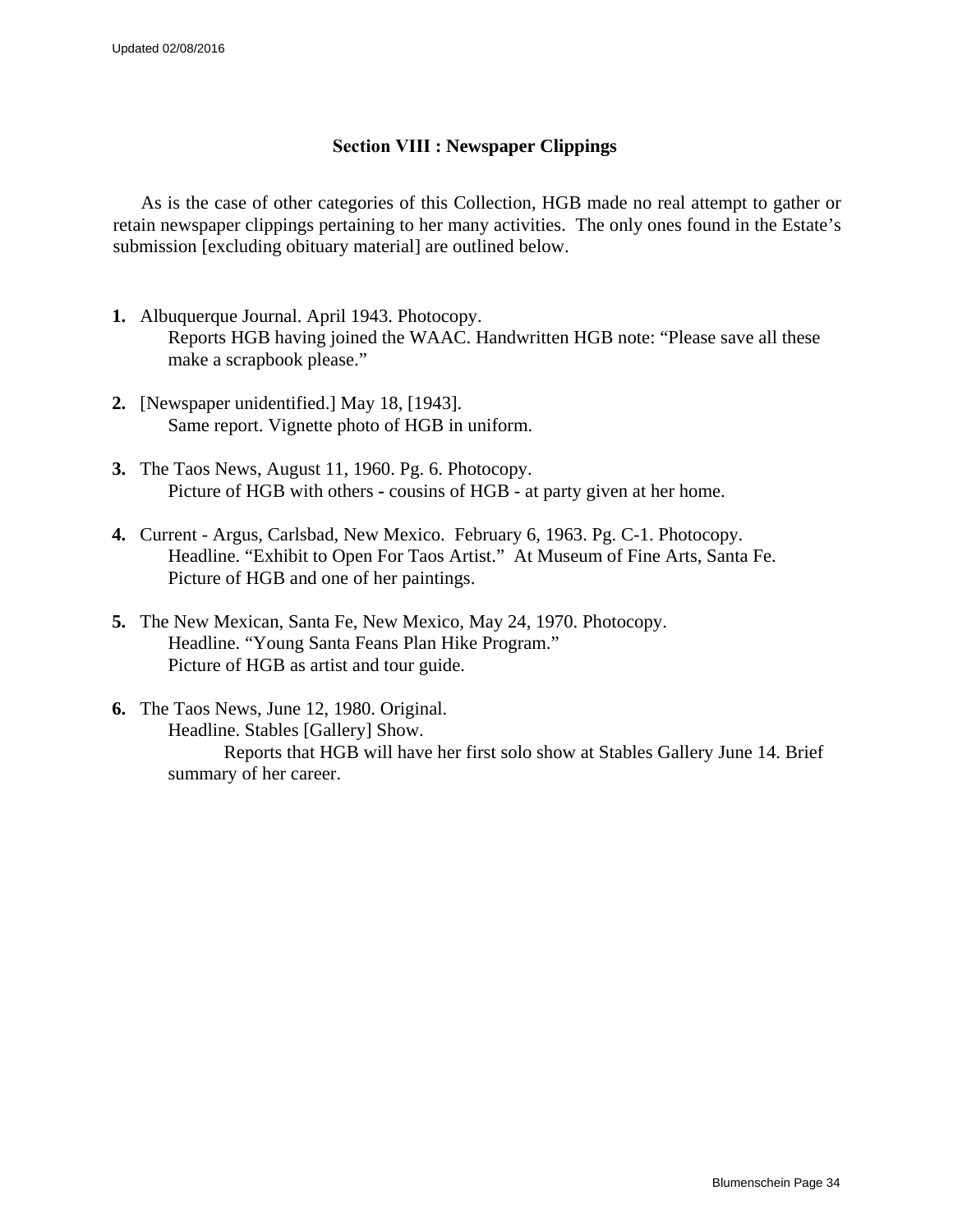## Section VIII : Newspaper Clippings

As is the case of other categories of this Collection, HGB made no real attempt to gather or retain newspaper clippings pertaining to her many activities. The only ones found in the Estate's submission [excluding obituary material] are outlined below.

1. **Albuquerque Journal. April 1943. Photocopy.**
   Reports HGB having joined the WAAC. Handwritten HGB note: "Please save all these make a scrapbook please."

2. **[Newspaper unidentified.] May 18, [1943].**
   Same report. Vignette photo of HGB in uniform.

3. **The Taos News, August 11, 1960. Pg. 6. Photocopy.**
   Picture of HGB with others - cousins of HGB - at party given at her home.

4. **Current - Argus, Carlsbad, New Mexico. February 6, 1963. Pg. C-1. Photocopy.**
   Headline. "Exhibit to Open For Taos Artist." At Museum of Fine Arts, Santa Fe.
   Picture of HGB and one of her paintings.

5. **The New Mexican, Santa Fe, New Mexico, May 24, 1970. Photocopy.**
   Headline. "Young Santa Feans Plan Hike Program."
   Picture of HGB as artist and tour guide.

6. **The Taos News, June 12, 1980. Original.**
   Headline. Stables [Gallery] Show.
   Reports that HGB will have her first solo show at Stables Gallery June 14. Brief summary of her career.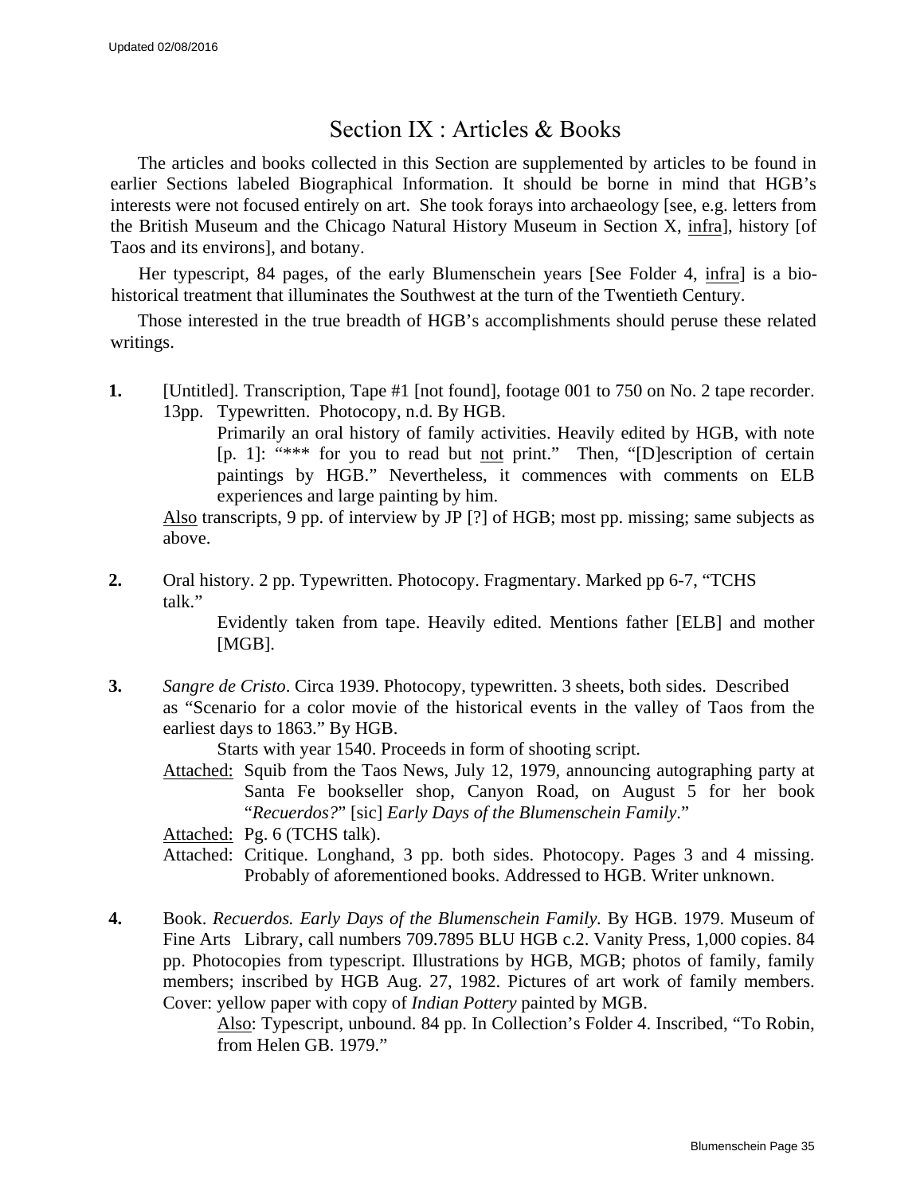# Section IX : Articles & Books

The articles and books collected in this Section are supplemented by articles to be found in earlier Sections labeled Biographical Information. It should be borne in mind that HGB's interests were not focused entirely on art. She took forays into archaeology [see, e.g. letters from the British Museum and the Chicago Natural History Museum in Section X, <u>infra</u>], history [of Taos and its environs], and botany.

Her typescript, 84 pages, of the early Blumenschein years [See Folder 4, <u>infra</u>] is a bio-historical treatment that illuminates the Southwest at the turn of the Twentieth Century.

Those interested in the true breadth of HGB's accomplishments should peruse these related writings.

**1.** [Untitled]. Transcription, Tape #1 [not found], footage 001 to 750 on No. 2 tape recorder. 13pp. Typewritten. Photocopy, n.d. By HGB.

Primarily an oral history of family activities. Heavily edited by HGB, with note [p. 1]: "*** for you to read but <u>not</u> print." Then, "[D]escription of certain paintings by HGB." Nevertheless, it commences with comments on ELB experiences and large painting by him.

<u>Also</u> transcripts, 9 pp. of interview by JP [?] of HGB; most pp. missing; same subjects as above.

**2.** Oral history. 2 pp. Typewritten. Photocopy. Fragmentary. Marked pp 6-7, "TCHS talk."

Evidently taken from tape. Heavily edited. Mentions father [ELB] and mother [MGB].

**3.** *Sangre de Cristo*. Circa 1939. Photocopy, typewritten. 3 sheets, both sides. Described as "Scenario for a color movie of the historical events in the valley of Taos from the earliest days to 1863." By HGB.

Starts with year 1540. Proceeds in form of shooting script.

<u>Attached:</u> Squib from the Taos News, July 12, 1979, announcing autographing party at Santa Fe bookseller shop, Canyon Road, on August 5 for her book "*Recuerdos?*" [sic] *Early Days of the Blumenschein Family*."

<u>Attached:</u> Pg. 6 (TCHS talk).

Attached: Critique. Longhand, 3 pp. both sides. Photocopy. Pages 3 and 4 missing. Probably of aforementioned books. Addressed to HGB. Writer unknown.

**4.** Book. *Recuerdos. Early Days of the Blumenschein Family.* By HGB. 1979. Museum of Fine Arts Library, call numbers 709.7895 BLU HGB c.2. Vanity Press, 1,000 copies. 84 pp. Photocopies from typescript. Illustrations by HGB, MGB; photos of family, family members; inscribed by HGB Aug. 27, 1982. Pictures of art work of family members. Cover: yellow paper with copy of *Indian Pottery* painted by MGB.

<u>Also</u>: Typescript, unbound. 84 pp. In Collection's Folder 4. Inscribed, "To Robin, from Helen GB. 1979."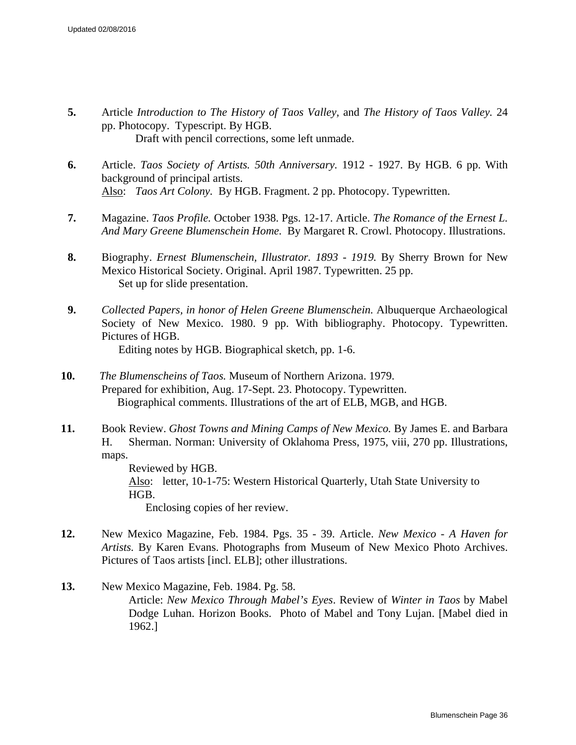**5.** Article *Introduction to The History of Taos Valley*, and *The History of Taos Valley.* 24 pp. Photocopy. Typescript. By HGB.
Draft with pencil corrections, some left unmade.

**6.** Article. *Taos Society of Artists. 50th Anniversary.* 1912 - 1927. By HGB. 6 pp. With background of principal artists.
Also: *Taos Art Colony.* By HGB. Fragment. 2 pp. Photocopy. Typewritten.

**7.** Magazine. *Taos Profile.* October 1938. Pgs. 12-17. Article. *The Romance of the Ernest L. And Mary Greene Blumenschein Home.* By Margaret R. Crowl. Photocopy. Illustrations.

**8.** Biography. *Ernest Blumenschein, Illustrator. 1893 - 1919.* By Sherry Brown for New Mexico Historical Society. Original. April 1987. Typewritten. 25 pp.
Set up for slide presentation.

**9.** *Collected Papers, in honor of Helen Greene Blumenschein.* Albuquerque Archaeological Society of New Mexico. 1980. 9 pp. With bibliography. Photocopy. Typewritten. Pictures of HGB.
Editing notes by HGB. Biographical sketch, pp. 1-6.

**10.** *The Blumenscheins of Taos.* Museum of Northern Arizona. 1979.
Prepared for exhibition, Aug. 17-Sept. 23. Photocopy. Typewritten.
Biographical comments. Illustrations of the art of ELB, MGB, and HGB.

**11.** Book Review. *Ghost Towns and Mining Camps of New Mexico.* By James E. and Barbara H. Sherman. Norman: University of Oklahoma Press, 1975, viii, 270 pp. Illustrations, maps.
Reviewed by HGB.
Also: letter, 10-1-75: Western Historical Quarterly, Utah State University to HGB.
Enclosing copies of her review.

**12.** New Mexico Magazine, Feb. 1984. Pgs. 35 - 39. Article. *New Mexico - A Haven for Artists.* By Karen Evans. Photographs from Museum of New Mexico Photo Archives. Pictures of Taos artists [incl. ELB]; other illustrations.

**13.** New Mexico Magazine, Feb. 1984. Pg. 58.
Article: *New Mexico Through Mabel's Eyes*. Review of *Winter in Taos* by Mabel Dodge Luhan. Horizon Books. Photo of Mabel and Tony Lujan. [Mabel died in 1962.]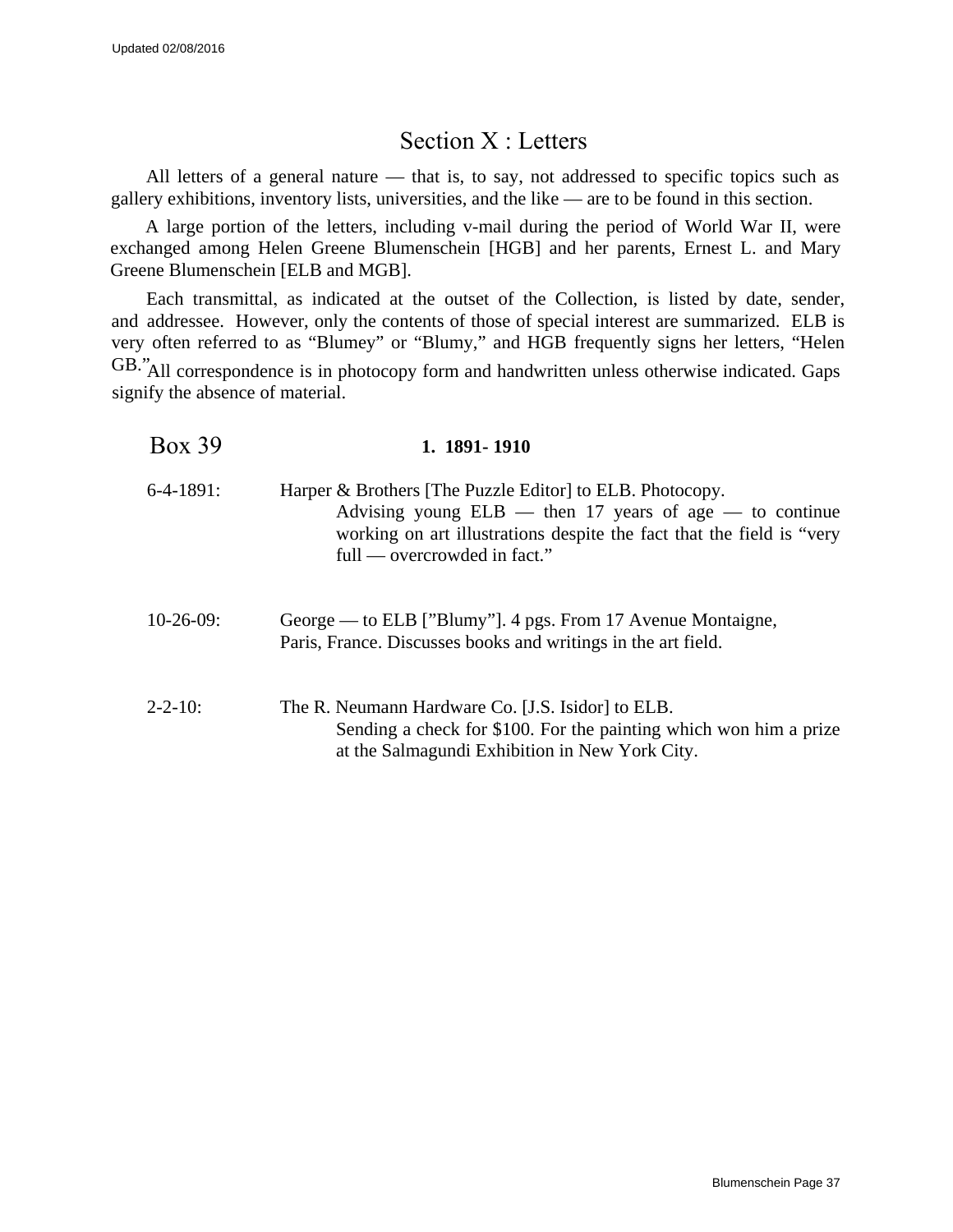# Section X : Letters

All letters of a general nature — that is, to say, not addressed to specific topics such as gallery exhibitions, inventory lists, universities, and the like — are to be found in this section.

A large portion of the letters, including v-mail during the period of World War II, were exchanged among Helen Greene Blumenschein [HGB] and her parents, Ernest L. and Mary Greene Blumenschein [ELB and MGB].

Each transmittal, as indicated at the outset of the Collection, is listed by date, sender, and addressee. However, only the contents of those of special interest are summarized. ELB is very often referred to as "Blumey" or "Blumy," and HGB frequently signs her letters, "Helen GB." All correspondence is in photocopy form and handwritten unless otherwise indicated. Gaps signify the absence of material.

## Box 39

### 1. 1891- 1910

6-4-1891: Harper & Brothers [The Puzzle Editor] to ELB. Photocopy.
Advising young ELB — then 17 years of age — to continue working on art illustrations despite the fact that the field is "very full — overcrowded in fact."

10-26-09: George — to ELB ["Blumy"]. 4 pgs. From 17 Avenue Montaigne, Paris, France. Discusses books and writings in the art field.

2-2-10: The R. Neumann Hardware Co. [J.S. Isidor] to ELB.
Sending a check for $100. For the painting which won him a prize at the Salmagundi Exhibition in New York City.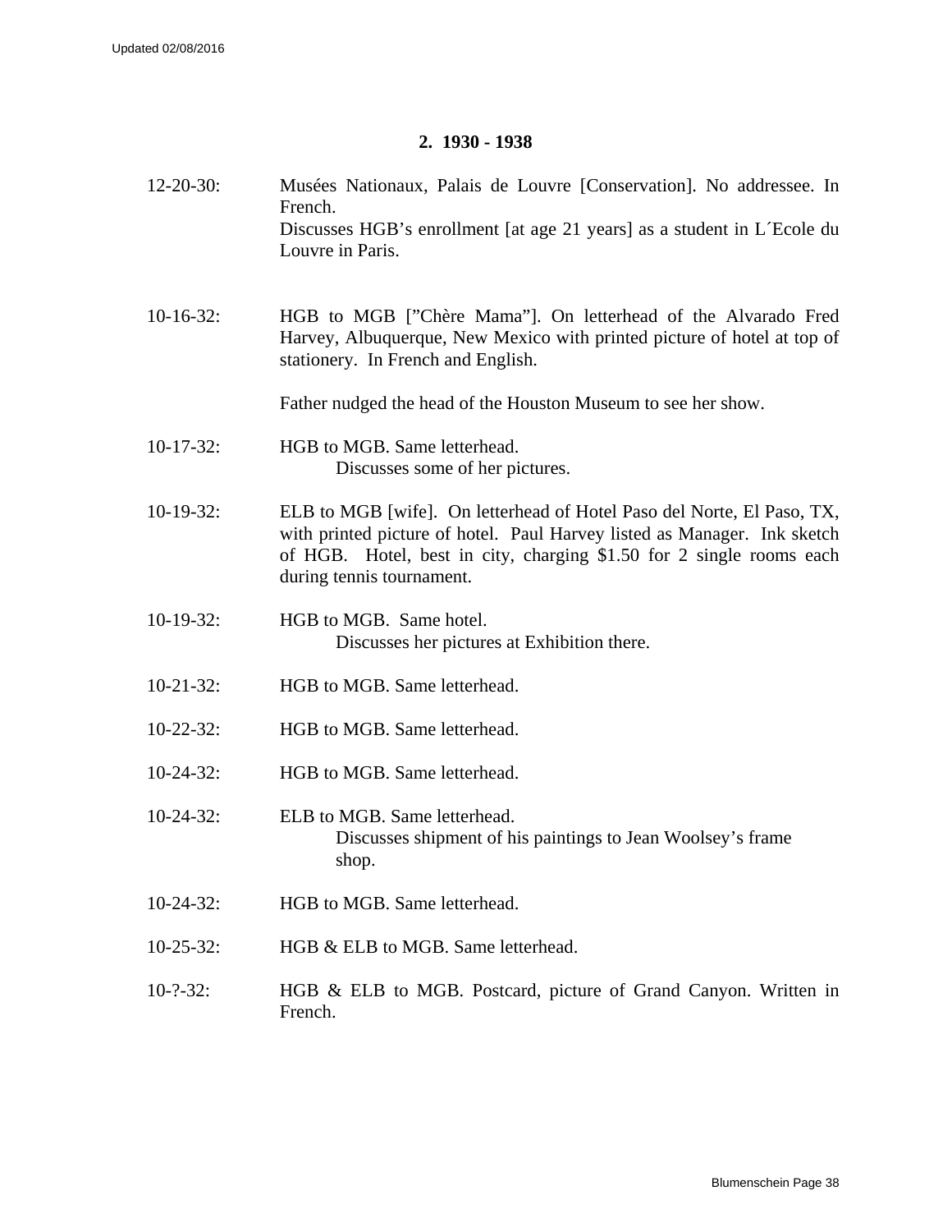## 2. 1930 - 1938

12-20-30: Musées Nationaux, Palais de Louvre [Conservation]. No addressee. In French.
Discusses HGB's enrollment [at age 21 years] as a student in L´Ecole du Louvre in Paris.

10-16-32: HGB to MGB [”Chère Mama”]. On letterhead of the Alvarado Fred Harvey, Albuquerque, New Mexico with printed picture of hotel at top of stationery. In French and English.

Father nudged the head of the Houston Museum to see her show.

10-17-32: HGB to MGB. Same letterhead.
Discusses some of her pictures.

10-19-32: ELB to MGB [wife]. On letterhead of Hotel Paso del Norte, El Paso, TX, with printed picture of hotel. Paul Harvey listed as Manager. Ink sketch of HGB. Hotel, best in city, charging $1.50 for 2 single rooms each during tennis tournament.

10-19-32: HGB to MGB. Same hotel.
Discusses her pictures at Exhibition there.

10-21-32: HGB to MGB. Same letterhead.

10-22-32: HGB to MGB. Same letterhead.

10-24-32: HGB to MGB. Same letterhead.

10-24-32: ELB to MGB. Same letterhead.
Discusses shipment of his paintings to Jean Woolsey's frame shop.

10-24-32: HGB to MGB. Same letterhead.

10-25-32: HGB & ELB to MGB. Same letterhead.

10-?-32: HGB & ELB to MGB. Postcard, picture of Grand Canyon. Written in French.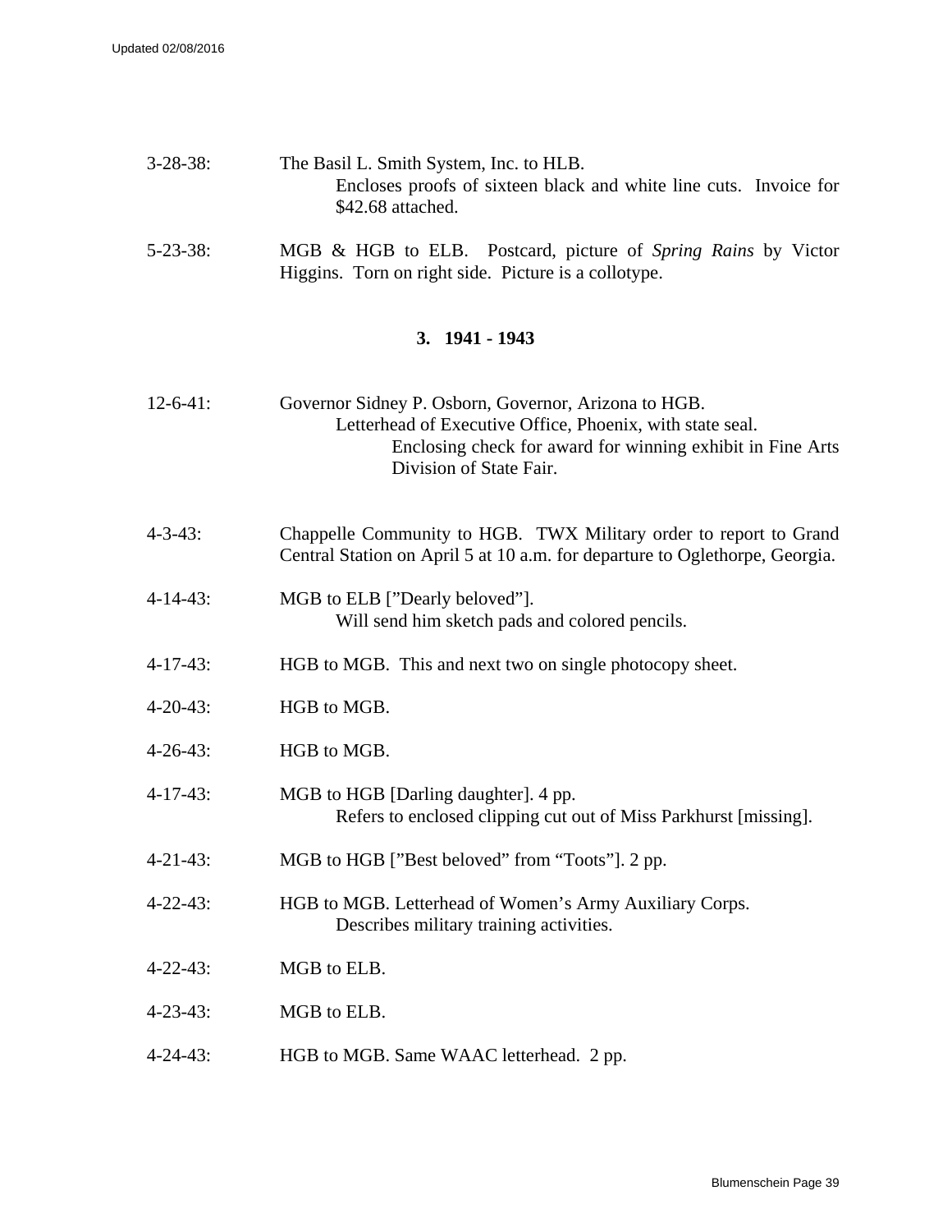3-28-38: The Basil L. Smith System, Inc. to HLB.
Encloses proofs of sixteen black and white line cuts. Invoice for $42.68 attached.

5-23-38: MGB & HGB to ELB. Postcard, picture of *Spring Rains* by Victor Higgins. Torn on right side. Picture is a collotype.

### 3. 1941 - 1943

12-6-41: Governor Sidney P. Osborn, Governor, Arizona to HGB.
Letterhead of Executive Office, Phoenix, with state seal.
Enclosing check for award for winning exhibit in Fine Arts Division of State Fair.

4-3-43: Chappelle Community to HGB. TWX Military order to report to Grand Central Station on April 5 at 10 a.m. for departure to Oglethorpe, Georgia.

4-14-43: MGB to ELB [”Dearly beloved”].
Will send him sketch pads and colored pencils.

4-17-43: HGB to MGB. This and next two on single photocopy sheet.

4-20-43: HGB to MGB.

4-26-43: HGB to MGB.

4-17-43: MGB to HGB [Darling daughter]. 4 pp.
Refers to enclosed clipping cut out of Miss Parkhurst [missing].

4-21-43: MGB to HGB [”Best beloved” from “Toots”]. 2 pp.

4-22-43: HGB to MGB. Letterhead of Women’s Army Auxiliary Corps.
Describes military training activities.

4-22-43: MGB to ELB.

4-23-43: MGB to ELB.

4-24-43: HGB to MGB. Same WAAC letterhead. 2 pp.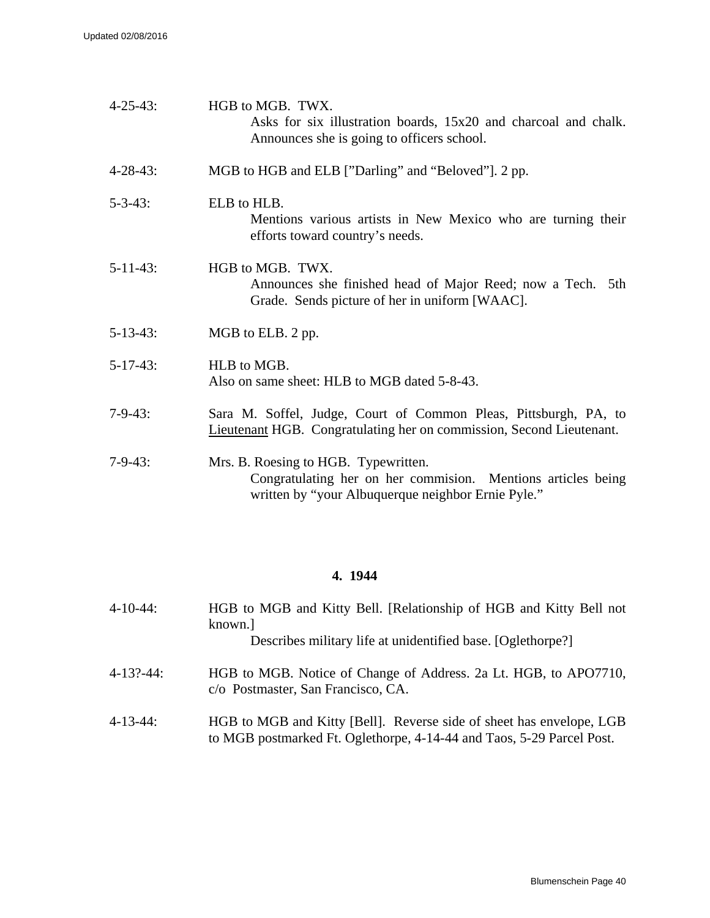4-25-43: HGB to MGB. TWX.
Asks for six illustration boards, 15x20 and charcoal and chalk. Announces she is going to officers school.

4-28-43: MGB to HGB and ELB [”Darling” and “Beloved”]. 2 pp.

5-3-43: ELB to HLB.
Mentions various artists in New Mexico who are turning their efforts toward country’s needs.

5-11-43: HGB to MGB. TWX.
Announces she finished head of Major Reed; now a Tech. 5th Grade. Sends picture of her in uniform [WAAC].

5-13-43: MGB to ELB. 2 pp.

5-17-43: HLB to MGB.
Also on same sheet: HLB to MGB dated 5-8-43.

7-9-43: Sara M. Soffel, Judge, Court of Common Pleas, Pittsburgh, PA, to Lieutenant HGB. Congratulating her on commission, Second Lieutenant.

7-9-43: Mrs. B. Roesing to HGB. Typewritten.
Congratulating her on her commision. Mentions articles being written by “your Albuquerque neighbor Ernie Pyle.”

## 4. 1944

4-10-44: HGB to MGB and Kitty Bell. [Relationship of HGB and Kitty Bell not known.]
Describes military life at unidentified base. [Oglethorpe?]

4-13?-44: HGB to MGB. Notice of Change of Address. 2a Lt. HGB, to APO7710, c/o Postmaster, San Francisco, CA.

4-13-44: HGB to MGB and Kitty [Bell]. Reverse side of sheet has envelope, LGB to MGB postmarked Ft. Oglethorpe, 4-14-44 and Taos, 5-29 Parcel Post.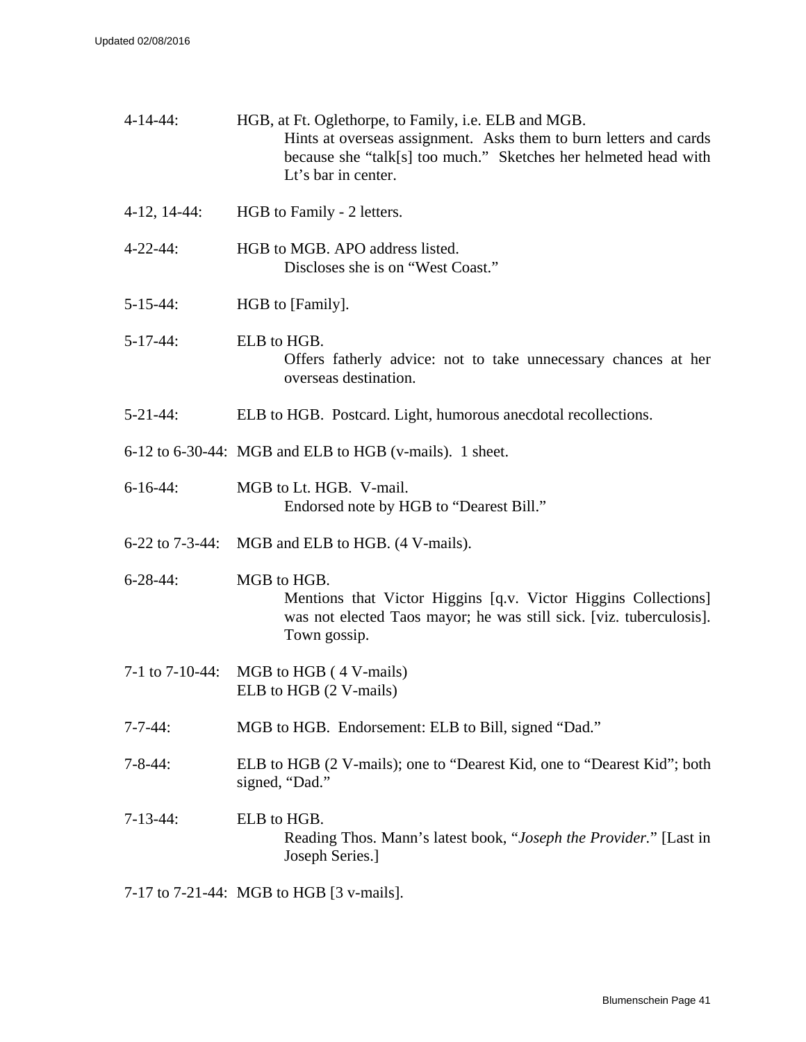4-14-44: HGB, at Ft. Oglethorpe, to Family, i.e. ELB and MGB.
  Hints at overseas assignment. Asks them to burn letters and cards because she "talk[s] too much." Sketches her helmeted head with Lt's bar in center.

4-12, 14-44: HGB to Family - 2 letters.

4-22-44: HGB to MGB. APO address listed.
  Discloses she is on "West Coast."

5-15-44: HGB to [Family].

5-17-44: ELB to HGB.
  Offers fatherly advice: not to take unnecessary chances at her overseas destination.

5-21-44: ELB to HGB. Postcard. Light, humorous anecdotal recollections.

6-12 to 6-30-44: MGB and ELB to HGB (v-mails). 1 sheet.

6-16-44: MGB to Lt. HGB. V-mail.
  Endorsed note by HGB to "Dearest Bill."

6-22 to 7-3-44: MGB and ELB to HGB. (4 V-mails).

6-28-44: MGB to HGB.
  Mentions that Victor Higgins [q.v. Victor Higgins Collections] was not elected Taos mayor; he was still sick. [viz. tuberculosis]. Town gossip.

7-1 to 7-10-44: MGB to HGB ( 4 V-mails)
ELB to HGB (2 V-mails)

7-7-44: MGB to HGB. Endorsement: ELB to Bill, signed "Dad."

7-8-44: ELB to HGB (2 V-mails); one to "Dearest Kid, one to "Dearest Kid"; both signed, "Dad."

7-13-44: ELB to HGB.
  Reading Thos. Mann's latest book, "*Joseph the Provider.*" [Last in Joseph Series.]

7-17 to 7-21-44: MGB to HGB [3 v-mails].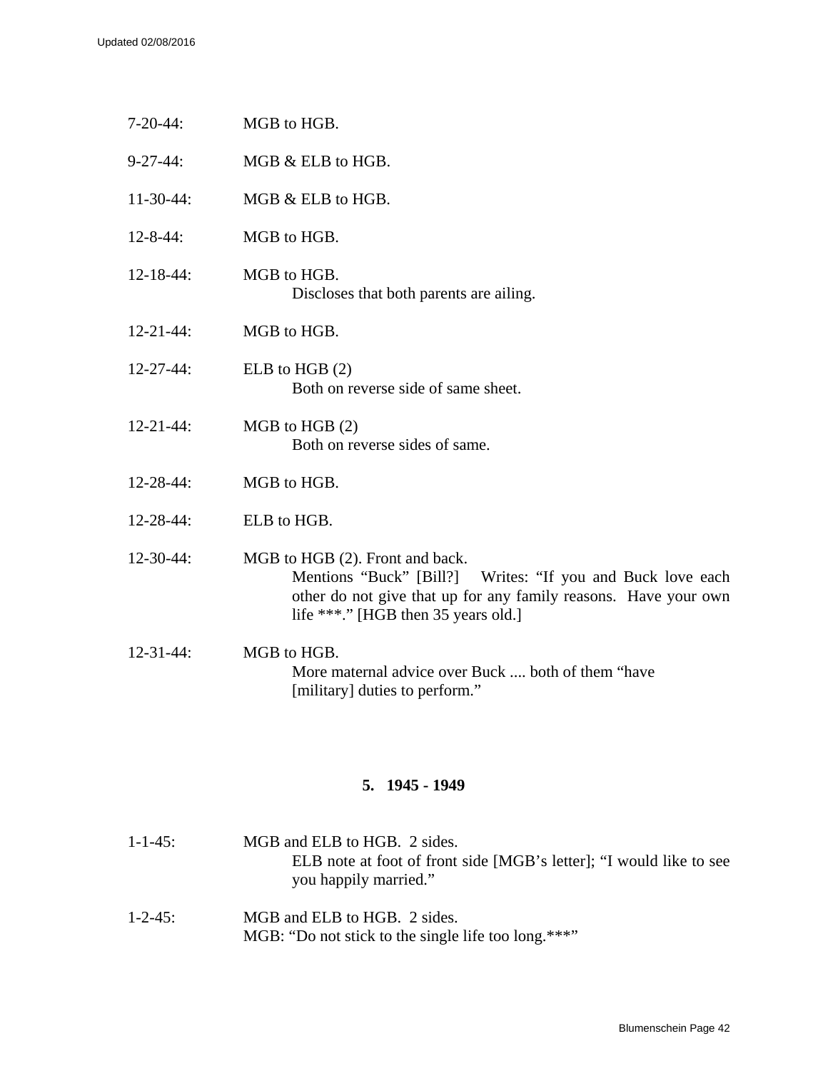7-20-44: MGB to HGB.

9-27-44: MGB & ELB to HGB.

11-30-44: MGB & ELB to HGB.

12-8-44: MGB to HGB.

12-18-44: MGB to HGB.
Discloses that both parents are ailing.

12-21-44: MGB to HGB.

12-27-44: ELB to HGB (2)
Both on reverse side of same sheet.

12-21-44: MGB to HGB (2)
Both on reverse sides of same.

12-28-44: MGB to HGB.

12-28-44: ELB to HGB.

12-30-44: MGB to HGB (2). Front and back.
Mentions "Buck" [Bill?] Writes: "If you and Buck love each other do not give that up for any family reasons. Have your own life ***." [HGB then 35 years old.]

12-31-44: MGB to HGB.
More maternal advice over Buck .... both of them "have [military] duties to perform."

## 5. 1945 - 1949

1-1-45: MGB and ELB to HGB. 2 sides.
ELB note at foot of front side [MGB's letter]; "I would like to see you happily married."

1-2-45: MGB and ELB to HGB. 2 sides.
MGB: "Do not stick to the single life too long.***"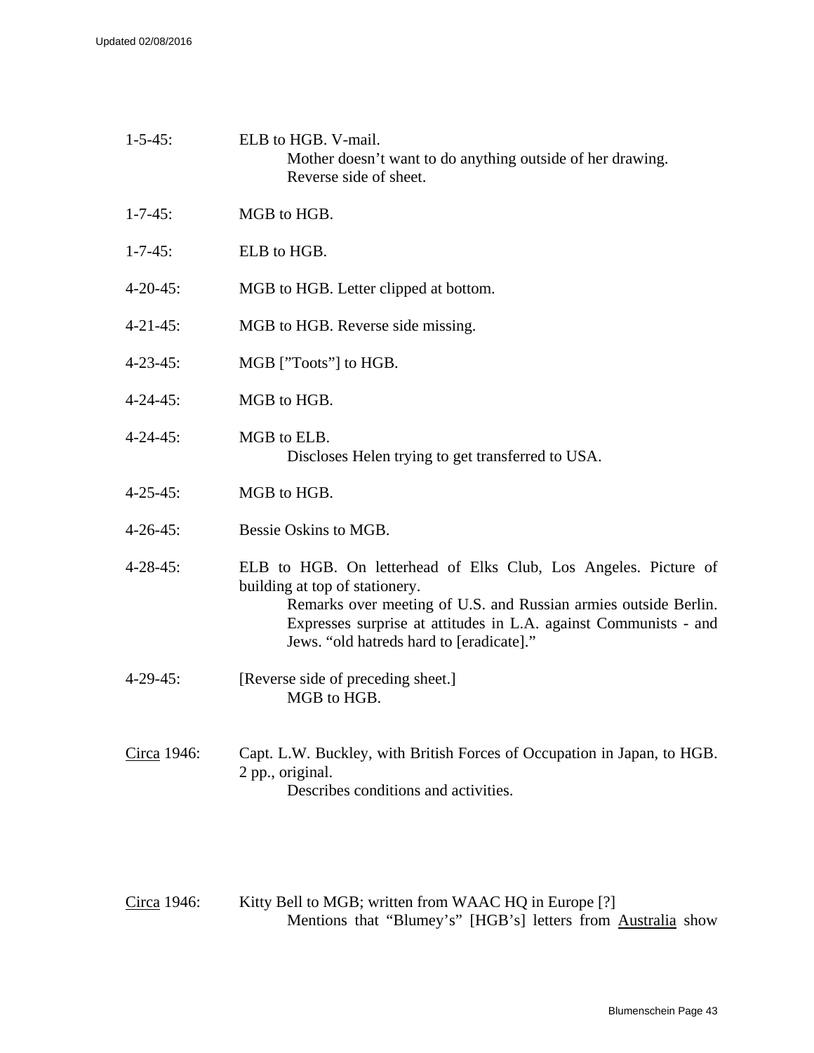1-5-45: ELB to HGB. V-mail.

Mother doesn't want to do anything outside of her drawing.
Reverse side of sheet.

1-7-45: MGB to HGB.

1-7-45: ELB to HGB.

4-20-45: MGB to HGB. Letter clipped at bottom.

4-21-45: MGB to HGB. Reverse side missing.

4-23-45: MGB ["Toots"] to HGB.

4-24-45: MGB to HGB.

4-24-45: MGB to ELB.

Discloses Helen trying to get transferred to USA.

4-25-45: MGB to HGB.

4-26-45: Bessie Oskins to MGB.

4-28-45: ELB to HGB. On letterhead of Elks Club, Los Angeles. Picture of building at top of stationery.

Remarks over meeting of U.S. and Russian armies outside Berlin. Expresses surprise at attitudes in L.A. against Communists - and Jews. "old hatreds hard to [eradicate]."

4-29-45: [Reverse side of preceding sheet.]

MGB to HGB.

Circa 1946: Capt. L.W. Buckley, with British Forces of Occupation in Japan, to HGB. 2 pp., original.

Describes conditions and activities.

Circa 1946: Kitty Bell to MGB; written from WAAC HQ in Europe [?]

Mentions that "Blumey's" [HGB's] letters from Australia show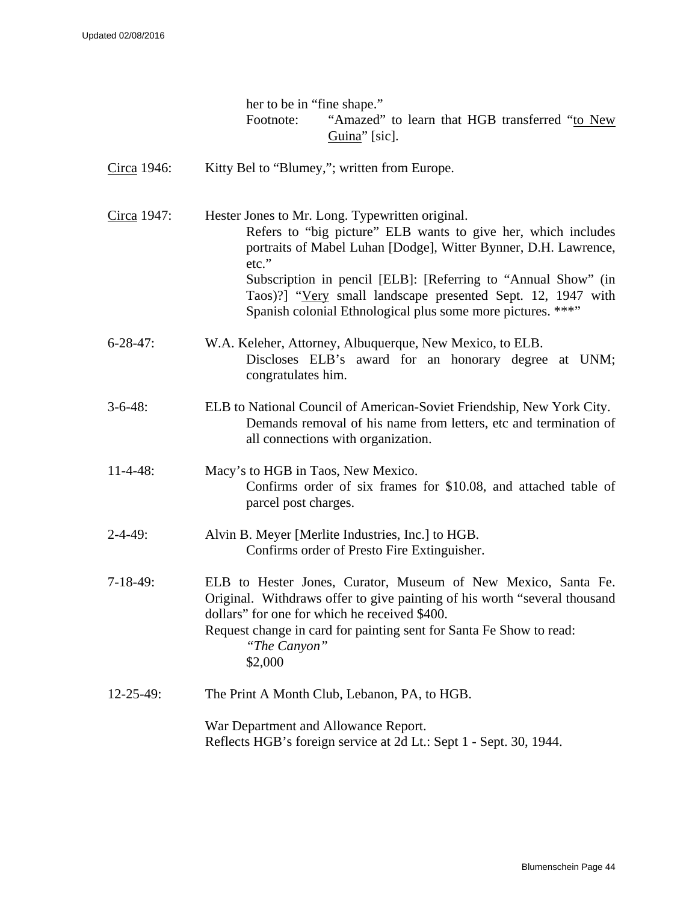her to be in "fine shape."
Footnote: "Amazed" to learn that HGB transferred "to New Guina" [sic].

Circa 1946: Kitty Bel to "Blumey,"; written from Europe.

Circa 1947: Hester Jones to Mr. Long. Typewritten original.
Refers to "big picture" ELB wants to give her, which includes portraits of Mabel Luhan [Dodge], Witter Bynner, D.H. Lawrence, etc."
Subscription in pencil [ELB]: [Referring to "Annual Show" (in Taos)?] "Very small landscape presented Sept. 12, 1947 with Spanish colonial Ethnological plus some more pictures. ***"

6-28-47: W.A. Keleher, Attorney, Albuquerque, New Mexico, to ELB.
Discloses ELB's award for an honorary degree at UNM; congratulates him.

3-6-48: ELB to National Council of American-Soviet Friendship, New York City.
Demands removal of his name from letters, etc and termination of all connections with organization.

11-4-48: Macy's to HGB in Taos, New Mexico.
Confirms order of six frames for $10.08, and attached table of parcel post charges.

2-4-49: Alvin B. Meyer [Merlite Industries, Inc.] to HGB.
Confirms order of Presto Fire Extinguisher.

7-18-49: ELB to Hester Jones, Curator, Museum of New Mexico, Santa Fe. Original. Withdraws offer to give painting of his worth "several thousand dollars" for one for which he received $400.
Request change in card for painting sent for Santa Fe Show to read:
*"The Canyon"*
$2,000

12-25-49: The Print A Month Club, Lebanon, PA, to HGB.

War Department and Allowance Report.
Reflects HGB's foreign service at 2d Lt.: Sept 1 - Sept. 30, 1944.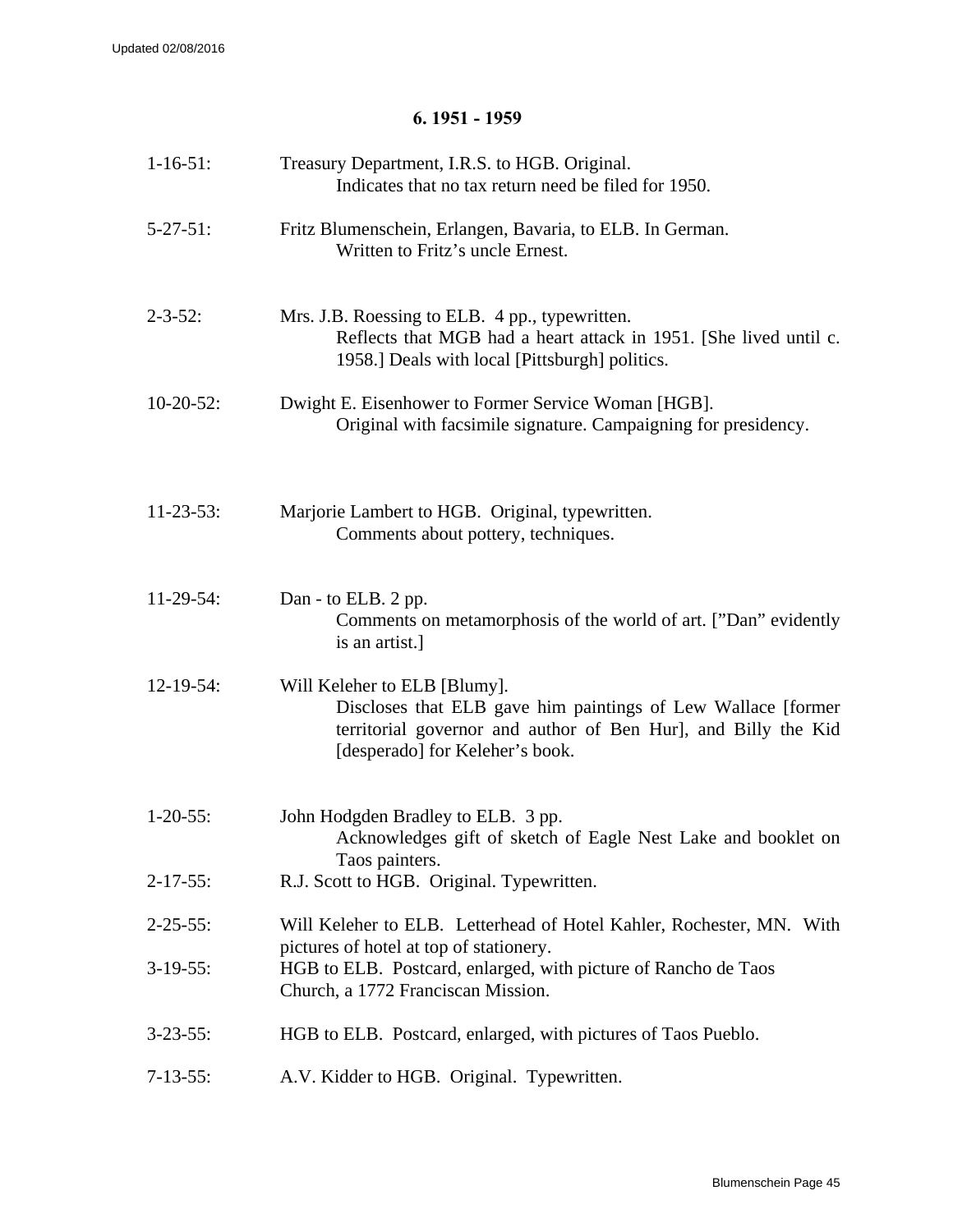## 6. 1951 - 1959

1-16-51: Treasury Department, I.R.S. to HGB. Original.
Indicates that no tax return need be filed for 1950.

5-27-51: Fritz Blumenschein, Erlangen, Bavaria, to ELB. In German.
Written to Fritz's uncle Ernest.

2-3-52: Mrs. J.B. Roessing to ELB. 4 pp., typewritten.
Reflects that MGB had a heart attack in 1951. [She lived until c. 1958.] Deals with local [Pittsburgh] politics.

10-20-52: Dwight E. Eisenhower to Former Service Woman [HGB].
Original with facsimile signature. Campaigning for presidency.

11-23-53: Marjorie Lambert to HGB. Original, typewritten.
Comments about pottery, techniques.

11-29-54: Dan - to ELB. 2 pp.
Comments on metamorphosis of the world of art. ["Dan" evidently is an artist.]

12-19-54: Will Keleher to ELB [Blumy].
Discloses that ELB gave him paintings of Lew Wallace [former territorial governor and author of Ben Hur], and Billy the Kid [desperado] for Keleher's book.

1-20-55: John Hodgden Bradley to ELB. 3 pp.
Acknowledges gift of sketch of Eagle Nest Lake and booklet on Taos painters.

2-17-55: R.J. Scott to HGB. Original. Typewritten.

2-25-55: Will Keleher to ELB. Letterhead of Hotel Kahler, Rochester, MN. With pictures of hotel at top of stationery.

3-19-55: HGB to ELB. Postcard, enlarged, with picture of Rancho de Taos Church, a 1772 Franciscan Mission.

3-23-55: HGB to ELB. Postcard, enlarged, with pictures of Taos Pueblo.

7-13-55: A.V. Kidder to HGB. Original. Typewritten.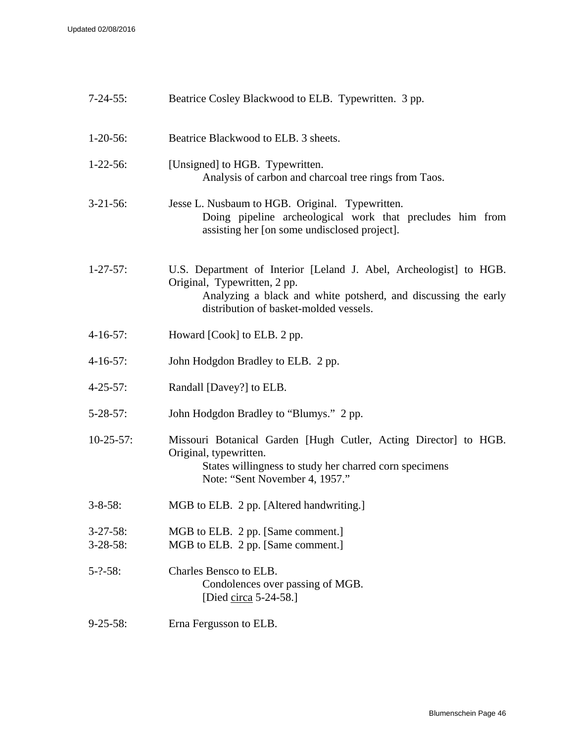7-24-55: Beatrice Cosley Blackwood to ELB. Typewritten. 3 pp.

1-20-56: Beatrice Blackwood to ELB. 3 sheets.

1-22-56: [Unsigned] to HGB. Typewritten.
> Analysis of carbon and charcoal tree rings from Taos.

3-21-56: Jesse L. Nusbaum to HGB. Original. Typewritten.
> Doing pipeline archeological work that precludes him from assisting her [on some undisclosed project].

1-27-57: U.S. Department of Interior [Leland J. Abel, Archeologist] to HGB. Original, Typewritten, 2 pp.
> Analyzing a black and white potsherd, and discussing the early distribution of basket-molded vessels.

4-16-57: Howard [Cook] to ELB. 2 pp.

4-16-57: John Hodgdon Bradley to ELB. 2 pp.

4-25-57: Randall [Davey?] to ELB.

5-28-57: John Hodgdon Bradley to "Blumys." 2 pp.

10-25-57: Missouri Botanical Garden [Hugh Cutler, Acting Director] to HGB. Original, typewritten.
> States willingness to study her charred corn specimens
> Note: "Sent November 4, 1957."

3-8-58: MGB to ELB. 2 pp. [Altered handwriting.]

3-27-58: MGB to ELB. 2 pp. [Same comment.]
3-28-58: MGB to ELB. 2 pp. [Same comment.]

5-?-58: Charles Bensco to ELB.
> Condolences over passing of MGB.
> [Died circa 5-24-58.]

9-25-58: Erna Fergusson to ELB.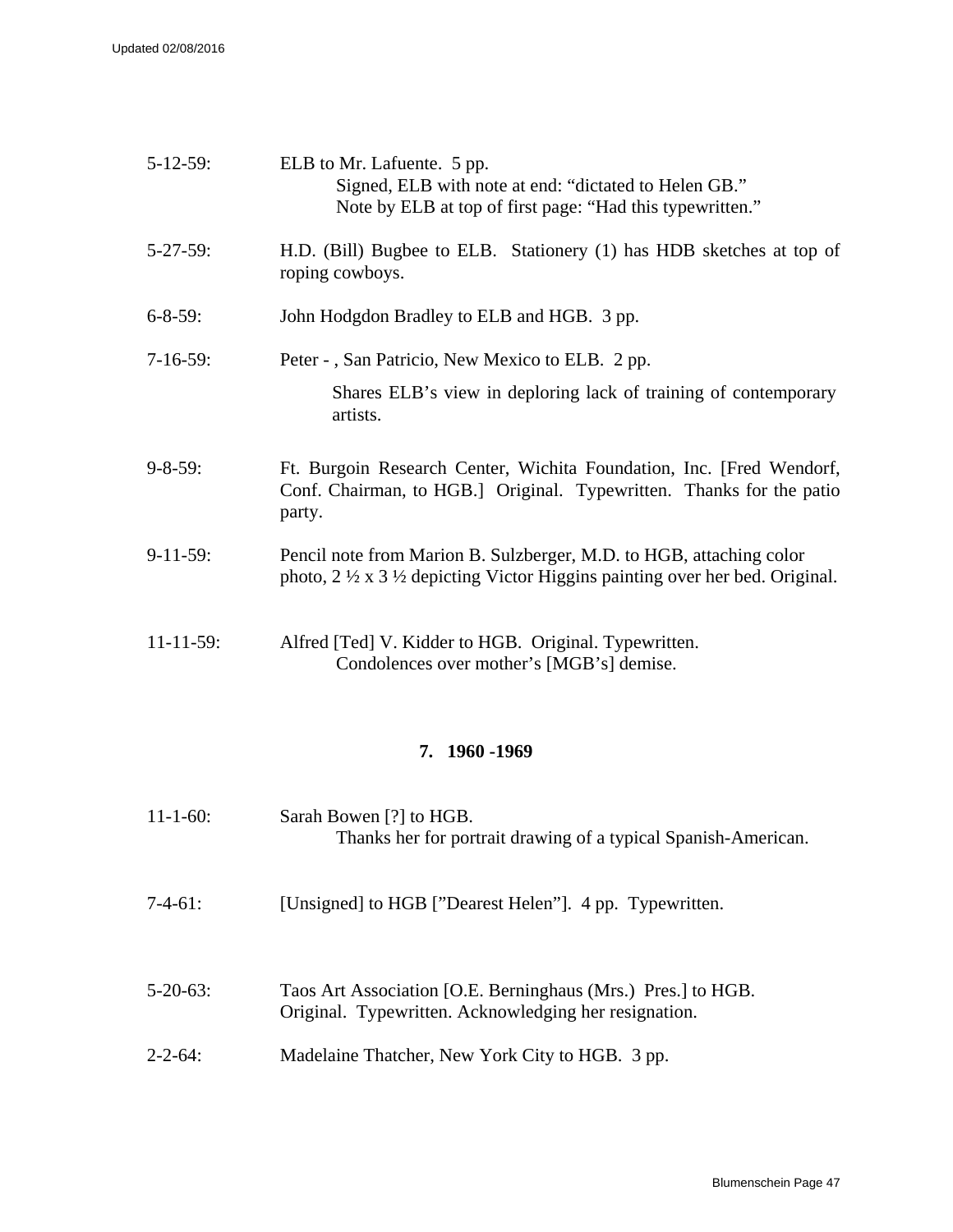5-12-59: ELB to Mr. Lafuente. 5 pp.
Signed, ELB with note at end: "dictated to Helen GB."
Note by ELB at top of first page: "Had this typewritten."

5-27-59: H.D. (Bill) Bugbee to ELB. Stationery (1) has HDB sketches at top of roping cowboys.

6-8-59: John Hodgdon Bradley to ELB and HGB. 3 pp.

7-16-59: Peter - , San Patricio, New Mexico to ELB. 2 pp.
Shares ELB's view in deploring lack of training of contemporary artists.

9-8-59: Ft. Burgoin Research Center, Wichita Foundation, Inc. [Fred Wendorf, Conf. Chairman, to HGB.] Original. Typewritten. Thanks for the patio party.

9-11-59: Pencil note from Marion B. Sulzberger, M.D. to HGB, attaching color photo, 2 ½ x 3 ½ depicting Victor Higgins painting over her bed. Original.

11-11-59: Alfred [Ted] V. Kidder to HGB. Original. Typewritten.
Condolences over mother's [MGB's] demise.

## 7. 1960 -1969

11-1-60: Sarah Bowen [?] to HGB.
Thanks her for portrait drawing of a typical Spanish-American.

7-4-61: [Unsigned] to HGB [”Dearest Helen”]. 4 pp. Typewritten.

5-20-63: Taos Art Association [O.E. Berninghaus (Mrs.) Pres.] to HGB.
Original. Typewritten. Acknowledging her resignation.

2-2-64: Madelaine Thatcher, New York City to HGB. 3 pp.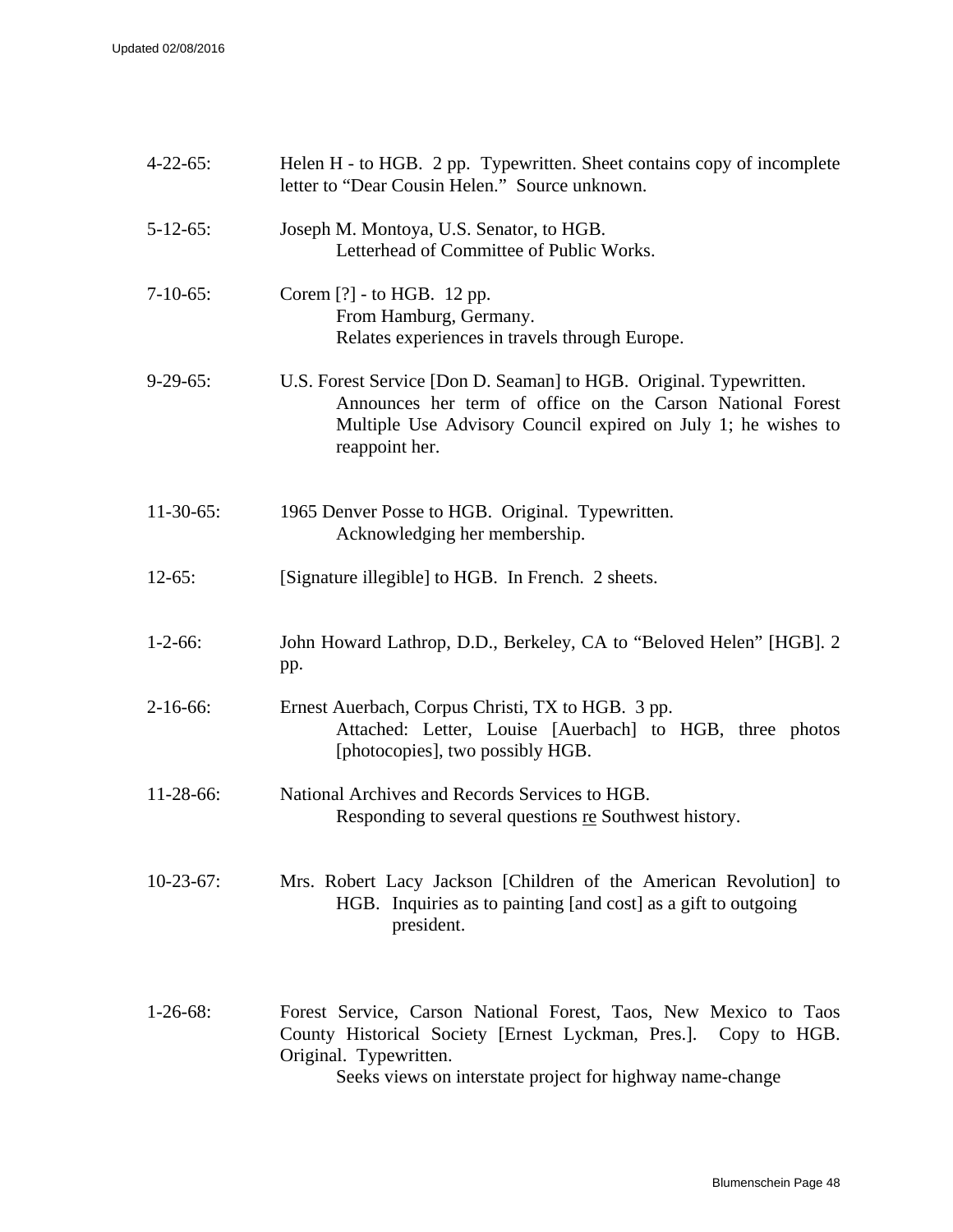4-22-65: Helen H - to HGB. 2 pp. Typewritten. Sheet contains copy of incomplete letter to "Dear Cousin Helen." Source unknown.

5-12-65: Joseph M. Montoya, U.S. Senator, to HGB.
Letterhead of Committee of Public Works.

7-10-65: Corem [?] - to HGB. 12 pp.
From Hamburg, Germany.
Relates experiences in travels through Europe.

9-29-65: U.S. Forest Service [Don D. Seaman] to HGB. Original. Typewritten.
Announces her term of office on the Carson National Forest Multiple Use Advisory Council expired on July 1; he wishes to reappoint her.

11-30-65: 1965 Denver Posse to HGB. Original. Typewritten.
Acknowledging her membership.

12-65: [Signature illegible] to HGB. In French. 2 sheets.

1-2-66: John Howard Lathrop, D.D., Berkeley, CA to "Beloved Helen" [HGB]. 2 pp.

2-16-66: Ernest Auerbach, Corpus Christi, TX to HGB. 3 pp.
Attached: Letter, Louise [Auerbach] to HGB, three photos [photocopies], two possibly HGB.

11-28-66: National Archives and Records Services to HGB.
Responding to several questions re Southwest history.

10-23-67: Mrs. Robert Lacy Jackson [Children of the American Revolution] to HGB. Inquiries as to painting [and cost] as a gift to outgoing president.

1-26-68: Forest Service, Carson National Forest, Taos, New Mexico to Taos County Historical Society [Ernest Lyckman, Pres.]. Copy to HGB. Original. Typewritten.
Seeks views on interstate project for highway name-change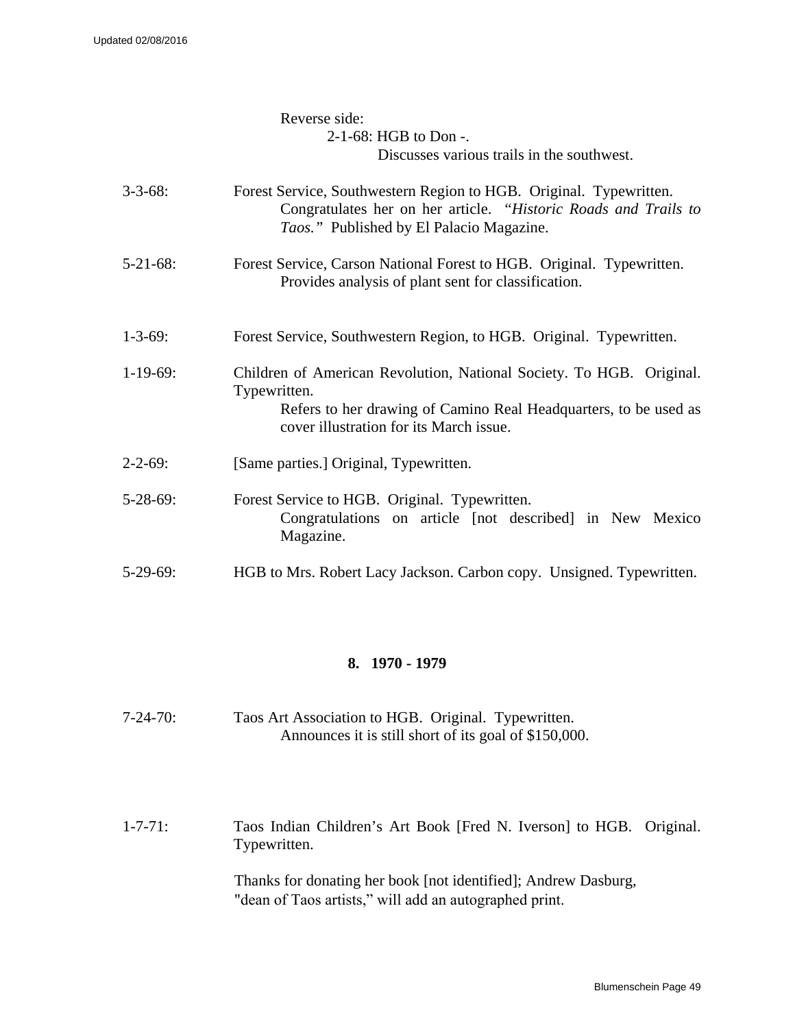Reverse side:

2-1-68: HGB to Don -.

Discusses various trails in the southwest.

3-3-68: Forest Service, Southwestern Region to HGB. Original. Typewritten.
Congratulates her on her article. *"Historic Roads and Trails to Taos."* Published by El Palacio Magazine.

5-21-68: Forest Service, Carson National Forest to HGB. Original. Typewritten.
Provides analysis of plant sent for classification.

1-3-69: Forest Service, Southwestern Region, to HGB. Original. Typewritten.

1-19-69: Children of American Revolution, National Society. To HGB. Original. Typewritten.
Refers to her drawing of Camino Real Headquarters, to be used as cover illustration for its March issue.

2-2-69: [Same parties.] Original, Typewritten.

5-28-69: Forest Service to HGB. Original. Typewritten.
Congratulations on article [not described] in New Mexico Magazine.

5-29-69: HGB to Mrs. Robert Lacy Jackson. Carbon copy. Unsigned. Typewritten.

## 8. 1970 - 1979

7-24-70: Taos Art Association to HGB. Original. Typewritten.
Announces it is still short of its goal of $150,000.

1-7-71: Taos Indian Children's Art Book [Fred N. Iverson] to HGB. Original. Typewritten.

Thanks for donating her book [not identified]; Andrew Dasburg, "dean of Taos artists," will add an autographed print.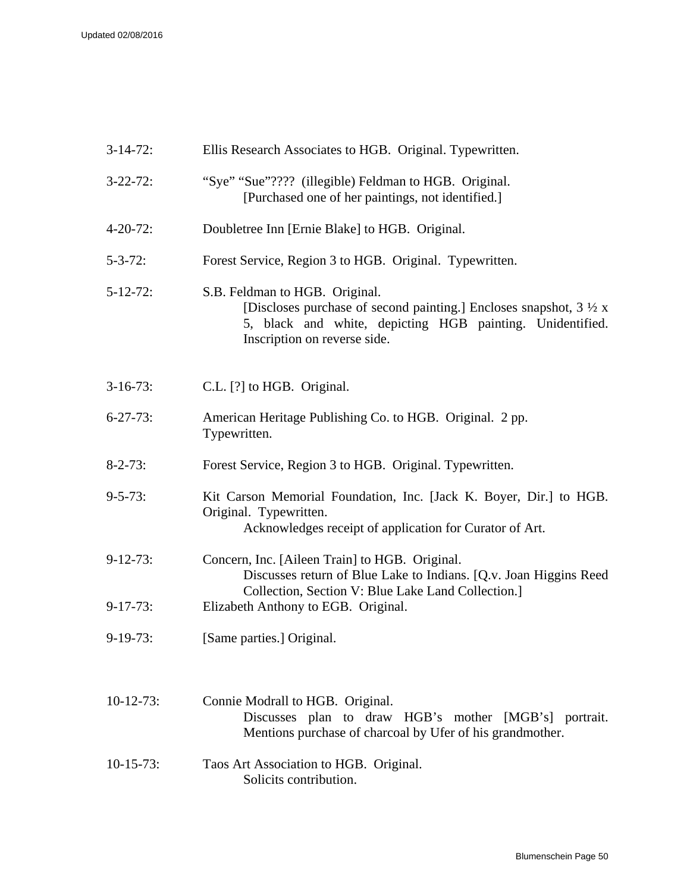3-14-72: Ellis Research Associates to HGB. Original. Typewritten.

3-22-72: “Sye” “Sue”???? (illegible) Feldman to HGB. Original.
  [Purchased one of her paintings, not identified.]

4-20-72: Doubletree Inn [Ernie Blake] to HGB. Original.

5-3-72: Forest Service, Region 3 to HGB. Original. Typewritten.

5-12-72: S.B. Feldman to HGB. Original.
  [Discloses purchase of second painting.] Encloses snapshot, 3 ½ x 5, black and white, depicting HGB painting. Unidentified. Inscription on reverse side.

3-16-73: C.L. [?] to HGB. Original.

6-27-73: American Heritage Publishing Co. to HGB. Original. 2 pp. Typewritten.

8-2-73: Forest Service, Region 3 to HGB. Original. Typewritten.

9-5-73: Kit Carson Memorial Foundation, Inc. [Jack K. Boyer, Dir.] to HGB. Original. Typewritten.
  Acknowledges receipt of application for Curator of Art.

9-12-73: Concern, Inc. [Aileen Train] to HGB. Original.
  Discusses return of Blue Lake to Indians. [Q.v. Joan Higgins Reed Collection, Section V: Blue Lake Land Collection.]

9-17-73: Elizabeth Anthony to EGB. Original.

9-19-73: [Same parties.] Original.

10-12-73: Connie Modrall to HGB. Original.
  Discusses plan to draw HGB’s mother [MGB’s] portrait. Mentions purchase of charcoal by Ufer of his grandmother.

10-15-73: Taos Art Association to HGB. Original.
  Solicits contribution.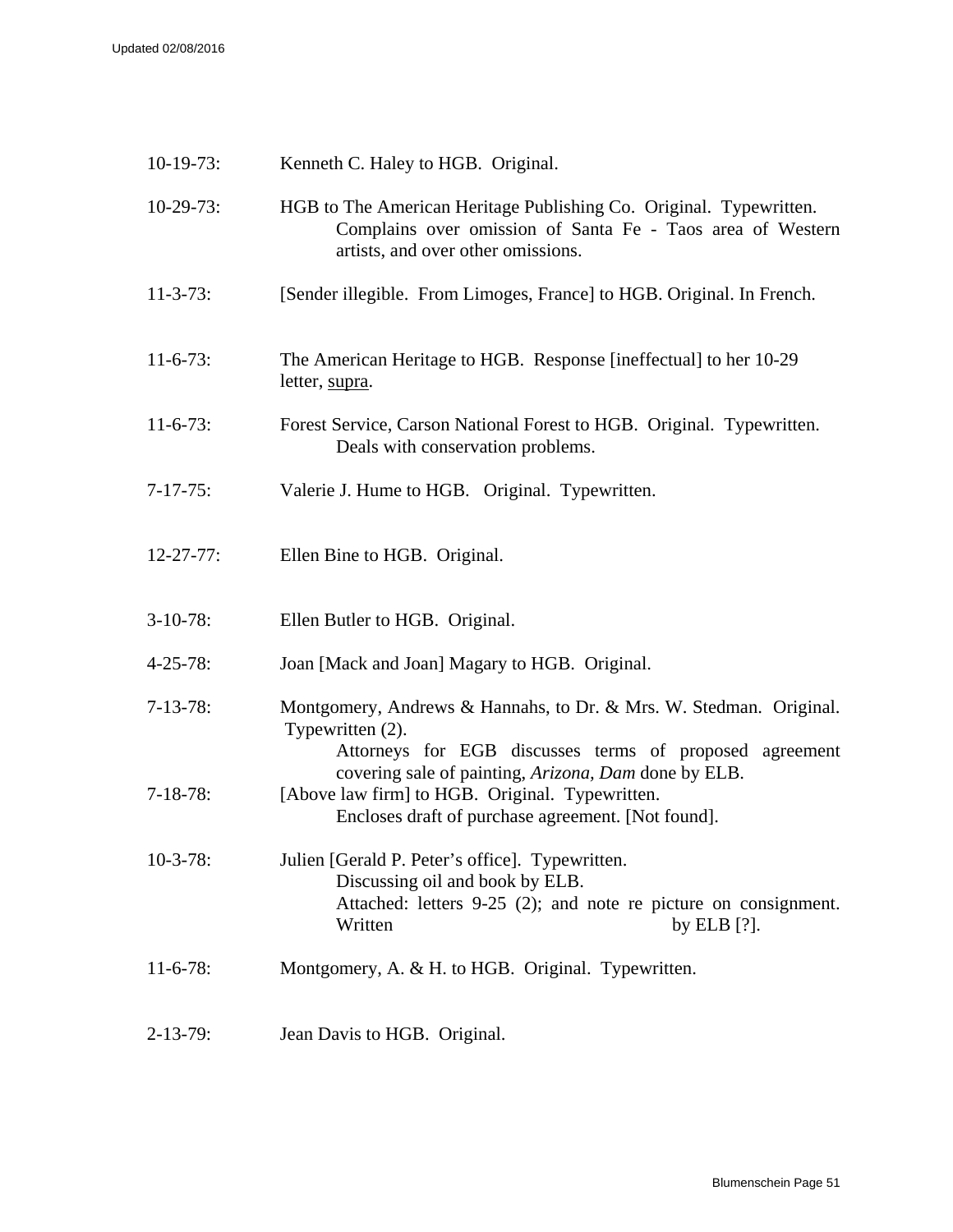10-19-73: Kenneth C. Haley to HGB. Original.

10-29-73: HGB to The American Heritage Publishing Co. Original. Typewritten.
Complains over omission of Santa Fe - Taos area of Western artists, and over other omissions.

11-3-73: [Sender illegible. From Limoges, France] to HGB. Original. In French.

11-6-73: The American Heritage to HGB. Response [ineffectual] to her 10-29 letter, <u>supra</u>.

11-6-73: Forest Service, Carson National Forest to HGB. Original. Typewritten.
Deals with conservation problems.

7-17-75: Valerie J. Hume to HGB. Original. Typewritten.

12-27-77: Ellen Bine to HGB. Original.

3-10-78: Ellen Butler to HGB. Original.

4-25-78: Joan [Mack and Joan] Magary to HGB. Original.

7-13-78: Montgomery, Andrews & Hannahs, to Dr. & Mrs. W. Stedman. Original. Typewritten (2).
Attorneys for EGB discusses terms of proposed agreement covering sale of painting, *Arizona, Dam* done by ELB.

7-18-78: [Above law firm] to HGB. Original. Typewritten.
Encloses draft of purchase agreement. [Not found].

10-3-78: Julien [Gerald P. Peter's office]. Typewritten.
Discussing oil and book by ELB.
Attached: letters 9-25 (2); and note re picture on consignment. Written by ELB [?].

11-6-78: Montgomery, A. & H. to HGB. Original. Typewritten.

2-13-79: Jean Davis to HGB. Original.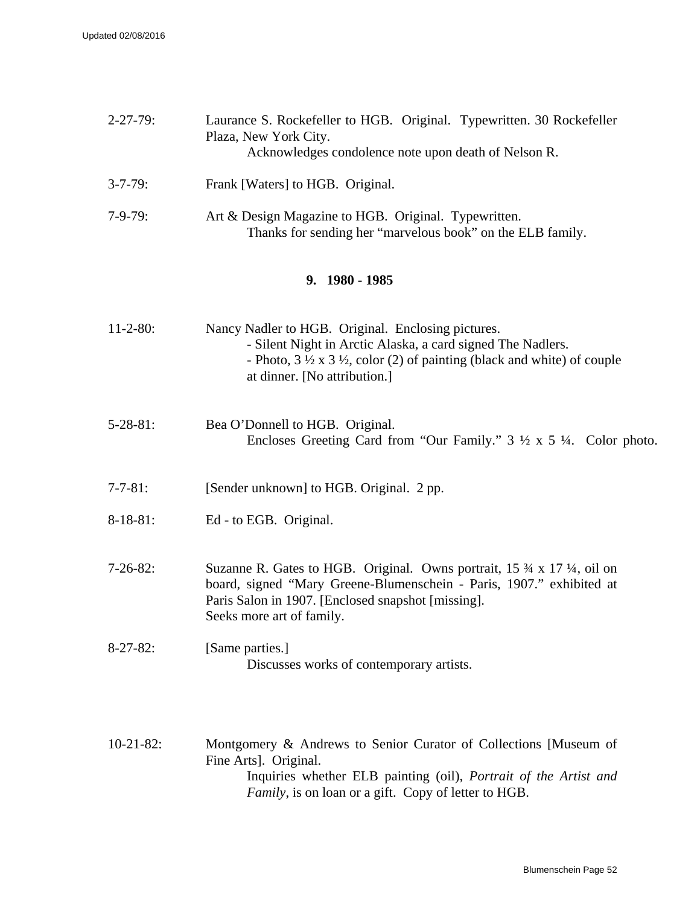2-27-79: Laurance S. Rockefeller to HGB. Original. Typewritten. 30 Rockefeller Plaza, New York City.
Acknowledges condolence note upon death of Nelson R.

3-7-79: Frank [Waters] to HGB. Original.

7-9-79: Art & Design Magazine to HGB. Original. Typewritten.
Thanks for sending her “marvelous book” on the ELB family.

**9. 1980 - 1985**

11-2-80: Nancy Nadler to HGB. Original. Enclosing pictures.
- Silent Night in Arctic Alaska, a card signed The Nadlers.
- Photo, 3 ½ x 3 ½, color (2) of painting (black and white) of couple at dinner. [No attribution.]

5-28-81: Bea O’Donnell to HGB. Original.
Encloses Greeting Card from “Our Family.” 3 ½ x 5 ¼. Color photo.

7-7-81: [Sender unknown] to HGB. Original. 2 pp.

8-18-81: Ed - to EGB. Original.

7-26-82: Suzanne R. Gates to HGB. Original. Owns portrait, 15 ¾ x 17 ¼, oil on board, signed “Mary Greene-Blumenschein - Paris, 1907.” exhibited at Paris Salon in 1907. [Enclosed snapshot [missing].
Seeks more art of family.

8-27-82: [Same parties.]
Discusses works of contemporary artists.

10-21-82: Montgomery & Andrews to Senior Curator of Collections [Museum of Fine Arts]. Original.
Inquiries whether ELB painting (oil), *Portrait of the Artist and Family*, is on loan or a gift. Copy of letter to HGB.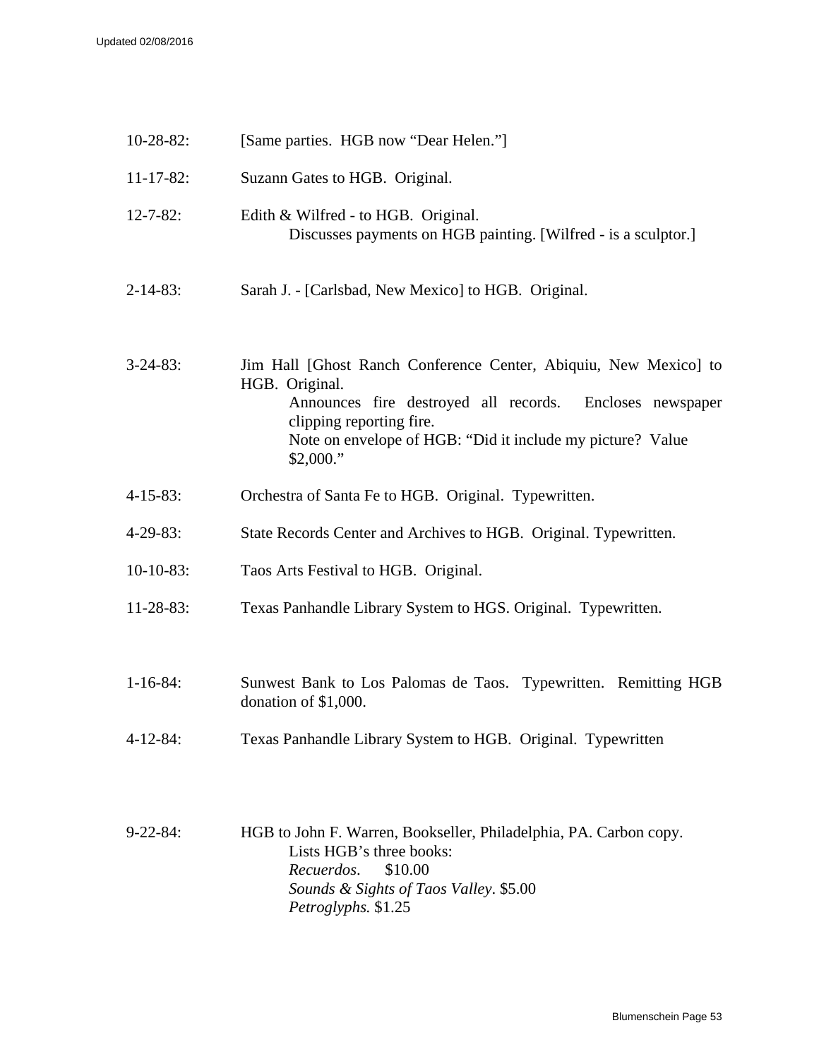10-28-82: [Same parties. HGB now "Dear Helen."]

11-17-82: Suzann Gates to HGB. Original.

12-7-82: Edith & Wilfred - to HGB. Original.
Discusses payments on HGB painting. [Wilfred - is a sculptor.]

2-14-83: Sarah J. - [Carlsbad, New Mexico] to HGB. Original.

3-24-83: Jim Hall [Ghost Ranch Conference Center, Abiquiu, New Mexico] to HGB. Original.
Announces fire destroyed all records. Encloses newspaper clipping reporting fire.
Note on envelope of HGB: "Did it include my picture? Value $2,000."

4-15-83: Orchestra of Santa Fe to HGB. Original. Typewritten.

4-29-83: State Records Center and Archives to HGB. Original. Typewritten.

10-10-83: Taos Arts Festival to HGB. Original.

11-28-83: Texas Panhandle Library System to HGS. Original. Typewritten.

1-16-84: Sunwest Bank to Los Palomas de Taos. Typewritten. Remitting HGB donation of $1,000.

4-12-84: Texas Panhandle Library System to HGB. Original. Typewritten

9-22-84: HGB to John F. Warren, Bookseller, Philadelphia, PA. Carbon copy.
Lists HGB's three books:
*Recuerdos*. $10.00
*Sounds & Sights of Taos Valley*. $5.00
*Petroglyphs*. $1.25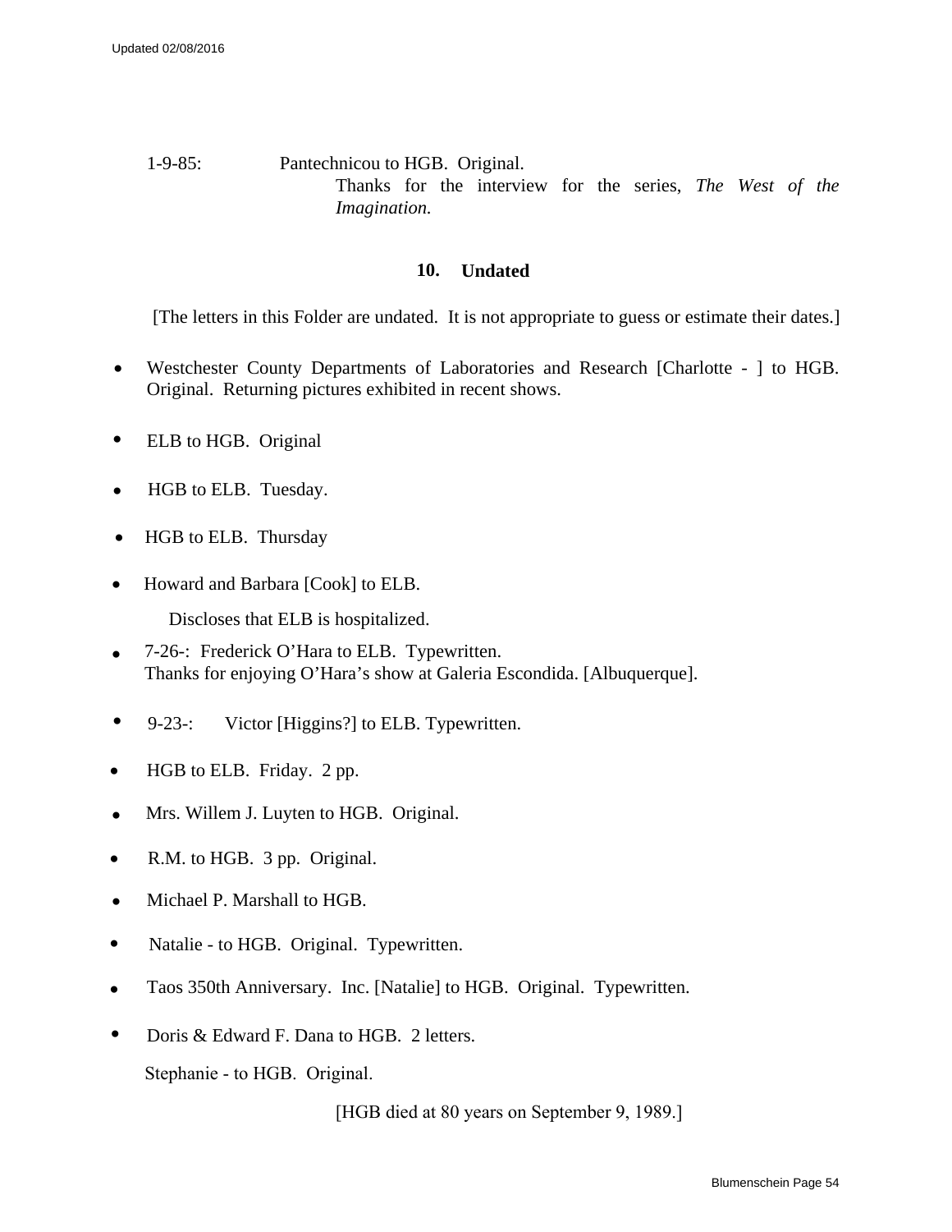1-9-85: Pantechnicou to HGB. Original.

Thanks for the interview for the series, *The West of the Imagination.*

## 10. Undated

[The letters in this Folder are undated. It is not appropriate to guess or estimate their dates.]

- Westchester County Departments of Laboratories and Research [Charlotte - ] to HGB. Original. Returning pictures exhibited in recent shows.
- ELB to HGB. Original
- HGB to ELB. Tuesday.
- HGB to ELB. Thursday
- Howard and Barbara [Cook] to ELB.

  Discloses that ELB is hospitalized.
- 7-26-: Frederick O'Hara to ELB. Typewritten.
  Thanks for enjoying O'Hara's show at Galeria Escondida. [Albuquerque].
- 9-23-: Victor [Higgins?] to ELB. Typewritten.
- HGB to ELB. Friday. 2 pp.
- Mrs. Willem J. Luyten to HGB. Original.
- R.M. to HGB. 3 pp. Original.
- Michael P. Marshall to HGB.
- Natalie - to HGB. Original. Typewritten.
- Taos 350th Anniversary. Inc. [Natalie] to HGB. Original. Typewritten.
- Doris & Edward F. Dana to HGB. 2 letters.

Stephanie - to HGB. Original.

[HGB died at 80 years on September 9, 1989.]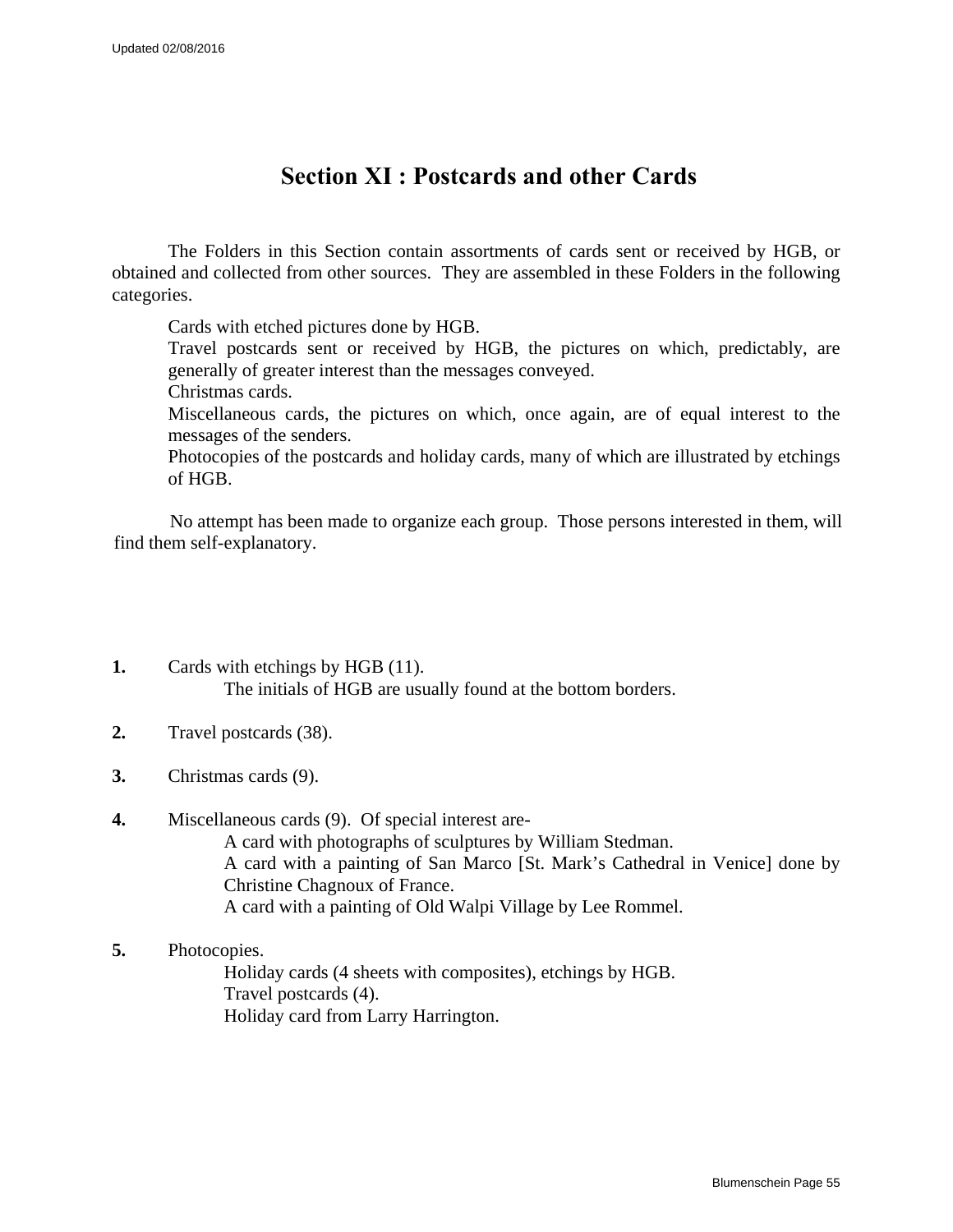# Section XI : Postcards and other Cards

The Folders in this Section contain assortments of cards sent or received by HGB, or obtained and collected from other sources. They are assembled in these Folders in the following categories.

Cards with etched pictures done by HGB.
Travel postcards sent or received by HGB, the pictures on which, predictably, are generally of greater interest than the messages conveyed.
Christmas cards.
Miscellaneous cards, the pictures on which, once again, are of equal interest to the messages of the senders.
Photocopies of the postcards and holiday cards, many of which are illustrated by etchings of HGB.

No attempt has been made to organize each group. Those persons interested in them, will find them self-explanatory.

**1.** Cards with etchings by HGB (11).
The initials of HGB are usually found at the bottom borders.

**2.** Travel postcards (38).

**3.** Christmas cards (9).

**4.** Miscellaneous cards (9). Of special interest are-
A card with photographs of sculptures by William Stedman.
A card with a painting of San Marco [St. Mark's Cathedral in Venice] done by Christine Chagnoux of France.
A card with a painting of Old Walpi Village by Lee Rommel.

**5.** Photocopies.
Holiday cards (4 sheets with composites), etchings by HGB.
Travel postcards (4).
Holiday card from Larry Harrington.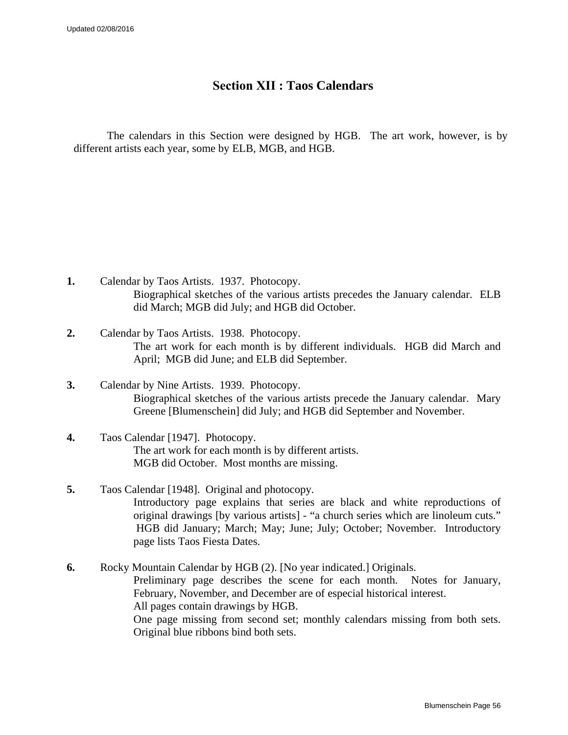## Section XII : Taos Calendars

The calendars in this Section were designed by HGB. The art work, however, is by different artists each year, some by ELB, MGB, and HGB.

**1.** Calendar by Taos Artists. 1937. Photocopy.
Biographical sketches of the various artists precedes the January calendar. ELB did March; MGB did July; and HGB did October.

**2.** Calendar by Taos Artists. 1938. Photocopy.
The art work for each month is by different individuals. HGB did March and April; MGB did June; and ELB did September.

**3.** Calendar by Nine Artists. 1939. Photocopy.
Biographical sketches of the various artists precede the January calendar. Mary Greene [Blumenschein] did July; and HGB did September and November.

**4.** Taos Calendar [1947]. Photocopy.
The art work for each month is by different artists.
MGB did October. Most months are missing.

**5.** Taos Calendar [1948]. Original and photocopy.
Introductory page explains that series are black and white reproductions of original drawings [by various artists] - “a church series which are linoleum cuts.” HGB did January; March; May; June; July; October; November. Introductory page lists Taos Fiesta Dates.

**6.** Rocky Mountain Calendar by HGB (2). [No year indicated.] Originals.
Preliminary page describes the scene for each month. Notes for January, February, November, and December are of especial historical interest.
All pages contain drawings by HGB.
One page missing from second set; monthly calendars missing from both sets. Original blue ribbons bind both sets.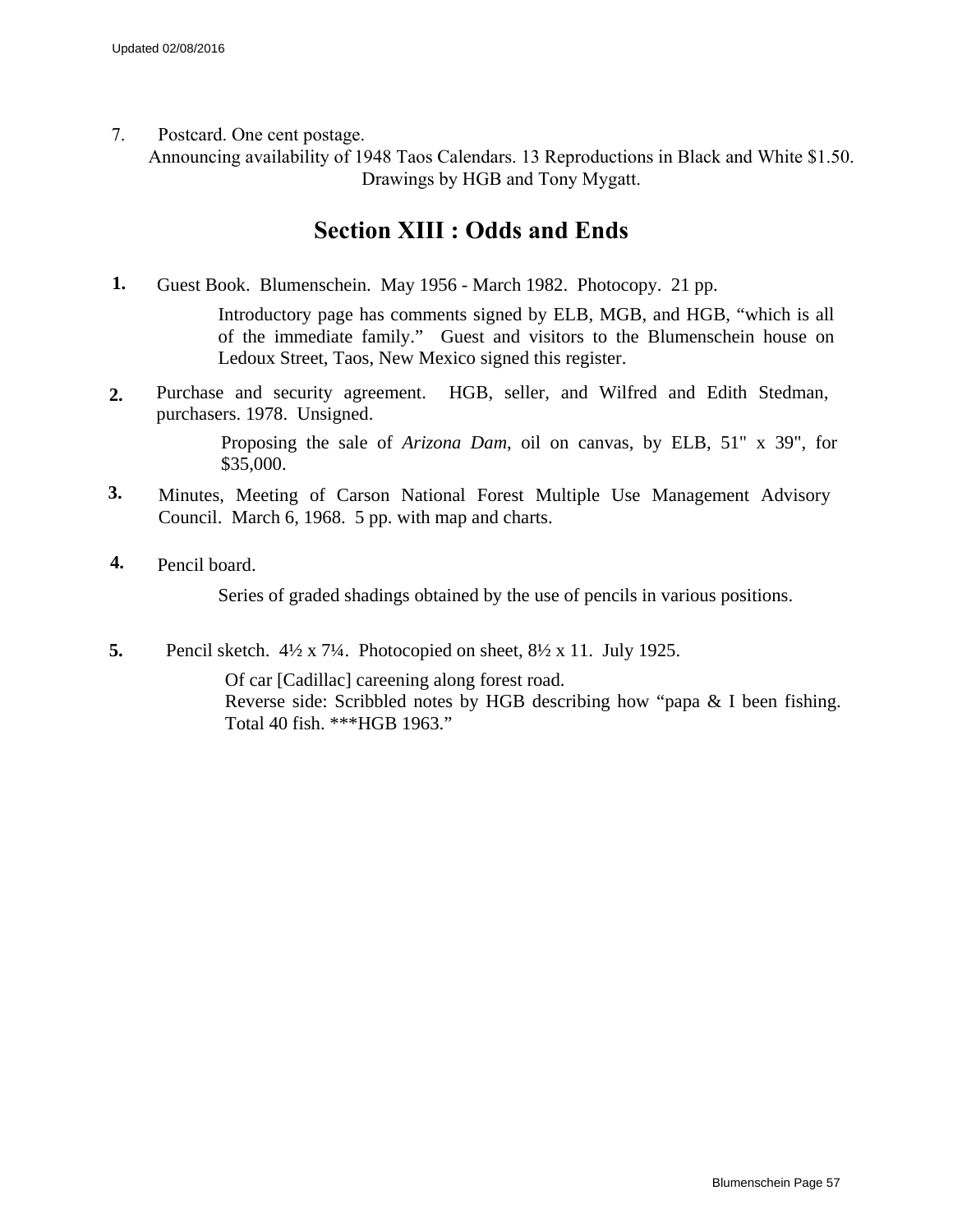7. Postcard. One cent postage.

Announcing availability of 1948 Taos Calendars. 13 Reproductions in Black and White $1.50. Drawings by HGB and Tony Mygatt.

## Section XIII : Odds and Ends

**1.** Guest Book. Blumenschein. May 1956 - March 1982. Photocopy. 21 pp.

Introductory page has comments signed by ELB, MGB, and HGB, "which is all of the immediate family." Guest and visitors to the Blumenschein house on Ledoux Street, Taos, New Mexico signed this register.

**2.** Purchase and security agreement. HGB, seller, and Wilfred and Edith Stedman, purchasers. 1978. Unsigned.

Proposing the sale of *Arizona Dam*, oil on canvas, by ELB, 51" x 39", for $35,000.

**3.** Minutes, Meeting of Carson National Forest Multiple Use Management Advisory Council. March 6, 1968. 5 pp. with map and charts.

**4.** Pencil board.

Series of graded shadings obtained by the use of pencils in various positions.

**5.** Pencil sketch. 4½ x 7¼. Photocopied on sheet, 8½ x 11. July 1925.

Of car [Cadillac] careening along forest road.
Reverse side: Scribbled notes by HGB describing how "papa & I been fishing. Total 40 fish. ***HGB 1963."